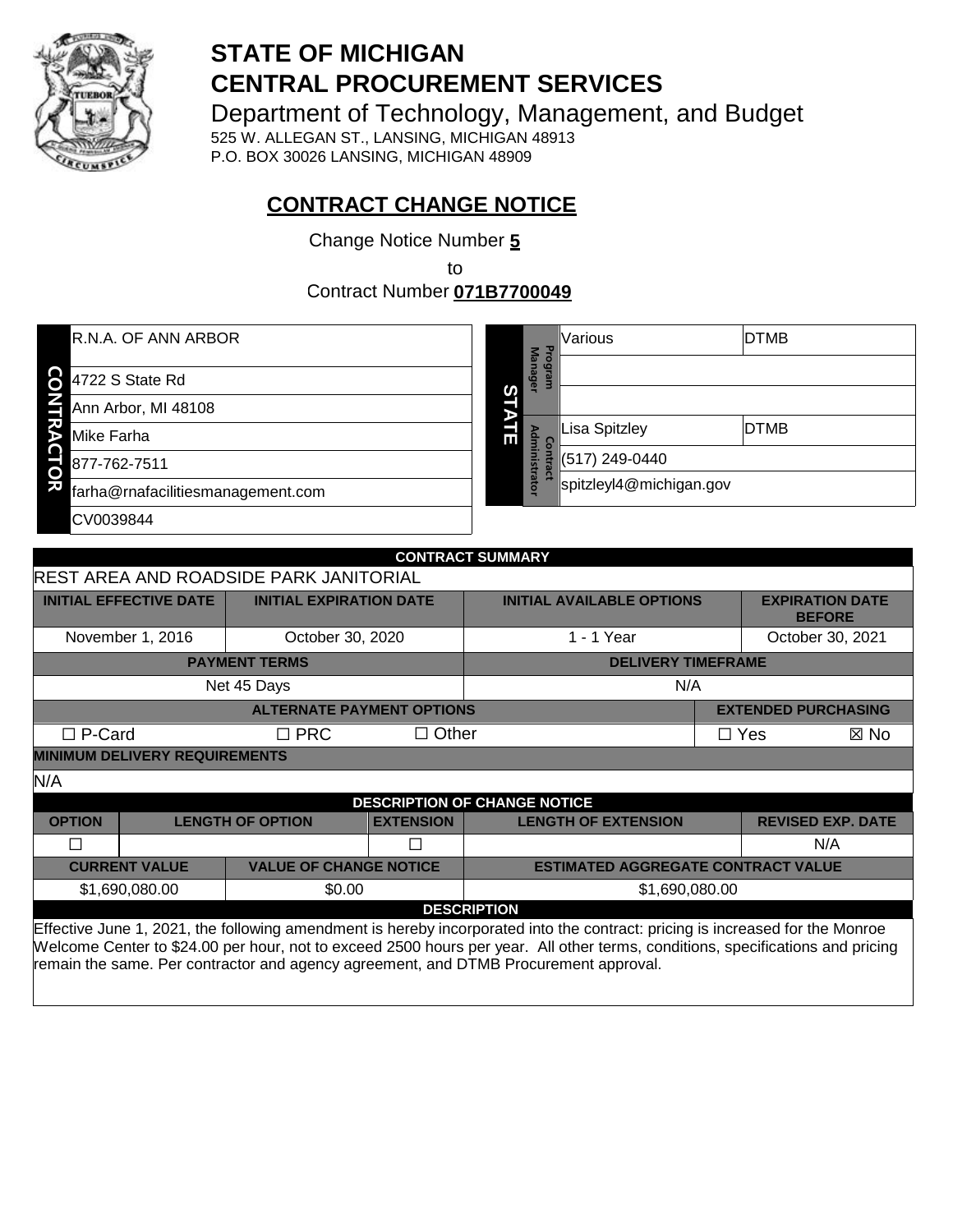# STATE OF MICHIGAN
# CENTRAL PROCUREMENT SERVICES

Department of Technology, Management, and Budget
525 W. ALLEGAN ST., LANSING, MICHIGAN 48913
P.O. BOX 30026 LANSING, MICHIGAN 48909

## CONTRACT CHANGE NOTICE

Change Notice Number **5**

to

Contract Number **071B7700049**

| CONTRACTOR | |
|---|---|
| | R.N.A. OF ANN ARBOR |
| | 4722 S State Rd |
| | Ann Arbor, MI 48108 |
| | Mike Farha |
| | 877-762-7511 |
| | farha@rnafacilitiesmanagement.com |
| | CV0039844 |

| STATE | | | |
|---|---|---|---|
| | Program Manager | Various | DTMB |
| | | | |
| | | | |
| | Contract Administrator | Lisa Spitzley | DTMB |
| | | (517) 249-0440 | |
| | | spitzleyl4@michigan.gov | |

| CONTRACT SUMMARY | | | |
|---|---|---|---|
| REST AREA AND ROADSIDE PARK JANITORIAL | | | |
| INITIAL EFFECTIVE DATE | INITIAL EXPIRATION DATE | INITIAL AVAILABLE OPTIONS | EXPIRATION DATE BEFORE |
| November 1, 2016 | October 30, 2020 | 1 - 1 Year | October 30, 2021 |

| PAYMENT TERMS | DELIVERY TIMEFRAME |
|---|---|
| Net 45 Days | N/A |

| ALTERNATE PAYMENT OPTIONS | | | EXTENDED PURCHASING | |
|---|---|---|---|---|
| ☐ P-Card | ☐ PRC | ☐ Other | ☐ Yes | ☒ No |

**MINIMUM DELIVERY REQUIREMENTS**

N/A

| DESCRIPTION OF CHANGE NOTICE | | | | |
|---|---|---|---|---|
| OPTION | LENGTH OF OPTION | EXTENSION | LENGTH OF EXTENSION | REVISED EXP. DATE |
| ☐ | | ☐ | | N/A |

| CURRENT VALUE | VALUE OF CHANGE NOTICE | ESTIMATED AGGREGATE CONTRACT VALUE |
|---|---|---|
| $1,690,080.00 | $0.00 | $1,690,080.00 |

**DESCRIPTION**

Effective June 1, 2021, the following amendment is hereby incorporated into the contract: pricing is increased for the Monroe Welcome Center to $24.00 per hour, not to exceed 2500 hours per year. All other terms, conditions, specifications and pricing remain the same. Per contractor and agency agreement, and DTMB Procurement approval.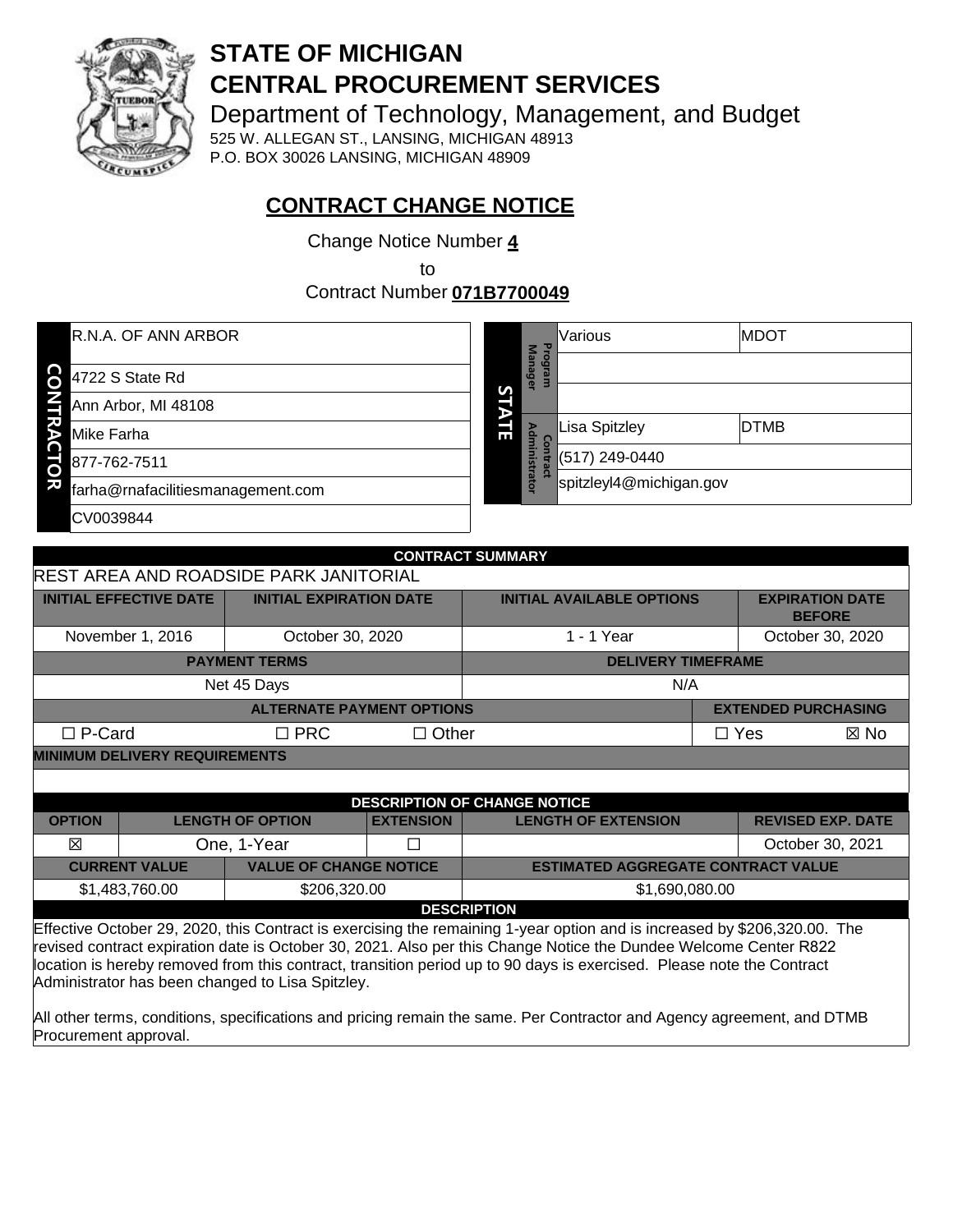# STATE OF MICHIGAN
# CENTRAL PROCUREMENT SERVICES

Department of Technology, Management, and Budget
525 W. ALLEGAN ST., LANSING, MICHIGAN 48913
P.O. BOX 30026 LANSING, MICHIGAN 48909

## CONTRACT CHANGE NOTICE

Change Notice Number **4**

to

Contract Number **071B7700049**

| CONTRACTOR | |
|---|---|
| | R.N.A. OF ANN ARBOR |
| | 4722 S State Rd |
| | Ann Arbor, MI 48108 |
| | Mike Farha |
| | 877-762-7511 |
| | farha@rnafacilitiesmanagement.com |
| | CV0039844 |

| STATE | | | |
|---|---|---|---|
| Program Manager | Various | MDOT |
| | | |
| | | |
| Contract Administrator | Lisa Spitzley | DTMB |
| | (517) 249-0440 | |
| | spitzleyl4@michigan.gov | |

| CONTRACT SUMMARY | | | | |
|---|---|---|---|---|
| REST AREA AND ROADSIDE PARK JANITORIAL | | | | |
| INITIAL EFFECTIVE DATE | INITIAL EXPIRATION DATE | INITIAL AVAILABLE OPTIONS | | EXPIRATION DATE BEFORE |
| November 1, 2016 | October 30, 2020 | 1 - 1 Year | | October 30, 2020 |
| PAYMENT TERMS | | DELIVERY TIMEFRAME | | |
| Net 45 Days | | N/A | | |
| ALTERNATE PAYMENT OPTIONS | | | EXTENDED PURCHASING | |
| ☐ P-Card | ☐ PRC | ☐ Other | ☐ Yes | ☒ No |
| MINIMUM DELIVERY REQUIREMENTS | | | | |
| | | | | |

| DESCRIPTION OF CHANGE NOTICE | | | | |
|---|---|---|---|---|
| OPTION | LENGTH OF OPTION | EXTENSION | LENGTH OF EXTENSION | REVISED EXP. DATE |
| ☒ | One, 1-Year | ☐ | | October 30, 2021 |
| CURRENT VALUE | VALUE OF CHANGE NOTICE | ESTIMATED AGGREGATE CONTRACT VALUE | | |
| $1,483,760.00 | $206,320.00 | $1,690,080.00 | | |

**DESCRIPTION**

Effective October 29, 2020, this Contract is exercising the remaining 1-year option and is increased by $206,320.00. The revised contract expiration date is October 30, 2021. Also per this Change Notice the Dundee Welcome Center R822 location is hereby removed from this contract, transition period up to 90 days is exercised. Please note the Contract Administrator has been changed to Lisa Spitzley.

All other terms, conditions, specifications and pricing remain the same. Per Contractor and Agency agreement, and DTMB Procurement approval.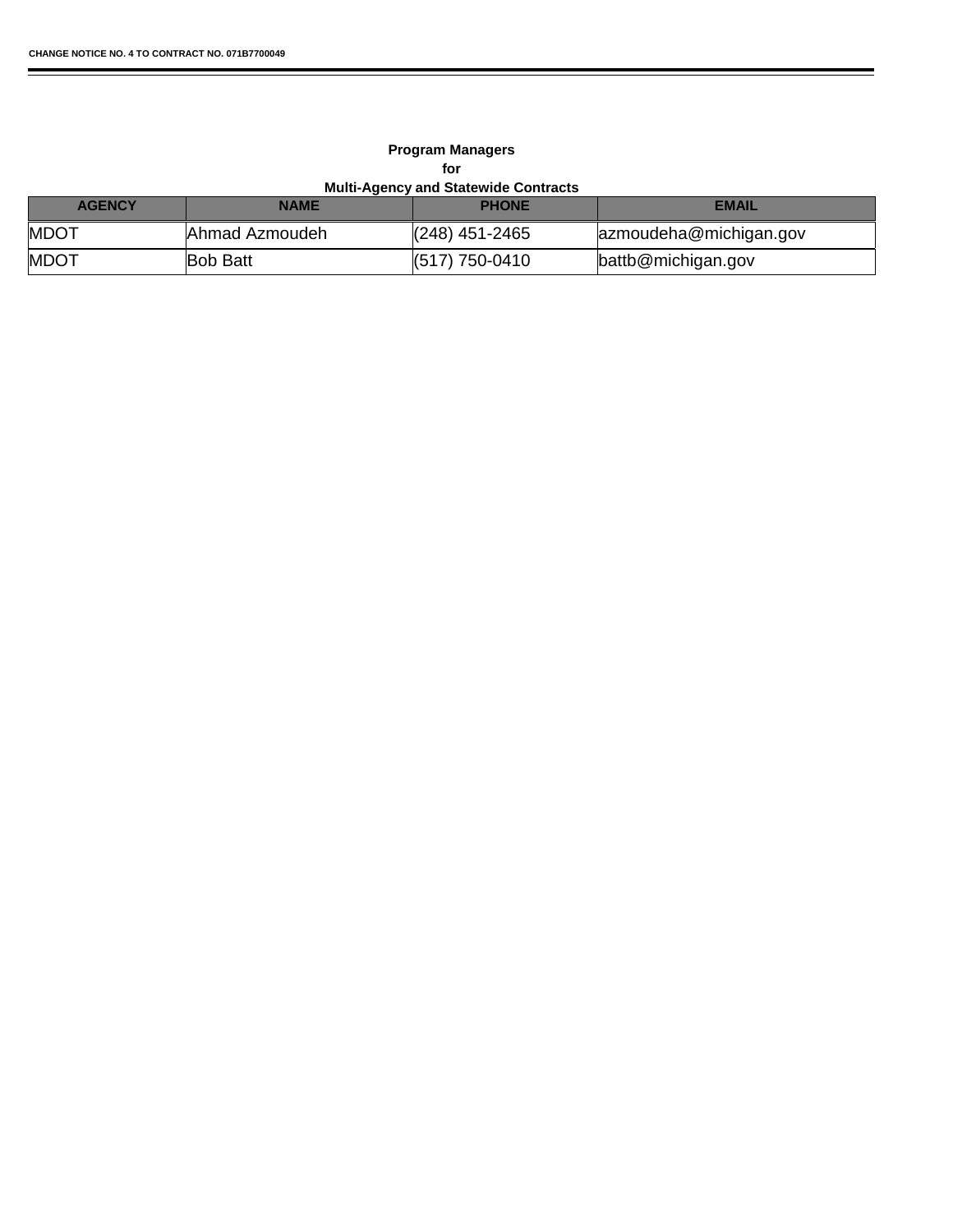**Program Managers**
**for**
**Multi-Agency and Statewide Contracts**

| AGENCY | NAME | PHONE | EMAIL |
|---|---|---|---|
| MDOT | Ahmad Azmoudeh | (248) 451-2465 | azmoudeha@michigan.gov |
| MDOT | Bob Batt | (517) 750-0410 | battb@michigan.gov |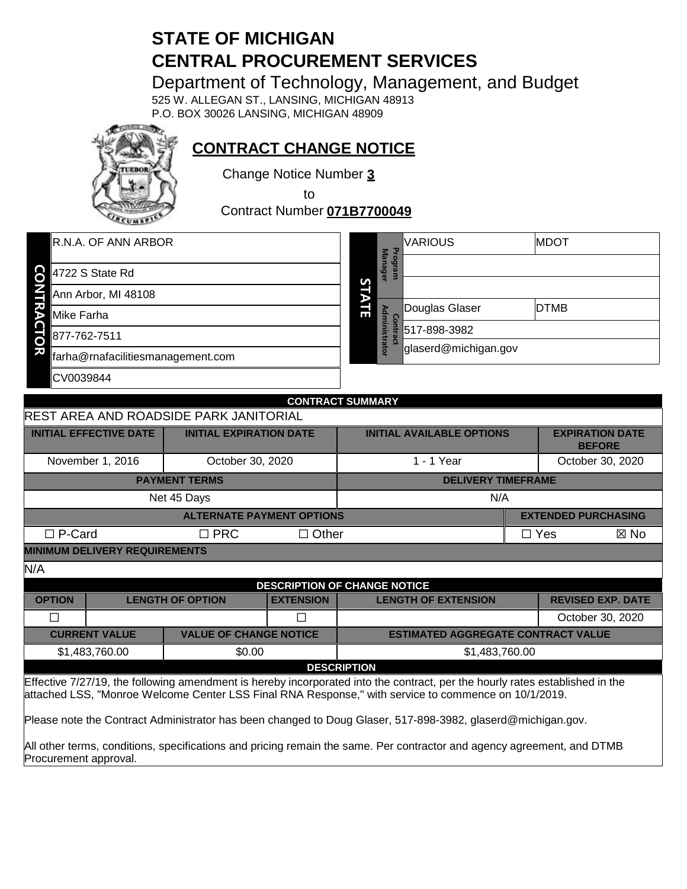# STATE OF MICHIGAN
# CENTRAL PROCUREMENT SERVICES

Department of Technology, Management, and Budget

525 W. ALLEGAN ST., LANSING, MICHIGAN 48913
P.O. BOX 30026 LANSING, MICHIGAN 48909

## CONTRACT CHANGE NOTICE

Change Notice Number **3**

to

Contract Number **071B7700049**

| CONTRACTOR | |
|---|---|
| | R.N.A. OF ANN ARBOR |
| | 4722 S State Rd |
| | Ann Arbor, MI 48108 |
| | Mike Farha |
| | 877-762-7511 |
| | farha@rnafacilitiesmanagement.com |
| | CV0039844 |

| STATE | | | |
|---|---|---|---|
| Program Manager | VARIOUS | | MDOT |
| | | | |
| | | | |
| Contract Administrator | Douglas Glaser | | DTMB |
| | 517-898-3982 | | |
| | glaserd@michigan.gov | | |

| CONTRACT SUMMARY | | | |
|---|---|---|---|
| REST AREA AND ROADSIDE PARK JANITORIAL | | | |
| **INITIAL EFFECTIVE DATE** | **INITIAL EXPIRATION DATE** | **INITIAL AVAILABLE OPTIONS** | **EXPIRATION DATE BEFORE** |
| November 1, 2016 | October 30, 2020 | 1 - 1 Year | October 30, 2020 |

| **PAYMENT TERMS** | **DELIVERY TIMEFRAME** |
|---|---|
| Net 45 Days | N/A |

| **ALTERNATE PAYMENT OPTIONS** | | | **EXTENDED PURCHASING** | |
|---|---|---|---|---|
| ☐ P-Card | ☐ PRC | ☐ Other | ☐ Yes | ☒ No |

**MINIMUM DELIVERY REQUIREMENTS**

N/A

| DESCRIPTION OF CHANGE NOTICE | | | | |
|---|---|---|---|---|
| **OPTION** | **LENGTH OF OPTION** | **EXTENSION** | **LENGTH OF EXTENSION** | **REVISED EXP. DATE** |
| ☐ | | ☐ | | October 30, 2020 |

| **CURRENT VALUE** | **VALUE OF CHANGE NOTICE** | **ESTIMATED AGGREGATE CONTRACT VALUE** |
|---|---|---|
| $1,483,760.00 | $0.00 | $1,483,760.00 |

**DESCRIPTION**

Effective 7/27/19, the following amendment is hereby incorporated into the contract, per the hourly rates established in the attached LSS, "Monroe Welcome Center LSS Final RNA Response," with service to commence on 10/1/2019.

Please note the Contract Administrator has been changed to Doug Glaser, 517-898-3982, glaserd@michigan.gov.

All other terms, conditions, specifications and pricing remain the same. Per contractor and agency agreement, and DTMB Procurement approval.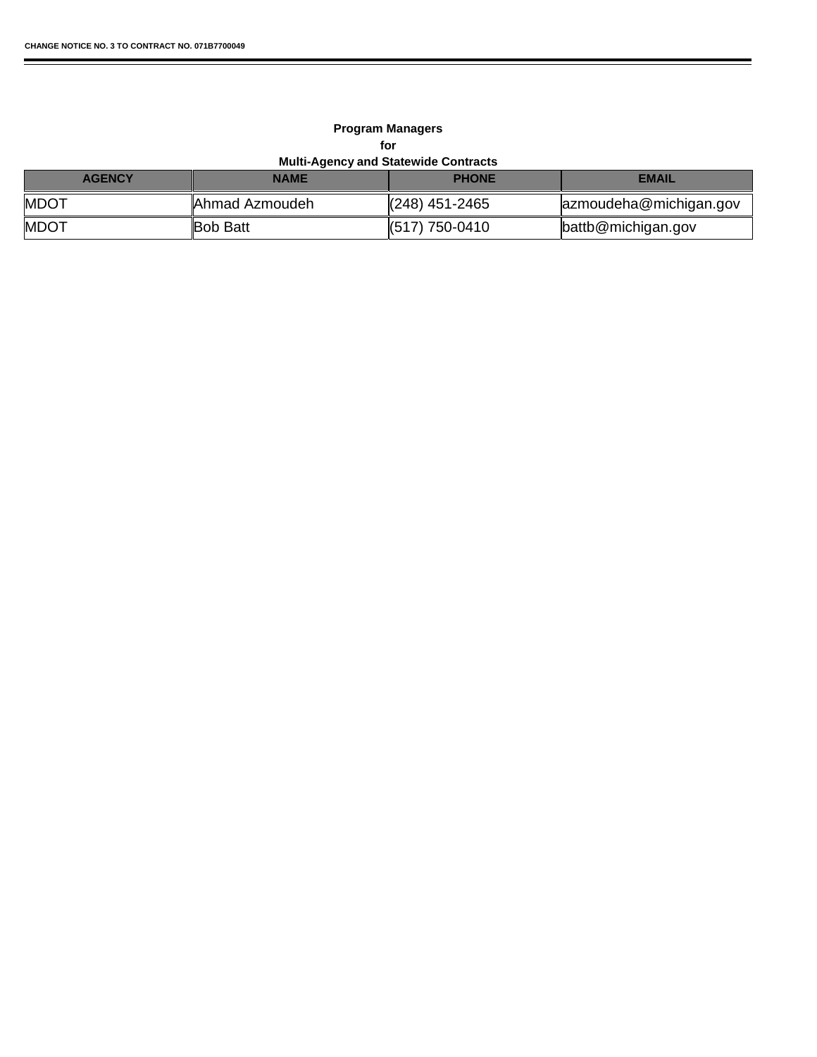**Program Managers**
**for**
**Multi-Agency and Statewide Contracts**

| AGENCY | NAME | PHONE | EMAIL |
|---|---|---|---|
| MDOT | Ahmad Azmoudeh | (248) 451-2465 | azmoudeha@michigan.gov |
| MDOT | Bob Batt | (517) 750-0410 | battb@michigan.gov |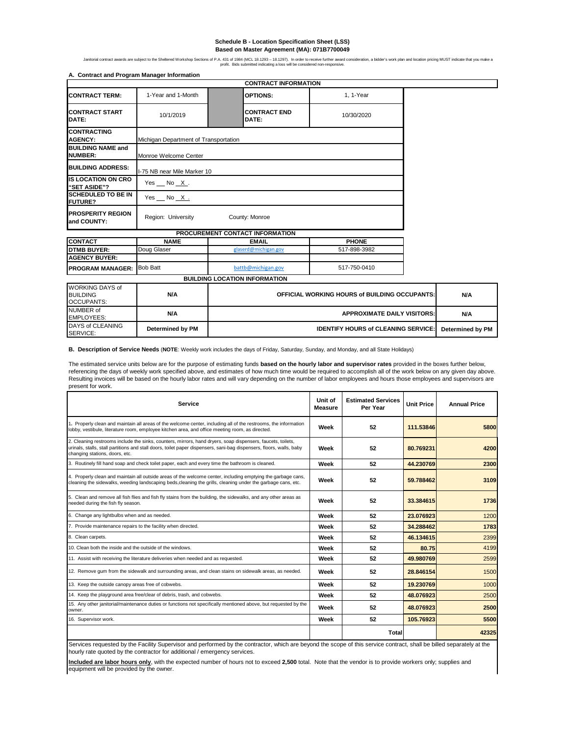## Schedule B - Location Specification Sheet (LSS)
## Based on Master Agreement (MA): 071B7700049

Janitorial contract awards are subject to the Sheltered Workshop Sections of P.A. 431 of 1984 (MCL 18.1293 – 18.1297). In order to receive further award consideration, a bidder's work plan and location pricing MUST indicate that you make a profit. Bids submitted indicating a loss will be considered non-responsive.

### A. Contract and Program Manager Information

| CONTRACT INFORMATION | | | | |
|---|---|---|---|---|
| **CONTRACT TERM:** | 1-Year and 1-Month | | **OPTIONS:** | 1, 1-Year |
| **CONTRACT START DATE:** | 10/1/2019 | | **CONTRACT END DATE:** | 10/30/2020 |
| **CONTRACTING AGENCY:** | Michigan Department of Transportation | | | |
| **BUILDING NAME and NUMBER:** | Monroe Welcome Center | | | |
| **BUILDING ADDRESS:** | I-75 NB near Mile Marker 10 | | | |
| **IS LOCATION ON CRO "SET ASIDE"?** | Yes __ No _X_. | | | |
| **SCHEDULED TO BE IN FUTURE?** | Yes __ No _X_. | | | |
| **PROSPERITY REGION and COUNTY:** | Region: University | County: Monroe | | |

| PROCUREMENT CONTACT INFORMATION | | | |
|---|---|---|---|
| **CONTACT** | **NAME** | **EMAIL** | **PHONE** |
| **DTMB BUYER:** | Doug Glaser | glaserd@michigan.gov | 517-898-3982 |
| **AGENCY BUYER:** | | | |
| **PROGRAM MANAGER:** | Bob Batt | battb@michigan.gov | 517-750-0410 |

| BUILDING LOCATION INFORMATION | | | |
|---|---|---|---|
| WORKING DAYS of BUILDING OCCUPANTS: | **N/A** | **OFFICIAL WORKING HOURS of BUILDING OCCUPANTS:** | **N/A** |
| NUMBER of EMPLOYEES: | **N/A** | **APPROXIMATE DAILY VISITORS:** | **N/A** |
| DAYS of CLEANING SERVICE: | **Determined by PM** | **IDENTIFY HOURS of CLEANING SERVICE:** | **Determined by PM** |

### B. Description of Service Needs (NOTE: Weekly work includes the days of Friday, Saturday, Sunday, and Monday, and all State Holidays)

The estimated service units below are for the purpose of estimating funds **based on the hourly labor and supervisor rates** provided in the boxes further below, referencing the days of weekly work specified above, and estimates of how much time would be required to accomplish all of the work below on any given day above. Resulting invoices will be based on the hourly labor rates and will vary depending on the number of labor employees and hours those employees and supervisors are present for work.

| Service | Unit of Measure | Estimated Services Per Year | Unit Price | Annual Price |
|---|---|---|---|---|
| 1. Properly clean and maintain all areas of the welcome center, including all of the restrooms, the information lobby, vestibule, literature room, employee kitchen area, and office meeting room, as directed. | Week | 52 | 111.53846 | 5800 |
| 2. Cleaning restrooms include the sinks, counters, mirrors, hand dryers, soap dispensers, faucets, toilets, urinals, stalls, stall partitions and stall doors, toilet paper dispensers, sani-bag dispensers, floors, walls, baby changing stations, doors, etc. | Week | 52 | 80.769231 | 4200 |
| 3. Routinely fill hand soap and check toilet paper, each and every time the bathroom is cleaned. | Week | 52 | 44.230769 | 2300 |
| 4. Properly clean and maintain all outside areas of the welcome center, including emptying the garbage cans, cleaning the sidewalks, weeding landscaping beds,cleaning the grills, cleaning under the garbage cans, etc. | Week | 52 | 59.788462 | 3109 |
| 5. Clean and remove all fish flies and fish fly stains from the building, the sidewalks, and any other areas as needed during the fish fly season. | Week | 52 | 33.384615 | 1736 |
| 6. Change any lightbulbs when and as needed. | Week | 52 | 23.076923 | 1200 |
| 7. Provide maintenance repairs to the facility when directed. | Week | 52 | 34.288462 | 1783 |
| 8. Clean carpets. | Week | 52 | 46.134615 | 2399 |
| 10. Clean both the inside and the outside of the windows. | Week | 52 | 80.75 | 4199 |
| 11. Assist with receiving the literature deliveries when needed and as requested. | Week | 52 | 49.980769 | 2599 |
| 12. Remove gum from the sidewalk and surrounding areas, and clean stains on sidewalk areas, as needed. | Week | 52 | 28.846154 | 1500 |
| 13. Keep the outside canopy areas free of cobwebs. | Week | 52 | 19.230769 | 1000 |
| 14. Keep the playground area free/clear of debris, trash, and cobwebs. | Week | 52 | 48.076923 | 2500 |
| 15. Any other janitorial/maintenance duties or functions not specifically mentioned above, but requested by the owner. | Week | 52 | 48.076923 | 2500 |
| 16. Supervisor work. | Week | 52 | 105.76923 | 5500 |
| | | **Total** | | 42325 |

Services requested by the Facility Supervisor and performed by the contractor, which are beyond the scope of this service contract, shall be billed separately at the hourly rate quoted by the contractor for additional / emergency services.

**Included are labor hours only**, with the expected number of hours not to exceed **2,500** total. Note that the vendor is to provide workers only; supplies and equipment will be provided by the owner.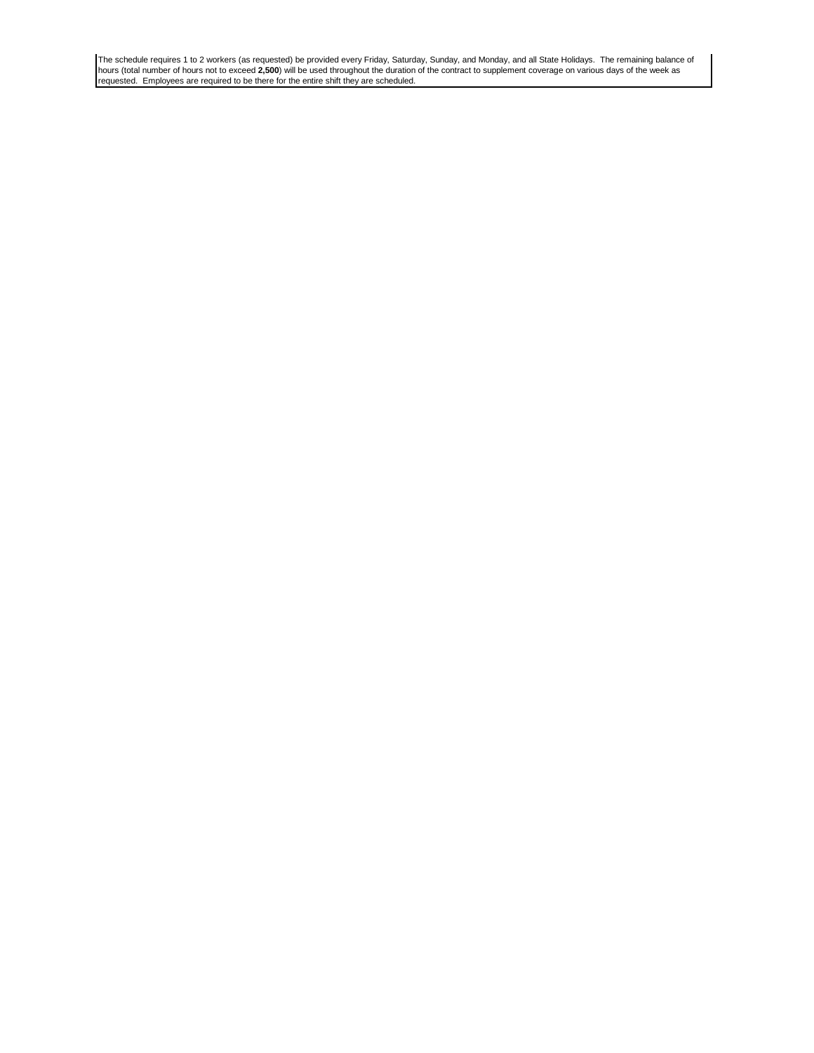The schedule requires 1 to 2 workers (as requested) be provided every Friday, Saturday, Sunday, and Monday, and all State Holidays. The remaining balance of hours (total number of hours not to exceed **2,500**) will be used throughout the duration of the contract to supplement coverage on various days of the week as requested. Employees are required to be there for the entire shift they are scheduled.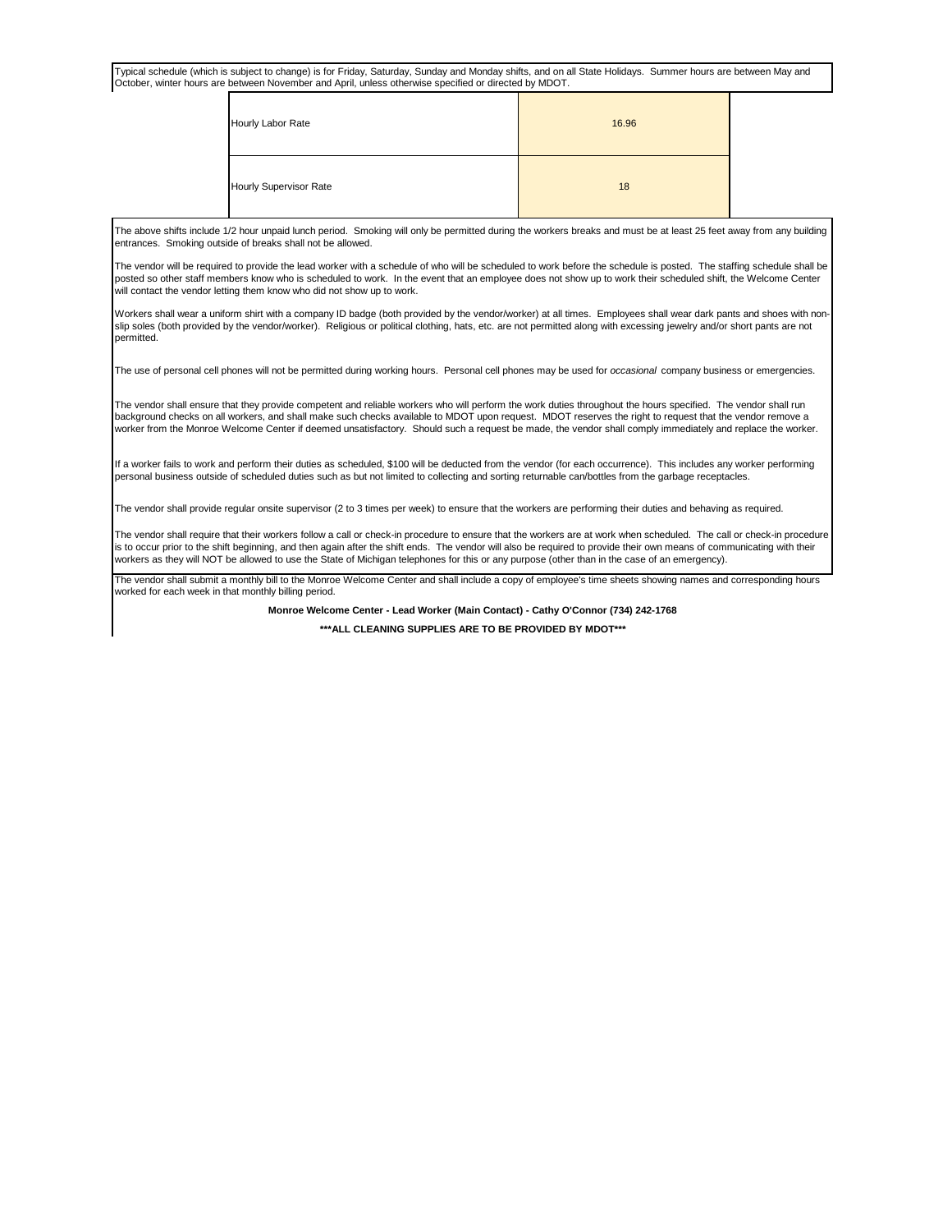Typical schedule (which is subject to change) is for Friday, Saturday, Sunday and Monday shifts, and on all State Holidays. Summer hours are between May and October, winter hours are between November and April, unless otherwise specified or directed by MDOT.

| | |
|---|---|
| Hourly Labor Rate | 16.96 |
| Hourly Supervisor Rate | 18 |

The above shifts include 1/2 hour unpaid lunch period. Smoking will only be permitted during the workers breaks and must be at least 25 feet away from any building entrances. Smoking outside of breaks shall not be allowed.

The vendor will be required to provide the lead worker with a schedule of who will be scheduled to work before the schedule is posted. The staffing schedule shall be posted so other staff members know who is scheduled to work. In the event that an employee does not show up to work their scheduled shift, the Welcome Center will contact the vendor letting them know who did not show up to work.

Workers shall wear a uniform shirt with a company ID badge (both provided by the vendor/worker) at all times. Employees shall wear dark pants and shoes with non-slip soles (both provided by the vendor/worker). Religious or political clothing, hats, etc. are not permitted along with excessing jewelry and/or short pants are not permitted.

The use of personal cell phones will not be permitted during working hours. Personal cell phones may be used for *occasional* company business or emergencies.

The vendor shall ensure that they provide competent and reliable workers who will perform the work duties throughout the hours specified. The vendor shall run background checks on all workers, and shall make such checks available to MDOT upon request. MDOT reserves the right to request that the vendor remove a worker from the Monroe Welcome Center if deemed unsatisfactory. Should such a request be made, the vendor shall comply immediately and replace the worker.

If a worker fails to work and perform their duties as scheduled, $100 will be deducted from the vendor (for each occurrence). This includes any worker performing personal business outside of scheduled duties such as but not limited to collecting and sorting returnable can/bottles from the garbage receptacles.

The vendor shall provide regular onsite supervisor (2 to 3 times per week) to ensure that the workers are performing their duties and behaving as required.

The vendor shall require that their workers follow a call or check-in procedure to ensure that the workers are at work when scheduled. The call or check-in procedure is to occur prior to the shift beginning, and then again after the shift ends. The vendor will also be required to provide their own means of communicating with their workers as they will NOT be allowed to use the State of Michigan telephones for this or any purpose (other than in the case of an emergency).

The vendor shall submit a monthly bill to the Monroe Welcome Center and shall include a copy of employee's time sheets showing names and corresponding hours worked for each week in that monthly billing period.

**Monroe Welcome Center - Lead Worker (Main Contact) - Cathy O'Connor (734) 242-1768**

**\*\*\*ALL CLEANING SUPPLIES ARE TO BE PROVIDED BY MDOT\*\*\***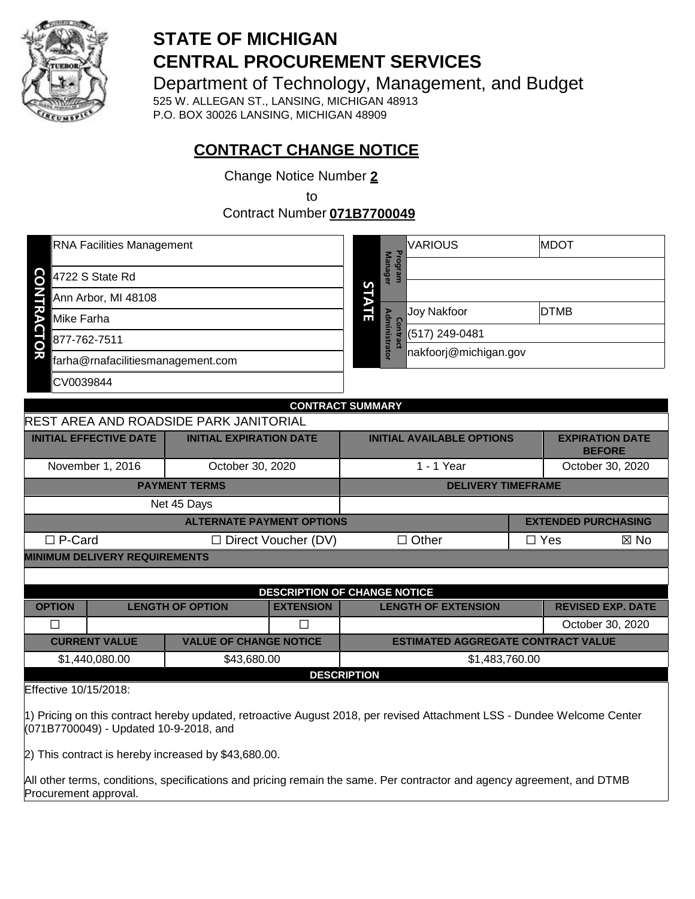# STATE OF MICHIGAN
# CENTRAL PROCUREMENT SERVICES

Department of Technology, Management, and Budget

525 W. ALLEGAN ST., LANSING, MICHIGAN 48913
P.O. BOX 30026 LANSING, MICHIGAN 48909

## CONTRACT CHANGE NOTICE

Change Notice Number **2**

to

Contract Number **071B7700049**

| CONTRACTOR | |
|---|---|
| | RNA Facilities Management |
| | 4722 S State Rd |
| | Ann Arbor, MI 48108 |
| | Mike Farha |
| | 877-762-7511 |
| | farha@rnafacilitiesmanagement.com |
| | CV0039844 |

| STATE | | | |
|---|---|---|---|
| Program Manager | VARIOUS | MDOT |
| | | |
| | | |
| Contract Administrator | Joy Nakfoor | DTMB |
| | (517) 249-0481 | |
| | nakfoorj@michigan.gov | |

| CONTRACT SUMMARY | | | |
|---|---|---|---|
| REST AREA AND ROADSIDE PARK JANITORIAL | | | |
| INITIAL EFFECTIVE DATE | INITIAL EXPIRATION DATE | INITIAL AVAILABLE OPTIONS | EXPIRATION DATE BEFORE |
| November 1, 2016 | October 30, 2020 | 1 - 1 Year | October 30, 2020 |

| PAYMENT TERMS | DELIVERY TIMEFRAME |
|---|---|
| Net 45 Days | |

| ALTERNATE PAYMENT OPTIONS | | | EXTENDED PURCHASING | |
|---|---|---|---|---|
| ☐ P-Card | ☐ Direct Voucher (DV) | ☐ Other | ☐ Yes | ☒ No |

| MINIMUM DELIVERY REQUIREMENTS |
|---|
| |

| DESCRIPTION OF CHANGE NOTICE | | | | |
|---|---|---|---|---|
| OPTION | LENGTH OF OPTION | EXTENSION | LENGTH OF EXTENSION | REVISED EXP. DATE |
| ☐ | | ☐ | | October 30, 2020 |

| CURRENT VALUE | VALUE OF CHANGE NOTICE | ESTIMATED AGGREGATE CONTRACT VALUE |
|---|---|---|
| $1,440,080.00 | $43,680.00 | $1,483,760.00 |

**DESCRIPTION**

Effective 10/15/2018:

1) Pricing on this contract hereby updated, retroactive August 2018, per revised Attachment LSS - Dundee Welcome Center (071B7700049) - Updated 10-9-2018, and

2) This contract is hereby increased by $43,680.00.

All other terms, conditions, specifications and pricing remain the same. Per contractor and agency agreement, and DTMB Procurement approval.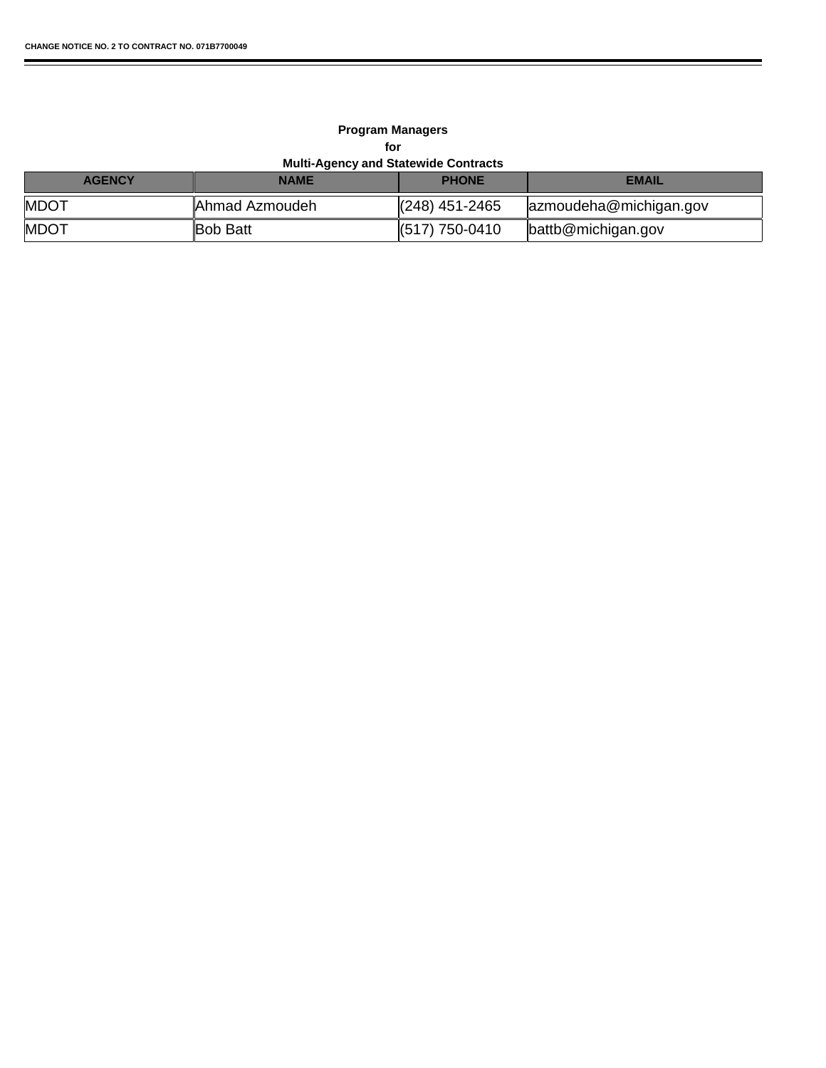**Program Managers**
**for**
**Multi-Agency and Statewide Contracts**

| AGENCY | NAME | PHONE | EMAIL |
|---|---|---|---|
| MDOT | Ahmad Azmoudeh | (248) 451-2465 | azmoudeha@michigan.gov |
| MDOT | Bob Batt | (517) 750-0410 | battb@michigan.gov |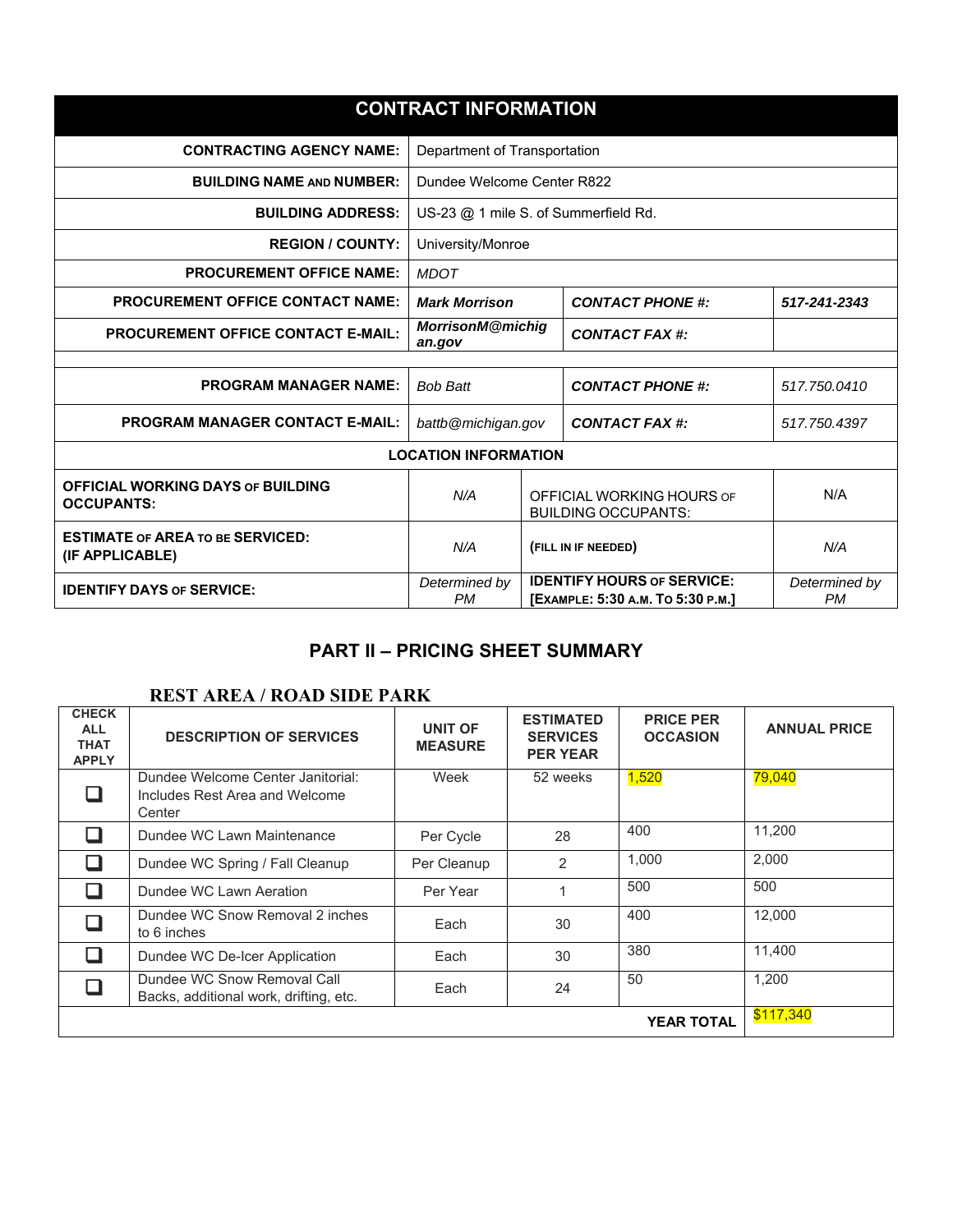| CONTRACT INFORMATION | | | |
|---|---|---|---|
| **CONTRACTING AGENCY NAME:** | Department of Transportation | | |
| **BUILDING NAME AND NUMBER:** | Dundee Welcome Center R822 | | |
| **BUILDING ADDRESS:** | US-23 @ 1 mile S. of Summerfield Rd. | | |
| **REGION / COUNTY:** | University/Monroe | | |
| **PROCUREMENT OFFICE NAME:** | *MDOT* | | |
| **PROCUREMENT OFFICE CONTACT NAME:** | ***Mark Morrison*** | ***CONTACT PHONE #:*** | ***517-241-2343*** |
| **PROCUREMENT OFFICE CONTACT E-MAIL:** | ***MorrisonM@michigan.gov*** | ***CONTACT FAX #:*** | |
| | | | |
| **PROGRAM MANAGER NAME:** | *Bob Batt* | ***CONTACT PHONE #:*** | *517.750.0410* |
| **PROGRAM MANAGER CONTACT E-MAIL:** | *battb@michigan.gov* | ***CONTACT FAX #:*** | *517.750.4397* |
| **LOCATION INFORMATION** | | | |
| **OFFICIAL WORKING DAYS OF BUILDING OCCUPANTS:** | *N/A* | OFFICIAL WORKING HOURS OF BUILDING OCCUPANTS: | N/A |
| **ESTIMATE OF AREA TO BE SERVICED: (IF APPLICABLE)** | *N/A* | **(FILL IN IF NEEDED)** | *N/A* |
| **IDENTIFY DAYS OF SERVICE:** | *Determined by PM* | **IDENTIFY HOURS OF SERVICE: [EXAMPLE: 5:30 A.M. TO 5:30 P.M.]** | *Determined by PM* |

## PART II – PRICING SHEET SUMMARY

### REST AREA / ROAD SIDE PARK

| CHECK ALL THAT APPLY | DESCRIPTION OF SERVICES | UNIT OF MEASURE | ESTIMATED SERVICES PER YEAR | PRICE PER OCCASION | ANNUAL PRICE |
|---|---|---|---|---|---|
| ❑ | Dundee Welcome Center Janitorial: Includes Rest Area and Welcome Center | Week | 52 weeks | 1,520 | 79,040 |
| ❑ | Dundee WC Lawn Maintenance | Per Cycle | 28 | 400 | 11,200 |
| ❑ | Dundee WC Spring / Fall Cleanup | Per Cleanup | 2 | 1,000 | 2,000 |
| ❑ | Dundee WC Lawn Aeration | Per Year | 1 | 500 | 500 |
| ❑ | Dundee WC Snow Removal 2 inches to 6 inches | Each | 30 | 400 | 12,000 |
| ❑ | Dundee WC De-Icer Application | Each | 30 | 380 | 11,400 |
| ❑ | Dundee WC Snow Removal Call Backs, additional work, drifting, etc. | Each | 24 | 50 | 1,200 |
| | | | | **YEAR TOTAL** | $117,340 |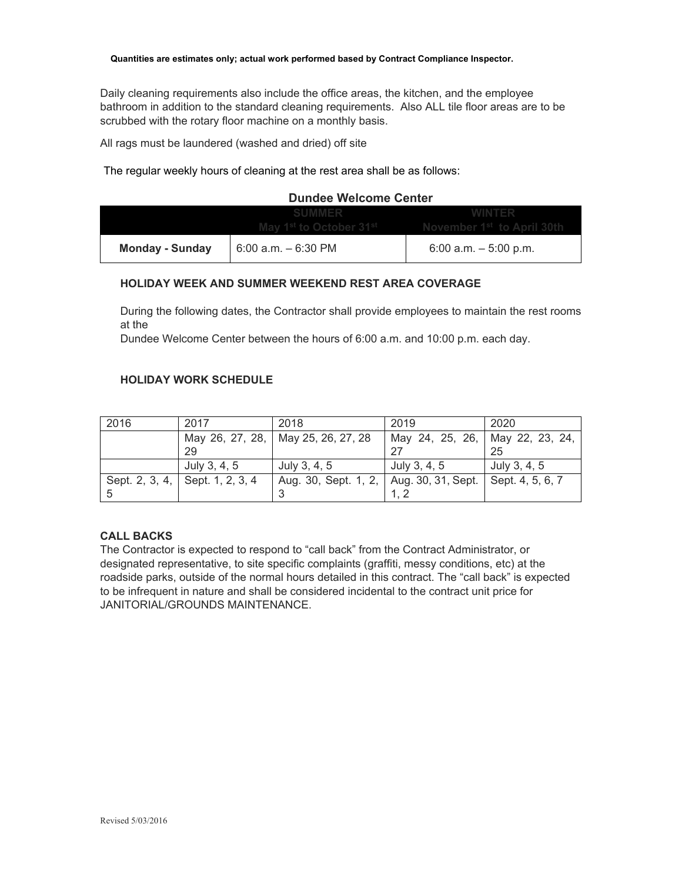**Quantities are estimates only; actual work performed based by Contract Compliance Inspector.**

Daily cleaning requirements also include the office areas, the kitchen, and the employee bathroom in addition to the standard cleaning requirements. Also ALL tile floor areas are to be scrubbed with the rotary floor machine on a monthly basis.

All rags must be laundered (washed and dried) off site

The regular weekly hours of cleaning at the rest area shall be as follows:

**Dundee Welcome Center**

| | SUMMER May 1st to October 31st | WINTER November 1st to April 30th |
|---|---|---|
| **Monday - Sunday** | 6:00 a.m. – 6:30 PM | 6:00 a.m. – 5:00 p.m. |

**HOLIDAY WEEK AND SUMMER WEEKEND REST AREA COVERAGE**

During the following dates, the Contractor shall provide employees to maintain the rest rooms at the
Dundee Welcome Center between the hours of 6:00 a.m. and 10:00 p.m. each day.

**HOLIDAY WORK SCHEDULE**

| 2016 | 2017 | 2018 | 2019 | 2020 |
|---|---|---|---|---|
| | May 26, 27, 28, 29 | May 25, 26, 27, 28 | May 24, 25, 26, 27 | May 22, 23, 24, 25 |
| | July 3, 4, 5 | July 3, 4, 5 | July 3, 4, 5 | July 3, 4, 5 |
| Sept. 2, 3, 4, 5 | Sept. 1, 2, 3, 4 | Aug. 30, Sept. 1, 2, 3 | Aug. 30, 31, Sept. 1, 2 | Sept. 4, 5, 6, 7 |

**CALL BACKS**

The Contractor is expected to respond to "call back" from the Contract Administrator, or designated representative, to site specific complaints (graffiti, messy conditions, etc) at the roadside parks, outside of the normal hours detailed in this contract. The "call back" is expected to be infrequent in nature and shall be considered incidental to the contract unit price for JANITORIAL/GROUNDS MAINTENANCE.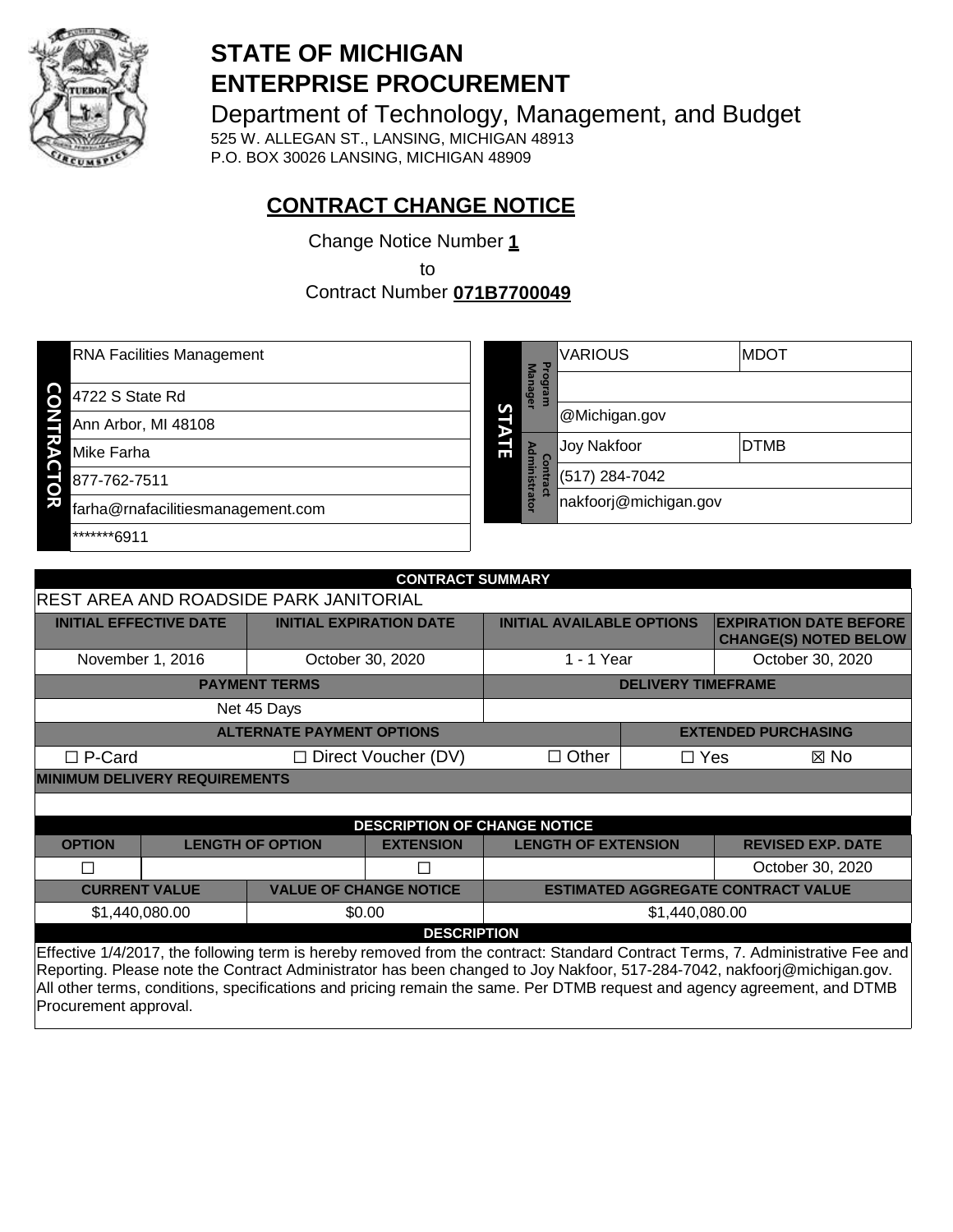# STATE OF MICHIGAN
# ENTERPRISE PROCUREMENT

Department of Technology, Management, and Budget
525 W. ALLEGAN ST., LANSING, MICHIGAN 48913
P.O. BOX 30026 LANSING, MICHIGAN 48909

## CONTRACT CHANGE NOTICE

Change Notice Number **1**

to

Contract Number **071B7700049**

| CONTRACTOR | |
|---|---|
| | RNA Facilities Management |
| | 4722 S State Rd |
| | Ann Arbor, MI 48108 |
| | Mike Farha |
| | 877-762-7511 |
| | farha@rnafacilitiesmanagement.com |
| | *******6911 |

| STATE | | | |
|---|---|---|---|
| | Program Manager | VARIOUS | MDOT |
| | | | |
| | | @Michigan.gov | |
| | Contract Administrator | Joy Nakfoor | DTMB |
| | | (517) 284-7042 | |
| | | nakfoorj@michigan.gov | |

| CONTRACT SUMMARY | | | | |
|---|---|---|---|---|
| REST AREA AND ROADSIDE PARK JANITORIAL | | | | |
| INITIAL EFFECTIVE DATE | INITIAL EXPIRATION DATE | INITIAL AVAILABLE OPTIONS | | EXPIRATION DATE BEFORE CHANGE(S) NOTED BELOW |
| November 1, 2016 | October 30, 2020 | 1 - 1 Year | | October 30, 2020 |
| PAYMENT TERMS | | DELIVERY TIMEFRAME | | |
| Net 45 Days | | | | |
| ALTERNATE PAYMENT OPTIONS | | | EXTENDED PURCHASING | |
| ☐ P-Card | ☐ Direct Voucher (DV) | ☐ Other | ☐ Yes | ☒ No |
| MINIMUM DELIVERY REQUIREMENTS | | | | |
| | | | | |

| DESCRIPTION OF CHANGE NOTICE | | | | |
|---|---|---|---|---|
| OPTION | LENGTH OF OPTION | EXTENSION | LENGTH OF EXTENSION | REVISED EXP. DATE |
| ☐ | | ☐ | | October 30, 2020 |
| CURRENT VALUE | VALUE OF CHANGE NOTICE | ESTIMATED AGGREGATE CONTRACT VALUE | | |
| $1,440,080.00 | $0.00 | $1,440,080.00 | | |

**DESCRIPTION**

Effective 1/4/2017, the following term is hereby removed from the contract: Standard Contract Terms, 7. Administrative Fee and Reporting. Please note the Contract Administrator has been changed to Joy Nakfoor, 517-284-7042, nakfoorj@michigan.gov. All other terms, conditions, specifications and pricing remain the same. Per DTMB request and agency agreement, and DTMB Procurement approval.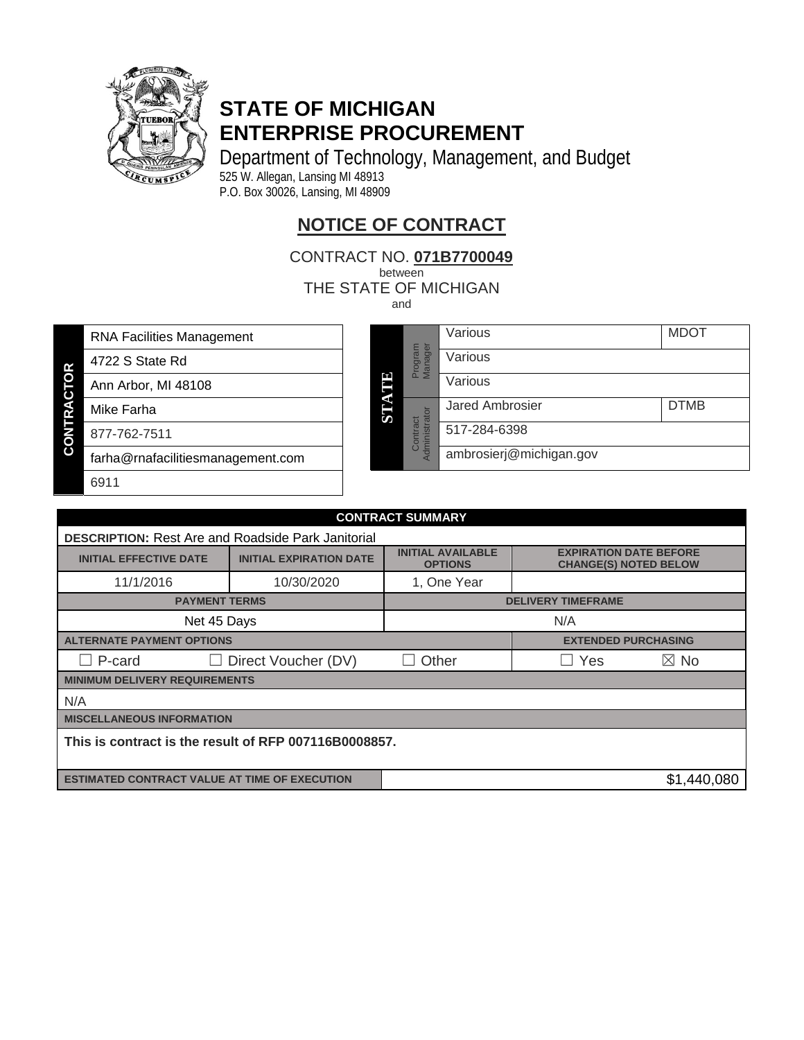# STATE OF MICHIGAN
# ENTERPRISE PROCUREMENT

Department of Technology, Management, and Budget
525 W. Allegan, Lansing MI 48913
P.O. Box 30026, Lansing, MI 48909

## NOTICE OF CONTRACT

CONTRACT NO. **071B7700049**
between
THE STATE OF MICHIGAN
and

| CONTRACTOR | |
|---|---|
| | RNA Facilities Management |
| | 4722 S State Rd |
| | Ann Arbor, MI 48108 |
| | Mike Farha |
| | 877-762-7511 |
| | farha@rnafacilitiesmanagement.com |
| | 6911 |

| STATE | | | |
|---|---|---|---|
| | Program Manager | Various | MDOT |
| | | Various | |
| | | Various | |
| | Contract Administrator | Jared Ambrosier | DTMB |
| | | 517-284-6398 | |
| | | ambrosierj@michigan.gov | |

| CONTRACT SUMMARY | | | | |
|---|---|---|---|---|
| **DESCRIPTION:** Rest Are and Roadside Park Janitorial | | | | |
| **INITIAL EFFECTIVE DATE** | **INITIAL EXPIRATION DATE** | **INITIAL AVAILABLE OPTIONS** | **EXPIRATION DATE BEFORE CHANGE(S) NOTED BELOW** | |
| 11/1/2016 | 10/30/2020 | 1, One Year | | |
| **PAYMENT TERMS** | | **DELIVERY TIMEFRAME** | | |
| Net 45 Days | | N/A | | |
| **ALTERNATE PAYMENT OPTIONS** | | | **EXTENDED PURCHASING** | |
| ☐ P-card | ☐ Direct Voucher (DV) | ☐ Other | ☐ Yes | ☒ No |
| **MINIMUM DELIVERY REQUIREMENTS** | | | | |
| N/A | | | | |
| **MISCELLANEOUS INFORMATION** | | | | |
| **This is contract is the result of RFP 007116B0008857.** | | | | |
| **ESTIMATED CONTRACT VALUE AT TIME OF EXECUTION** | | $1,440,080 | | |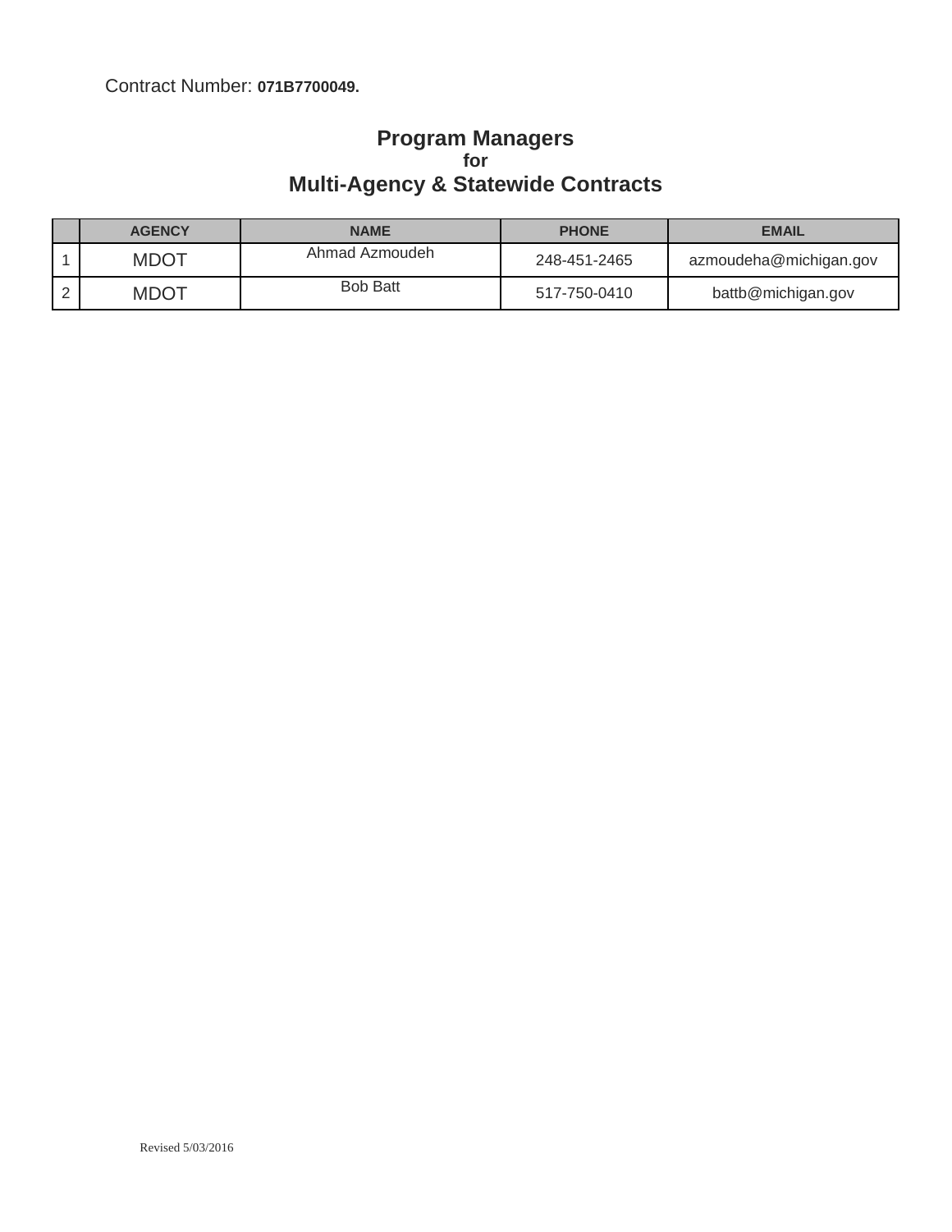Contract Number: **071B7700049.**

# Program Managers
**for**
## Multi-Agency & Statewide Contracts

| | AGENCY | NAME | PHONE | EMAIL |
|---|---|---|---|---|
| 1 | MDOT | Ahmad Azmoudeh | 248-451-2465 | azmoudeha@michigan.gov |
| 2 | MDOT | Bob Batt | 517-750-0410 | battb@michigan.gov |

Revised 5/03/2016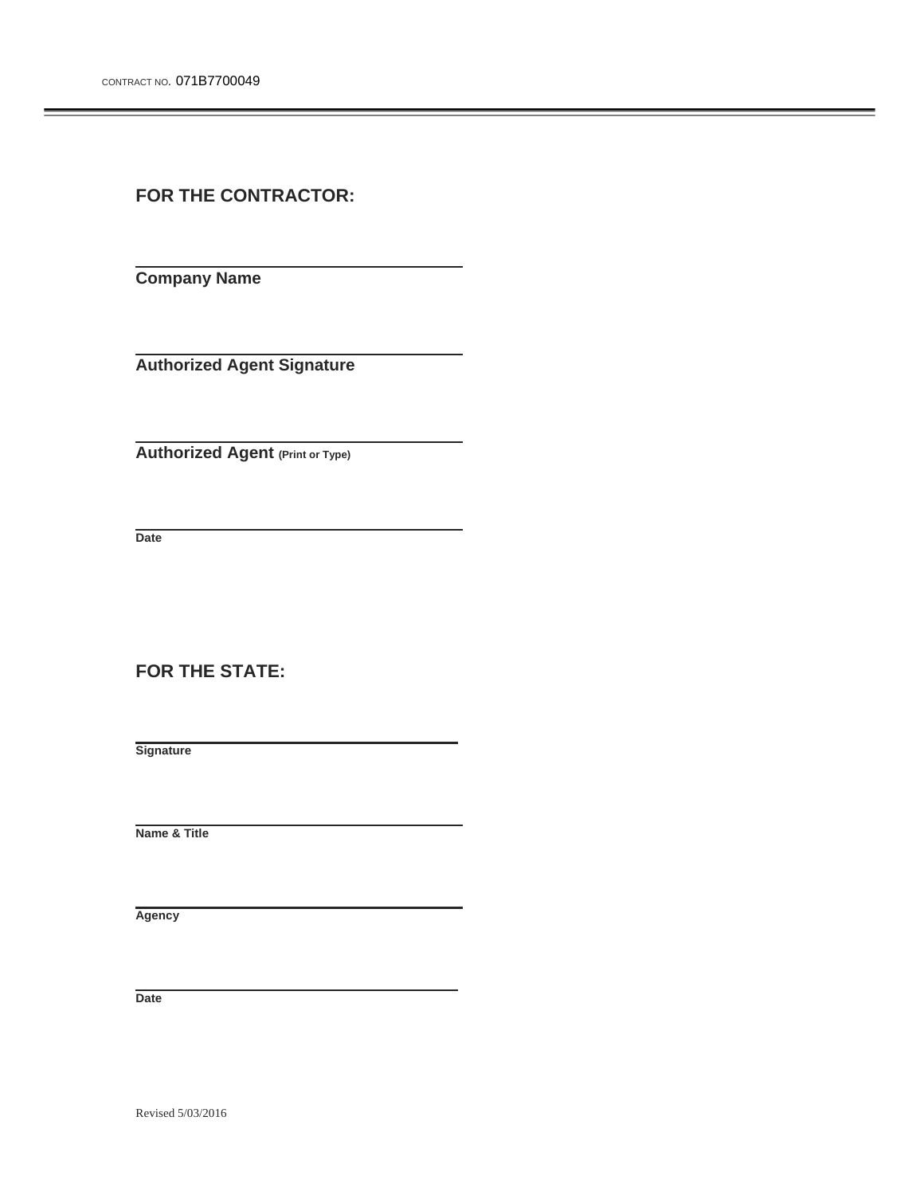## FOR THE CONTRACTOR:

\_\_\_\_\_\_\_\_\_\_\_\_\_\_\_\_\_\_\_\_\_\_\_\_\_\_\_\_\_\_\_\_\_\_\_\_

**Company Name**

\_\_\_\_\_\_\_\_\_\_\_\_\_\_\_\_\_\_\_\_\_\_\_\_\_\_\_\_\_\_\_\_\_\_\_\_

**Authorized Agent Signature**

\_\_\_\_\_\_\_\_\_\_\_\_\_\_\_\_\_\_\_\_\_\_\_\_\_\_\_\_\_\_\_\_\_\_\_\_

**Authorized Agent (Print or Type)**

\_\_\_\_\_\_\_\_\_\_\_\_\_\_\_\_\_\_\_\_\_\_\_\_\_\_\_\_\_\_\_\_\_\_\_\_

**Date**

## FOR THE STATE:

\_\_\_\_\_\_\_\_\_\_\_\_\_\_\_\_\_\_\_\_\_\_\_\_\_\_\_\_\_\_\_\_\_\_\_\_

**Signature**

\_\_\_\_\_\_\_\_\_\_\_\_\_\_\_\_\_\_\_\_\_\_\_\_\_\_\_\_\_\_\_\_\_\_\_\_

**Name & Title**

\_\_\_\_\_\_\_\_\_\_\_\_\_\_\_\_\_\_\_\_\_\_\_\_\_\_\_\_\_\_\_\_\_\_\_\_

**Agency**

\_\_\_\_\_\_\_\_\_\_\_\_\_\_\_\_\_\_\_\_\_\_\_\_\_\_\_\_\_\_\_\_\_\_\_\_

**Date**

Revised 5/03/2016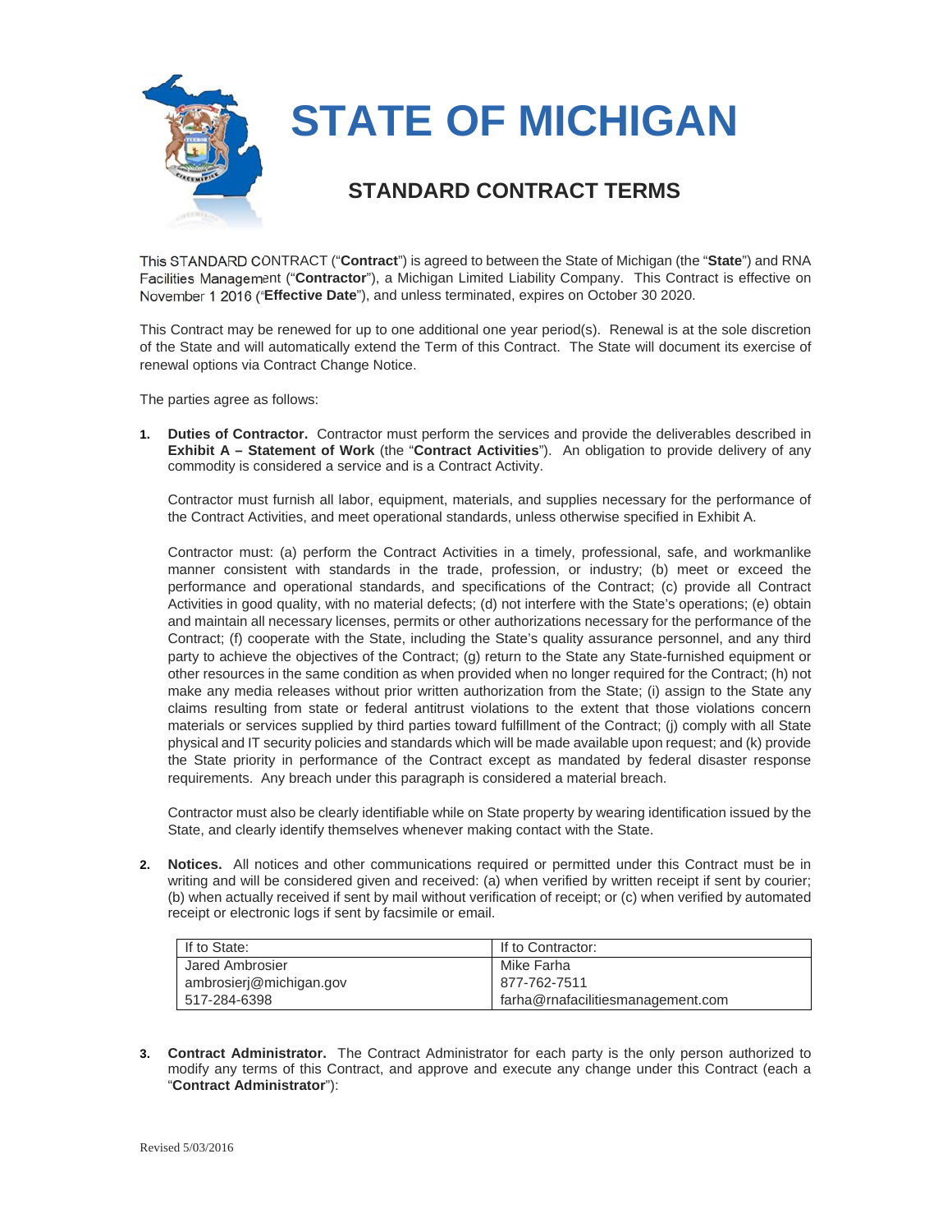# STATE OF MICHIGAN

## STANDARD CONTRACT TERMS

This STANDARD CONTRACT ("**Contract**") is agreed to between the State of Michigan (the "**State**") and RNA Facilities Management ("**Contractor**"), a Michigan Limited Liability Company. This Contract is effective on November 1 2016 ("**Effective Date**"), and unless terminated, expires on October 30 2020.

This Contract may be renewed for up to one additional one year period(s). Renewal is at the sole discretion of the State and will automatically extend the Term of this Contract. The State will document its exercise of renewal options via Contract Change Notice.

The parties agree as follows:

1. **Duties of Contractor.** Contractor must perform the services and provide the deliverables described in **Exhibit A – Statement of Work** (the "**Contract Activities**"). An obligation to provide delivery of any commodity is considered a service and is a Contract Activity.

   Contractor must furnish all labor, equipment, materials, and supplies necessary for the performance of the Contract Activities, and meet operational standards, unless otherwise specified in Exhibit A.

   Contractor must: (a) perform the Contract Activities in a timely, professional, safe, and workmanlike manner consistent with standards in the trade, profession, or industry; (b) meet or exceed the performance and operational standards, and specifications of the Contract; (c) provide all Contract Activities in good quality, with no material defects; (d) not interfere with the State's operations; (e) obtain and maintain all necessary licenses, permits or other authorizations necessary for the performance of the Contract; (f) cooperate with the State, including the State's quality assurance personnel, and any third party to achieve the objectives of the Contract; (g) return to the State any State-furnished equipment or other resources in the same condition as when provided when no longer required for the Contract; (h) not make any media releases without prior written authorization from the State; (i) assign to the State any claims resulting from state or federal antitrust violations to the extent that those violations concern materials or services supplied by third parties toward fulfillment of the Contract; (j) comply with all State physical and IT security policies and standards which will be made available upon request; and (k) provide the State priority in performance of the Contract except as mandated by federal disaster response requirements. Any breach under this paragraph is considered a material breach.

   Contractor must also be clearly identifiable while on State property by wearing identification issued by the State, and clearly identify themselves whenever making contact with the State.

2. **Notices.** All notices and other communications required or permitted under this Contract must be in writing and will be considered given and received: (a) when verified by written receipt if sent by courier; (b) when actually received if sent by mail without verification of receipt; or (c) when verified by automated receipt or electronic logs if sent by facsimile or email.

| If to State: | If to Contractor: |
|---|---|
| Jared Ambrosier<br>ambrosierj@michigan.gov<br>517-284-6398 | Mike Farha<br>877-762-7511<br>farha@rnafacilitiesmanagement.com |

3. **Contract Administrator.** The Contract Administrator for each party is the only person authorized to modify any terms of this Contract, and approve and execute any change under this Contract (each a "**Contract Administrator**"):

Revised 5/03/2016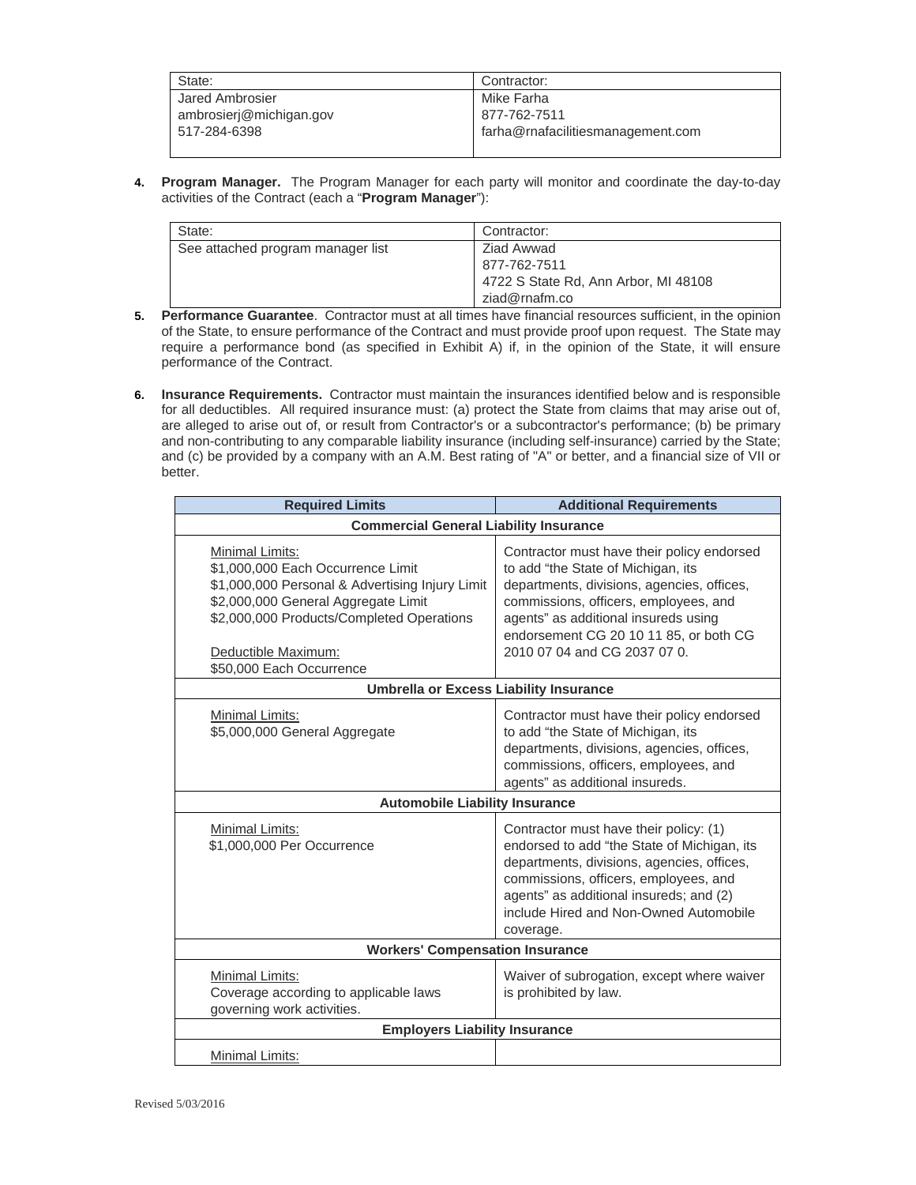| State: | Contractor: |
| --- | --- |
| Jared Ambrosier<br>ambrosierj@michigan.gov<br>517-284-6398 | Mike Farha<br>877-762-7511<br>farha@rnafacilitiesmanagement.com |

4. **Program Manager.** The Program Manager for each party will monitor and coordinate the day-to-day activities of the Contract (each a "**Program Manager**"):

| State: | Contractor: |
| --- | --- |
| See attached program manager list | Ziad Awwad<br>877-762-7511<br>4722 S State Rd, Ann Arbor, MI 48108<br>ziad@rnafm.co |

5. **Performance Guarantee**. Contractor must at all times have financial resources sufficient, in the opinion of the State, to ensure performance of the Contract and must provide proof upon request. The State may require a performance bond (as specified in Exhibit A) if, in the opinion of the State, it will ensure performance of the Contract.

6. **Insurance Requirements.** Contractor must maintain the insurances identified below and is responsible for all deductibles. All required insurance must: (a) protect the State from claims that may arise out of, are alleged to arise out of, or result from Contractor's or a subcontractor's performance; (b) be primary and non-contributing to any comparable liability insurance (including self-insurance) carried by the State; and (c) be provided by a company with an A.M. Best rating of "A" or better, and a financial size of VII or better.

| Required Limits | Additional Requirements |
| --- | --- |
| **Commercial General Liability Insurance** | |
| Minimal Limits:<br>$1,000,000 Each Occurrence Limit<br>$1,000,000 Personal & Advertising Injury Limit<br>$2,000,000 General Aggregate Limit<br>$2,000,000 Products/Completed Operations<br><br>Deductible Maximum:<br>$50,000 Each Occurrence | Contractor must have their policy endorsed to add "the State of Michigan, its departments, divisions, agencies, offices, commissions, officers, employees, and agents" as additional insureds using endorsement CG 20 10 11 85, or both CG 2010 07 04 and CG 2037 07 0. |
| **Umbrella or Excess Liability Insurance** | |
| Minimal Limits:<br>$5,000,000 General Aggregate | Contractor must have their policy endorsed to add "the State of Michigan, its departments, divisions, agencies, offices, commissions, officers, employees, and agents" as additional insureds. |
| **Automobile Liability Insurance** | |
| Minimal Limits:<br>$1,000,000 Per Occurrence | Contractor must have their policy: (1) endorsed to add "the State of Michigan, its departments, divisions, agencies, offices, commissions, officers, employees, and agents" as additional insureds; and (2) include Hired and Non-Owned Automobile coverage. |
| **Workers' Compensation Insurance** | |
| Minimal Limits:<br>Coverage according to applicable laws governing work activities. | Waiver of subrogation, except where waiver is prohibited by law. |
| **Employers Liability Insurance** | |
| Minimal Limits: | |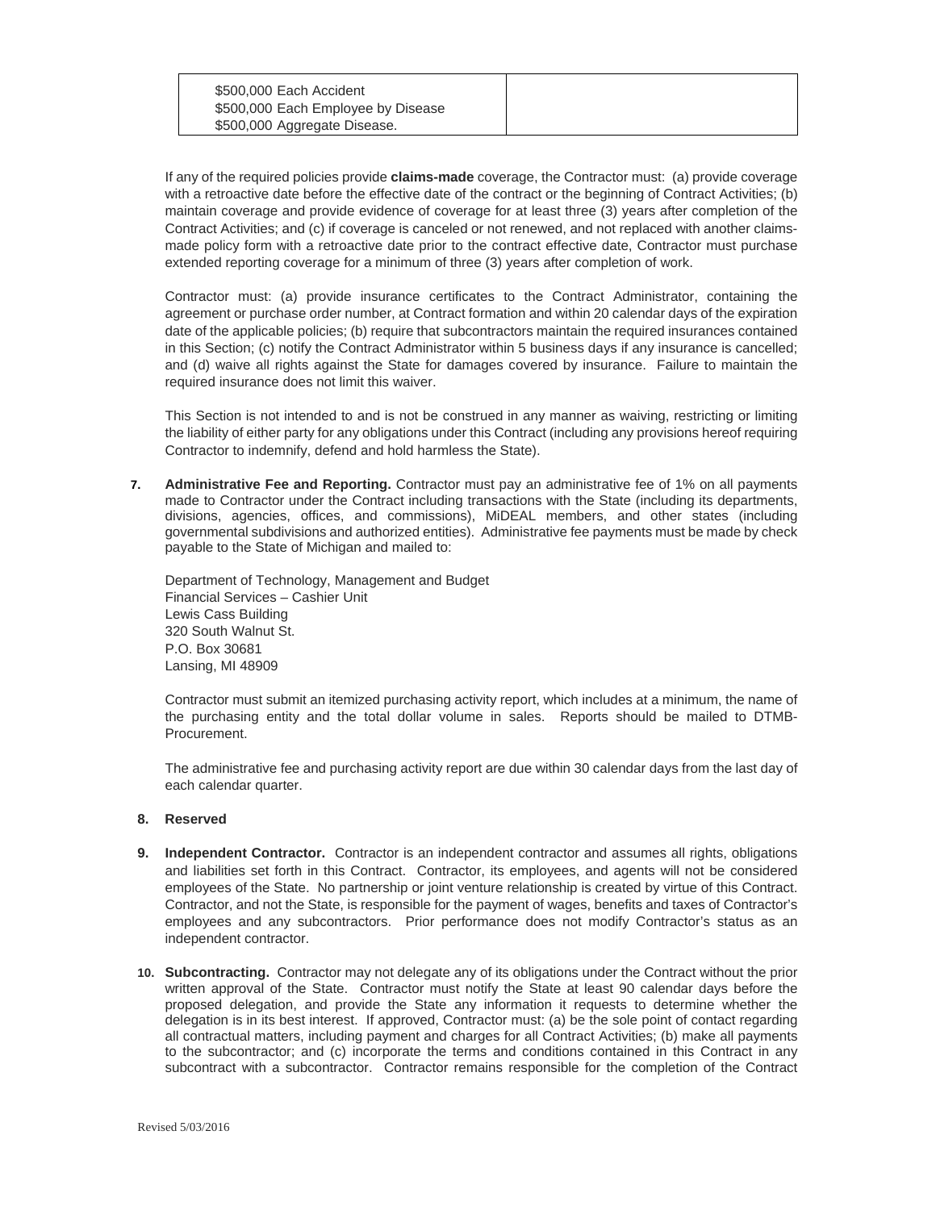| $500,000 Each Accident<br>$500,000 Each Employee by Disease<br>$500,000 Aggregate Disease. | |
|---|---|

If any of the required policies provide **claims-made** coverage, the Contractor must: (a) provide coverage with a retroactive date before the effective date of the contract or the beginning of Contract Activities; (b) maintain coverage and provide evidence of coverage for at least three (3) years after completion of the Contract Activities; and (c) if coverage is canceled or not renewed, and not replaced with another claims-made policy form with a retroactive date prior to the contract effective date, Contractor must purchase extended reporting coverage for a minimum of three (3) years after completion of work.

Contractor must: (a) provide insurance certificates to the Contract Administrator, containing the agreement or purchase order number, at Contract formation and within 20 calendar days of the expiration date of the applicable policies; (b) require that subcontractors maintain the required insurances contained in this Section; (c) notify the Contract Administrator within 5 business days if any insurance is cancelled; and (d) waive all rights against the State for damages covered by insurance. Failure to maintain the required insurance does not limit this waiver.

This Section is not intended to and is not be construed in any manner as waiving, restricting or limiting the liability of either party for any obligations under this Contract (including any provisions hereof requiring Contractor to indemnify, defend and hold harmless the State).

7. **Administrative Fee and Reporting.** Contractor must pay an administrative fee of 1% on all payments made to Contractor under the Contract including transactions with the State (including its departments, divisions, agencies, offices, and commissions), MiDEAL members, and other states (including governmental subdivisions and authorized entities). Administrative fee payments must be made by check payable to the State of Michigan and mailed to:

   Department of Technology, Management and Budget
   Financial Services – Cashier Unit
   Lewis Cass Building
   320 South Walnut St.
   P.O. Box 30681
   Lansing, MI 48909

   Contractor must submit an itemized purchasing activity report, which includes at a minimum, the name of the purchasing entity and the total dollar volume in sales. Reports should be mailed to DTMB-Procurement.

   The administrative fee and purchasing activity report are due within 30 calendar days from the last day of each calendar quarter.

8. **Reserved**

9. **Independent Contractor.** Contractor is an independent contractor and assumes all rights, obligations and liabilities set forth in this Contract. Contractor, its employees, and agents will not be considered employees of the State. No partnership or joint venture relationship is created by virtue of this Contract. Contractor, and not the State, is responsible for the payment of wages, benefits and taxes of Contractor's employees and any subcontractors. Prior performance does not modify Contractor's status as an independent contractor.

10. **Subcontracting.** Contractor may not delegate any of its obligations under the Contract without the prior written approval of the State. Contractor must notify the State at least 90 calendar days before the proposed delegation, and provide the State any information it requests to determine whether the delegation is in its best interest. If approved, Contractor must: (a) be the sole point of contact regarding all contractual matters, including payment and charges for all Contract Activities; (b) make all payments to the subcontractor; and (c) incorporate the terms and conditions contained in this Contract in any subcontract with a subcontractor. Contractor remains responsible for the completion of the Contract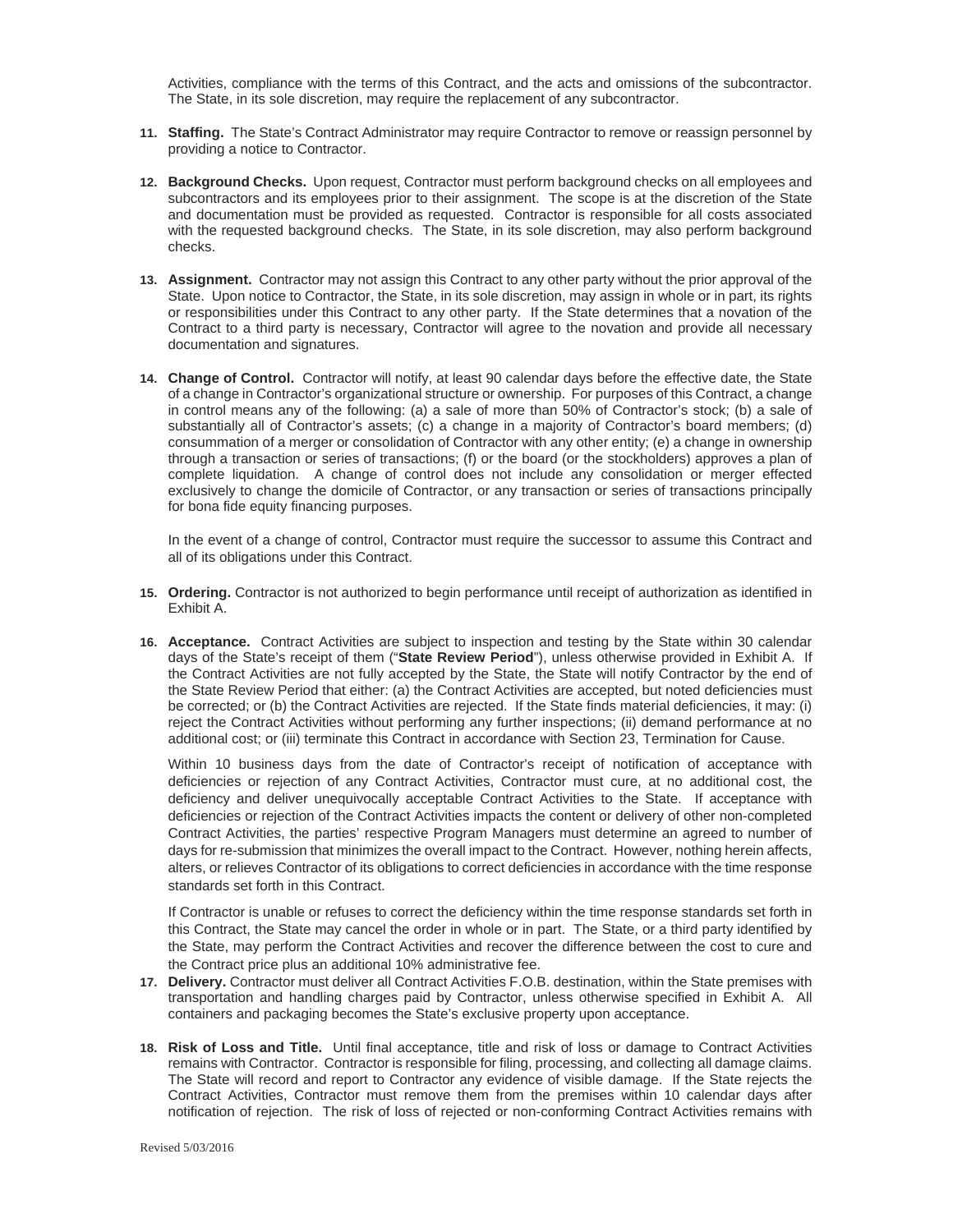Activities, compliance with the terms of this Contract, and the acts and omissions of the subcontractor. The State, in its sole discretion, may require the replacement of any subcontractor.

11. **Staffing.** The State's Contract Administrator may require Contractor to remove or reassign personnel by providing a notice to Contractor.

12. **Background Checks.** Upon request, Contractor must perform background checks on all employees and subcontractors and its employees prior to their assignment. The scope is at the discretion of the State and documentation must be provided as requested. Contractor is responsible for all costs associated with the requested background checks. The State, in its sole discretion, may also perform background checks.

13. **Assignment.** Contractor may not assign this Contract to any other party without the prior approval of the State. Upon notice to Contractor, the State, in its sole discretion, may assign in whole or in part, its rights or responsibilities under this Contract to any other party. If the State determines that a novation of the Contract to a third party is necessary, Contractor will agree to the novation and provide all necessary documentation and signatures.

14. **Change of Control.** Contractor will notify, at least 90 calendar days before the effective date, the State of a change in Contractor's organizational structure or ownership. For purposes of this Contract, a change in control means any of the following: (a) a sale of more than 50% of Contractor's stock; (b) a sale of substantially all of Contractor's assets; (c) a change in a majority of Contractor's board members; (d) consummation of a merger or consolidation of Contractor with any other entity; (e) a change in ownership through a transaction or series of transactions; (f) or the board (or the stockholders) approves a plan of complete liquidation. A change of control does not include any consolidation or merger effected exclusively to change the domicile of Contractor, or any transaction or series of transactions principally for bona fide equity financing purposes.

    In the event of a change of control, Contractor must require the successor to assume this Contract and all of its obligations under this Contract.

15. **Ordering.** Contractor is not authorized to begin performance until receipt of authorization as identified in Exhibit A.

16. **Acceptance.** Contract Activities are subject to inspection and testing by the State within 30 calendar days of the State's receipt of them ("**State Review Period**"), unless otherwise provided in Exhibit A. If the Contract Activities are not fully accepted by the State, the State will notify Contractor by the end of the State Review Period that either: (a) the Contract Activities are accepted, but noted deficiencies must be corrected; or (b) the Contract Activities are rejected. If the State finds material deficiencies, it may: (i) reject the Contract Activities without performing any further inspections; (ii) demand performance at no additional cost; or (iii) terminate this Contract in accordance with Section 23, Termination for Cause.

    Within 10 business days from the date of Contractor's receipt of notification of acceptance with deficiencies or rejection of any Contract Activities, Contractor must cure, at no additional cost, the deficiency and deliver unequivocally acceptable Contract Activities to the State. If acceptance with deficiencies or rejection of the Contract Activities impacts the content or delivery of other non-completed Contract Activities, the parties' respective Program Managers must determine an agreed to number of days for re-submission that minimizes the overall impact to the Contract. However, nothing herein affects, alters, or relieves Contractor of its obligations to correct deficiencies in accordance with the time response standards set forth in this Contract.

    If Contractor is unable or refuses to correct the deficiency within the time response standards set forth in this Contract, the State may cancel the order in whole or in part. The State, or a third party identified by the State, may perform the Contract Activities and recover the difference between the cost to cure and the Contract price plus an additional 10% administrative fee.

17. **Delivery.** Contractor must deliver all Contract Activities F.O.B. destination, within the State premises with transportation and handling charges paid by Contractor, unless otherwise specified in Exhibit A. All containers and packaging becomes the State's exclusive property upon acceptance.

18. **Risk of Loss and Title.** Until final acceptance, title and risk of loss or damage to Contract Activities remains with Contractor. Contractor is responsible for filing, processing, and collecting all damage claims. The State will record and report to Contractor any evidence of visible damage. If the State rejects the Contract Activities, Contractor must remove them from the premises within 10 calendar days after notification of rejection. The risk of loss of rejected or non-conforming Contract Activities remains with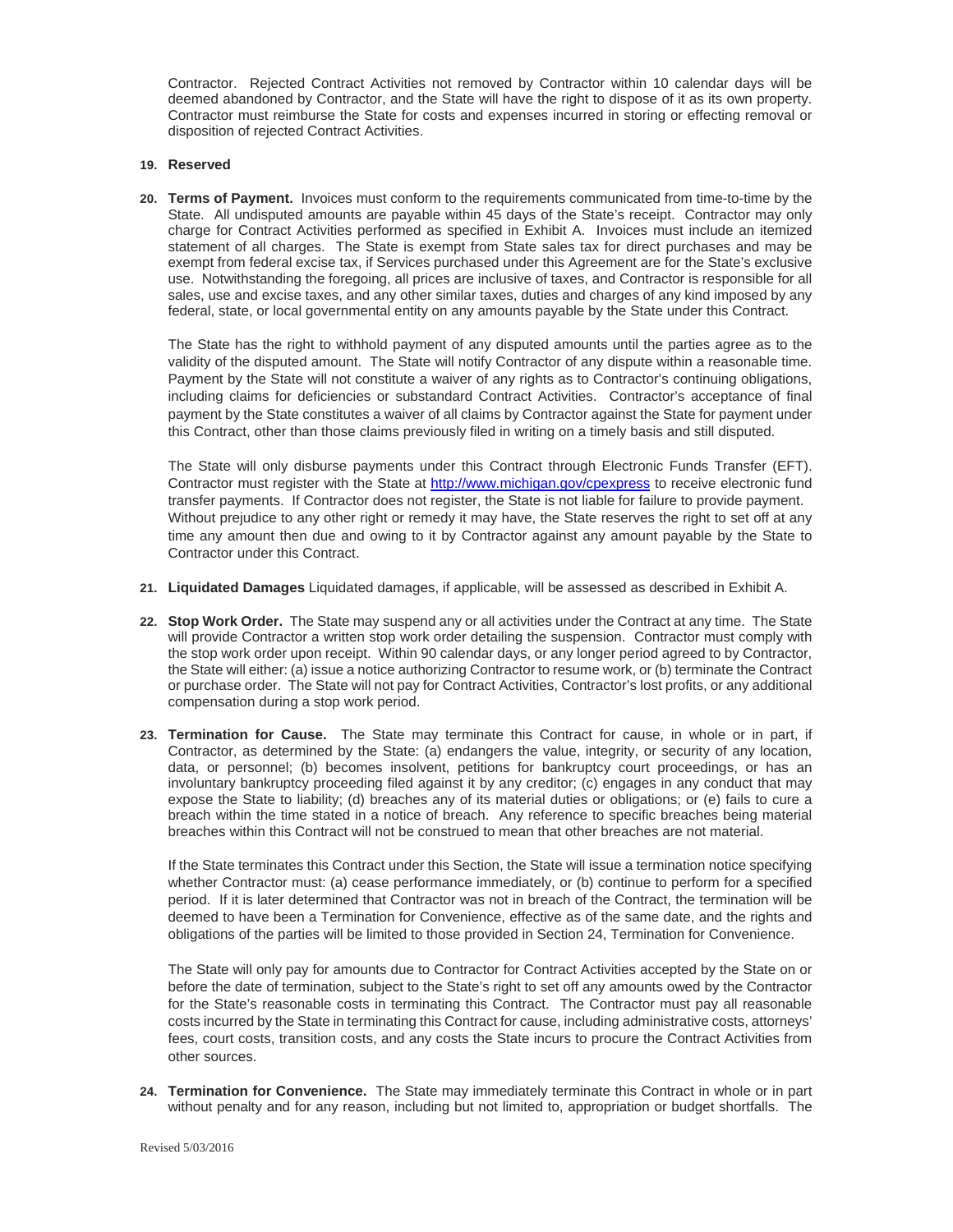Contractor. Rejected Contract Activities not removed by Contractor within 10 calendar days will be deemed abandoned by Contractor, and the State will have the right to dispose of it as its own property. Contractor must reimburse the State for costs and expenses incurred in storing or effecting removal or disposition of rejected Contract Activities.

**19. Reserved**

**20. Terms of Payment.** Invoices must conform to the requirements communicated from time-to-time by the State. All undisputed amounts are payable within 45 days of the State's receipt. Contractor may only charge for Contract Activities performed as specified in Exhibit A. Invoices must include an itemized statement of all charges. The State is exempt from State sales tax for direct purchases and may be exempt from federal excise tax, if Services purchased under this Agreement are for the State's exclusive use. Notwithstanding the foregoing, all prices are inclusive of taxes, and Contractor is responsible for all sales, use and excise taxes, and any other similar taxes, duties and charges of any kind imposed by any federal, state, or local governmental entity on any amounts payable by the State under this Contract.

The State has the right to withhold payment of any disputed amounts until the parties agree as to the validity of the disputed amount. The State will notify Contractor of any dispute within a reasonable time. Payment by the State will not constitute a waiver of any rights as to Contractor's continuing obligations, including claims for deficiencies or substandard Contract Activities. Contractor's acceptance of final payment by the State constitutes a waiver of all claims by Contractor against the State for payment under this Contract, other than those claims previously filed in writing on a timely basis and still disputed.

The State will only disburse payments under this Contract through Electronic Funds Transfer (EFT). Contractor must register with the State at http://www.michigan.gov/cpexpress to receive electronic fund transfer payments. If Contractor does not register, the State is not liable for failure to provide payment. Without prejudice to any other right or remedy it may have, the State reserves the right to set off at any time any amount then due and owing to it by Contractor against any amount payable by the State to Contractor under this Contract.

**21. Liquidated Damages** Liquidated damages, if applicable, will be assessed as described in Exhibit A.

**22. Stop Work Order.** The State may suspend any or all activities under the Contract at any time. The State will provide Contractor a written stop work order detailing the suspension. Contractor must comply with the stop work order upon receipt. Within 90 calendar days, or any longer period agreed to by Contractor, the State will either: (a) issue a notice authorizing Contractor to resume work, or (b) terminate the Contract or purchase order. The State will not pay for Contract Activities, Contractor's lost profits, or any additional compensation during a stop work period.

**23. Termination for Cause.** The State may terminate this Contract for cause, in whole or in part, if Contractor, as determined by the State: (a) endangers the value, integrity, or security of any location, data, or personnel; (b) becomes insolvent, petitions for bankruptcy court proceedings, or has an involuntary bankruptcy proceeding filed against it by any creditor; (c) engages in any conduct that may expose the State to liability; (d) breaches any of its material duties or obligations; or (e) fails to cure a breach within the time stated in a notice of breach. Any reference to specific breaches being material breaches within this Contract will not be construed to mean that other breaches are not material.

If the State terminates this Contract under this Section, the State will issue a termination notice specifying whether Contractor must: (a) cease performance immediately, or (b) continue to perform for a specified period. If it is later determined that Contractor was not in breach of the Contract, the termination will be deemed to have been a Termination for Convenience, effective as of the same date, and the rights and obligations of the parties will be limited to those provided in Section 24, Termination for Convenience.

The State will only pay for amounts due to Contractor for Contract Activities accepted by the State on or before the date of termination, subject to the State's right to set off any amounts owed by the Contractor for the State's reasonable costs in terminating this Contract. The Contractor must pay all reasonable costs incurred by the State in terminating this Contract for cause, including administrative costs, attorneys' fees, court costs, transition costs, and any costs the State incurs to procure the Contract Activities from other sources.

**24. Termination for Convenience.** The State may immediately terminate this Contract in whole or in part without penalty and for any reason, including but not limited to, appropriation or budget shortfalls. The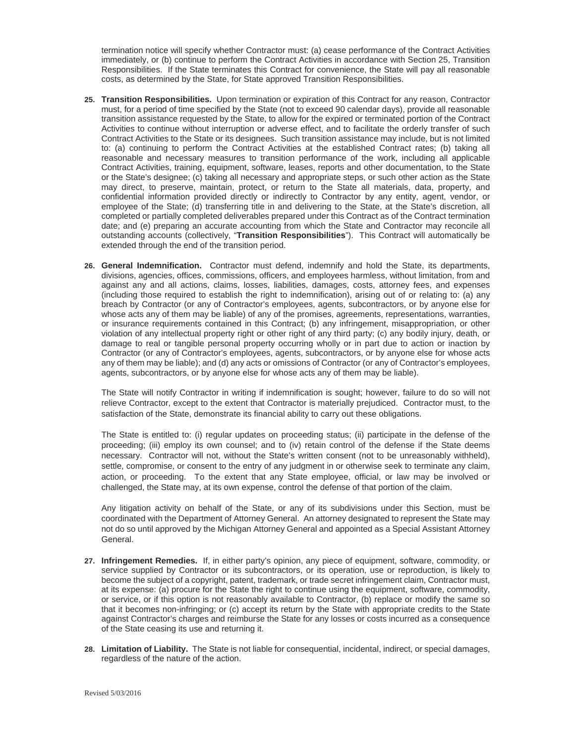termination notice will specify whether Contractor must: (a) cease performance of the Contract Activities immediately, or (b) continue to perform the Contract Activities in accordance with Section 25, Transition Responsibilities. If the State terminates this Contract for convenience, the State will pay all reasonable costs, as determined by the State, for State approved Transition Responsibilities.

25. **Transition Responsibilities.** Upon termination or expiration of this Contract for any reason, Contractor must, for a period of time specified by the State (not to exceed 90 calendar days), provide all reasonable transition assistance requested by the State, to allow for the expired or terminated portion of the Contract Activities to continue without interruption or adverse effect, and to facilitate the orderly transfer of such Contract Activities to the State or its designees. Such transition assistance may include, but is not limited to: (a) continuing to perform the Contract Activities at the established Contract rates; (b) taking all reasonable and necessary measures to transition performance of the work, including all applicable Contract Activities, training, equipment, software, leases, reports and other documentation, to the State or the State's designee; (c) taking all necessary and appropriate steps, or such other action as the State may direct, to preserve, maintain, protect, or return to the State all materials, data, property, and confidential information provided directly or indirectly to Contractor by any entity, agent, vendor, or employee of the State; (d) transferring title in and delivering to the State, at the State's discretion, all completed or partially completed deliverables prepared under this Contract as of the Contract termination date; and (e) preparing an accurate accounting from which the State and Contractor may reconcile all outstanding accounts (collectively, "**Transition Responsibilities**"). This Contract will automatically be extended through the end of the transition period.

26. **General Indemnification.** Contractor must defend, indemnify and hold the State, its departments, divisions, agencies, offices, commissions, officers, and employees harmless, without limitation, from and against any and all actions, claims, losses, liabilities, damages, costs, attorney fees, and expenses (including those required to establish the right to indemnification), arising out of or relating to: (a) any breach by Contractor (or any of Contractor's employees, agents, subcontractors, or by anyone else for whose acts any of them may be liable) of any of the promises, agreements, representations, warranties, or insurance requirements contained in this Contract; (b) any infringement, misappropriation, or other violation of any intellectual property right or other right of any third party; (c) any bodily injury, death, or damage to real or tangible personal property occurring wholly or in part due to action or inaction by Contractor (or any of Contractor's employees, agents, subcontractors, or by anyone else for whose acts any of them may be liable); and (d) any acts or omissions of Contractor (or any of Contractor's employees, agents, subcontractors, or by anyone else for whose acts any of them may be liable).

    The State will notify Contractor in writing if indemnification is sought; however, failure to do so will not relieve Contractor, except to the extent that Contractor is materially prejudiced. Contractor must, to the satisfaction of the State, demonstrate its financial ability to carry out these obligations.

    The State is entitled to: (i) regular updates on proceeding status; (ii) participate in the defense of the proceeding; (iii) employ its own counsel; and to (iv) retain control of the defense if the State deems necessary. Contractor will not, without the State's written consent (not to be unreasonably withheld), settle, compromise, or consent to the entry of any judgment in or otherwise seek to terminate any claim, action, or proceeding. To the extent that any State employee, official, or law may be involved or challenged, the State may, at its own expense, control the defense of that portion of the claim.

    Any litigation activity on behalf of the State, or any of its subdivisions under this Section, must be coordinated with the Department of Attorney General. An attorney designated to represent the State may not do so until approved by the Michigan Attorney General and appointed as a Special Assistant Attorney General.

27. **Infringement Remedies.** If, in either party's opinion, any piece of equipment, software, commodity, or service supplied by Contractor or its subcontractors, or its operation, use or reproduction, is likely to become the subject of a copyright, patent, trademark, or trade secret infringement claim, Contractor must, at its expense: (a) procure for the State the right to continue using the equipment, software, commodity, or service, or if this option is not reasonably available to Contractor, (b) replace or modify the same so that it becomes non-infringing; or (c) accept its return by the State with appropriate credits to the State against Contractor's charges and reimburse the State for any losses or costs incurred as a consequence of the State ceasing its use and returning it.

28. **Limitation of Liability.** The State is not liable for consequential, incidental, indirect, or special damages, regardless of the nature of the action.

Revised 5/03/2016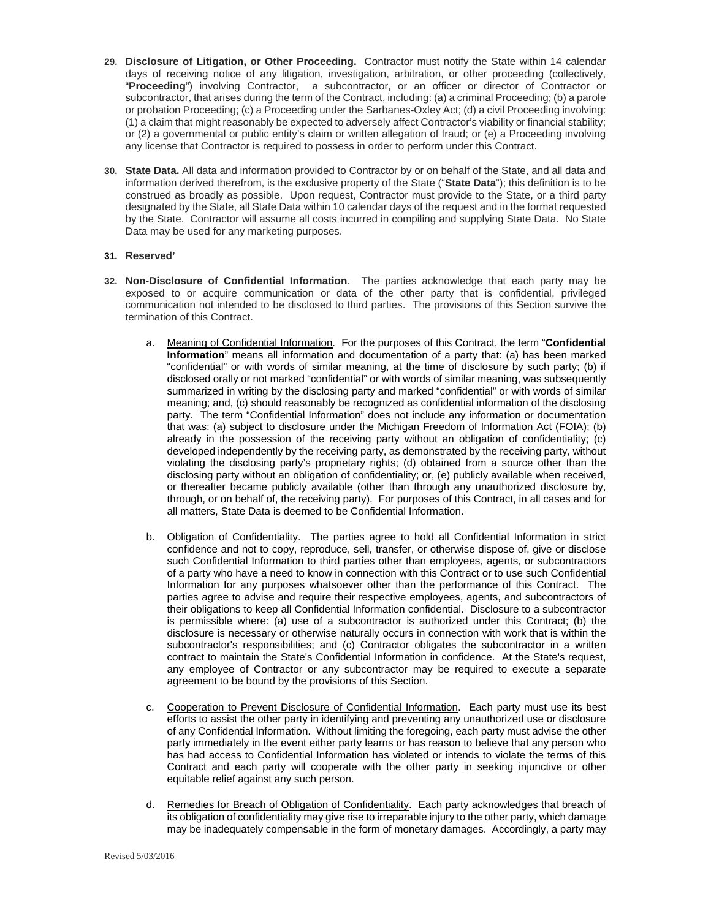**29. Disclosure of Litigation, or Other Proceeding.** Contractor must notify the State within 14 calendar days of receiving notice of any litigation, investigation, arbitration, or other proceeding (collectively, "**Proceeding**") involving Contractor, a subcontractor, or an officer or director of Contractor or subcontractor, that arises during the term of the Contract, including: (a) a criminal Proceeding; (b) a parole or probation Proceeding; (c) a Proceeding under the Sarbanes-Oxley Act; (d) a civil Proceeding involving: (1) a claim that might reasonably be expected to adversely affect Contractor's viability or financial stability; or (2) a governmental or public entity's claim or written allegation of fraud; or (e) a Proceeding involving any license that Contractor is required to possess in order to perform under this Contract.

**30. State Data.** All data and information provided to Contractor by or on behalf of the State, and all data and information derived therefrom, is the exclusive property of the State ("**State Data**"); this definition is to be construed as broadly as possible. Upon request, Contractor must provide to the State, or a third party designated by the State, all State Data within 10 calendar days of the request and in the format requested by the State. Contractor will assume all costs incurred in compiling and supplying State Data. No State Data may be used for any marketing purposes.

**31. Reserved'**

**32. Non-Disclosure of Confidential Information**. The parties acknowledge that each party may be exposed to or acquire communication or data of the other party that is confidential, privileged communication not intended to be disclosed to third parties. The provisions of this Section survive the termination of this Contract.

a. Meaning of Confidential Information. For the purposes of this Contract, the term "**Confidential Information**" means all information and documentation of a party that: (a) has been marked "confidential" or with words of similar meaning, at the time of disclosure by such party; (b) if disclosed orally or not marked "confidential" or with words of similar meaning, was subsequently summarized in writing by the disclosing party and marked "confidential" or with words of similar meaning; and, (c) should reasonably be recognized as confidential information of the disclosing party. The term "Confidential Information" does not include any information or documentation that was: (a) subject to disclosure under the Michigan Freedom of Information Act (FOIA); (b) already in the possession of the receiving party without an obligation of confidentiality; (c) developed independently by the receiving party, as demonstrated by the receiving party, without violating the disclosing party's proprietary rights; (d) obtained from a source other than the disclosing party without an obligation of confidentiality; or, (e) publicly available when received, or thereafter became publicly available (other than through any unauthorized disclosure by, through, or on behalf of, the receiving party). For purposes of this Contract, in all cases and for all matters, State Data is deemed to be Confidential Information.

b. Obligation of Confidentiality. The parties agree to hold all Confidential Information in strict confidence and not to copy, reproduce, sell, transfer, or otherwise dispose of, give or disclose such Confidential Information to third parties other than employees, agents, or subcontractors of a party who have a need to know in connection with this Contract or to use such Confidential Information for any purposes whatsoever other than the performance of this Contract. The parties agree to advise and require their respective employees, agents, and subcontractors of their obligations to keep all Confidential Information confidential. Disclosure to a subcontractor is permissible where: (a) use of a subcontractor is authorized under this Contract; (b) the disclosure is necessary or otherwise naturally occurs in connection with work that is within the subcontractor's responsibilities; and (c) Contractor obligates the subcontractor in a written contract to maintain the State's Confidential Information in confidence. At the State's request, any employee of Contractor or any subcontractor may be required to execute a separate agreement to be bound by the provisions of this Section.

c. Cooperation to Prevent Disclosure of Confidential Information. Each party must use its best efforts to assist the other party in identifying and preventing any unauthorized use or disclosure of any Confidential Information. Without limiting the foregoing, each party must advise the other party immediately in the event either party learns or has reason to believe that any person who has had access to Confidential Information has violated or intends to violate the terms of this Contract and each party will cooperate with the other party in seeking injunctive or other equitable relief against any such person.

d. Remedies for Breach of Obligation of Confidentiality. Each party acknowledges that breach of its obligation of confidentiality may give rise to irreparable injury to the other party, which damage may be inadequately compensable in the form of monetary damages. Accordingly, a party may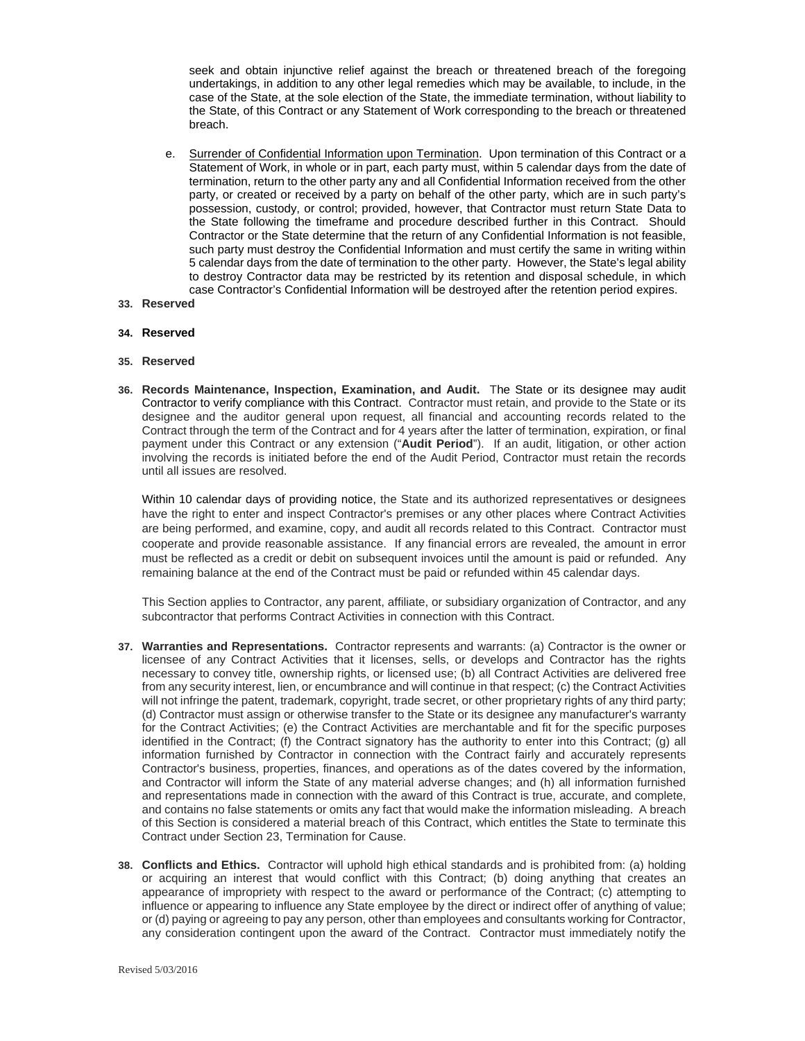seek and obtain injunctive relief against the breach or threatened breach of the foregoing undertakings, in addition to any other legal remedies which may be available, to include, in the case of the State, at the sole election of the State, the immediate termination, without liability to the State, of this Contract or any Statement of Work corresponding to the breach or threatened breach.

e. Surrender of Confidential Information upon Termination. Upon termination of this Contract or a Statement of Work, in whole or in part, each party must, within 5 calendar days from the date of termination, return to the other party any and all Confidential Information received from the other party, or created or received by a party on behalf of the other party, which are in such party's possession, custody, or control; provided, however, that Contractor must return State Data to the State following the timeframe and procedure described further in this Contract. Should Contractor or the State determine that the return of any Confidential Information is not feasible, such party must destroy the Confidential Information and must certify the same in writing within 5 calendar days from the date of termination to the other party. However, the State's legal ability to destroy Contractor data may be restricted by its retention and disposal schedule, in which case Contractor's Confidential Information will be destroyed after the retention period expires.

**33. Reserved**

**34. Reserved**

**35. Reserved**

**36. Records Maintenance, Inspection, Examination, and Audit.** The State or its designee may audit Contractor to verify compliance with this Contract. Contractor must retain, and provide to the State or its designee and the auditor general upon request, all financial and accounting records related to the Contract through the term of the Contract and for 4 years after the latter of termination, expiration, or final payment under this Contract or any extension ("**Audit Period**"). If an audit, litigation, or other action involving the records is initiated before the end of the Audit Period, Contractor must retain the records until all issues are resolved.

Within 10 calendar days of providing notice, the State and its authorized representatives or designees have the right to enter and inspect Contractor's premises or any other places where Contract Activities are being performed, and examine, copy, and audit all records related to this Contract. Contractor must cooperate and provide reasonable assistance. If any financial errors are revealed, the amount in error must be reflected as a credit or debit on subsequent invoices until the amount is paid or refunded. Any remaining balance at the end of the Contract must be paid or refunded within 45 calendar days.

This Section applies to Contractor, any parent, affiliate, or subsidiary organization of Contractor, and any subcontractor that performs Contract Activities in connection with this Contract.

**37. Warranties and Representations.** Contractor represents and warrants: (a) Contractor is the owner or licensee of any Contract Activities that it licenses, sells, or develops and Contractor has the rights necessary to convey title, ownership rights, or licensed use; (b) all Contract Activities are delivered free from any security interest, lien, or encumbrance and will continue in that respect; (c) the Contract Activities will not infringe the patent, trademark, copyright, trade secret, or other proprietary rights of any third party; (d) Contractor must assign or otherwise transfer to the State or its designee any manufacturer's warranty for the Contract Activities; (e) the Contract Activities are merchantable and fit for the specific purposes identified in the Contract; (f) the Contract signatory has the authority to enter into this Contract; (g) all information furnished by Contractor in connection with the Contract fairly and accurately represents Contractor's business, properties, finances, and operations as of the dates covered by the information, and Contractor will inform the State of any material adverse changes; and (h) all information furnished and representations made in connection with the award of this Contract is true, accurate, and complete, and contains no false statements or omits any fact that would make the information misleading. A breach of this Section is considered a material breach of this Contract, which entitles the State to terminate this Contract under Section 23, Termination for Cause.

**38. Conflicts and Ethics.** Contractor will uphold high ethical standards and is prohibited from: (a) holding or acquiring an interest that would conflict with this Contract; (b) doing anything that creates an appearance of impropriety with respect to the award or performance of the Contract; (c) attempting to influence or appearing to influence any State employee by the direct or indirect offer of anything of value; or (d) paying or agreeing to pay any person, other than employees and consultants working for Contractor, any consideration contingent upon the award of the Contract. Contractor must immediately notify the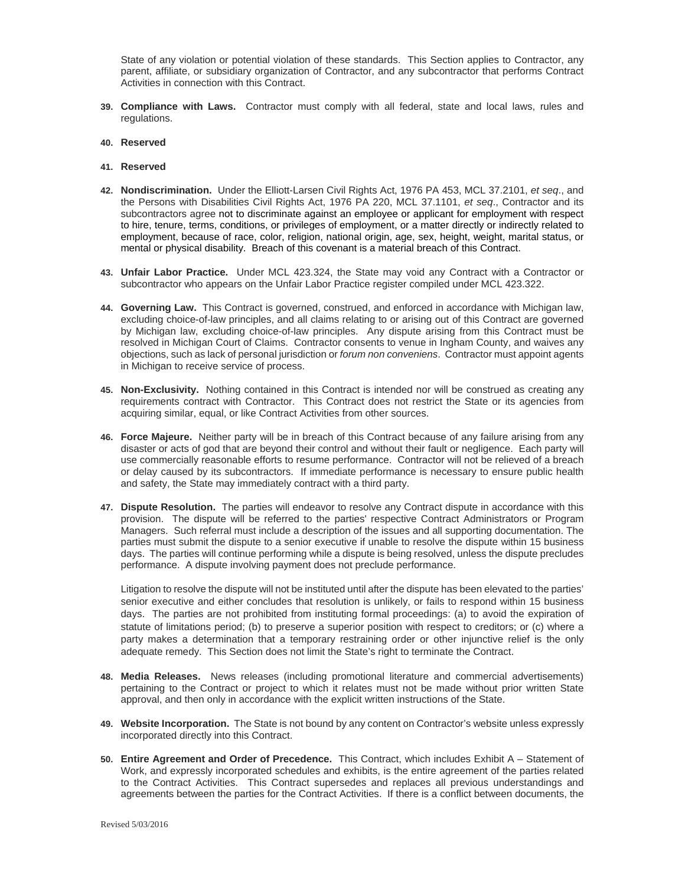State of any violation or potential violation of these standards. This Section applies to Contractor, any parent, affiliate, or subsidiary organization of Contractor, and any subcontractor that performs Contract Activities in connection with this Contract.

39. **Compliance with Laws.** Contractor must comply with all federal, state and local laws, rules and regulations.

40. **Reserved**

41. **Reserved**

42. **Nondiscrimination.** Under the Elliott-Larsen Civil Rights Act, 1976 PA 453, MCL 37.2101, *et seq*., and the Persons with Disabilities Civil Rights Act, 1976 PA 220, MCL 37.1101, *et seq*., Contractor and its subcontractors agree not to discriminate against an employee or applicant for employment with respect to hire, tenure, terms, conditions, or privileges of employment, or a matter directly or indirectly related to employment, because of race, color, religion, national origin, age, sex, height, weight, marital status, or mental or physical disability. Breach of this covenant is a material breach of this Contract.

43. **Unfair Labor Practice.** Under MCL 423.324, the State may void any Contract with a Contractor or subcontractor who appears on the Unfair Labor Practice register compiled under MCL 423.322.

44. **Governing Law.** This Contract is governed, construed, and enforced in accordance with Michigan law, excluding choice-of-law principles, and all claims relating to or arising out of this Contract are governed by Michigan law, excluding choice-of-law principles. Any dispute arising from this Contract must be resolved in Michigan Court of Claims. Contractor consents to venue in Ingham County, and waives any objections, such as lack of personal jurisdiction or *forum non conveniens*. Contractor must appoint agents in Michigan to receive service of process.

45. **Non-Exclusivity.** Nothing contained in this Contract is intended nor will be construed as creating any requirements contract with Contractor. This Contract does not restrict the State or its agencies from acquiring similar, equal, or like Contract Activities from other sources.

46. **Force Majeure.** Neither party will be in breach of this Contract because of any failure arising from any disaster or acts of god that are beyond their control and without their fault or negligence. Each party will use commercially reasonable efforts to resume performance. Contractor will not be relieved of a breach or delay caused by its subcontractors. If immediate performance is necessary to ensure public health and safety, the State may immediately contract with a third party.

47. **Dispute Resolution.** The parties will endeavor to resolve any Contract dispute in accordance with this provision. The dispute will be referred to the parties' respective Contract Administrators or Program Managers. Such referral must include a description of the issues and all supporting documentation. The parties must submit the dispute to a senior executive if unable to resolve the dispute within 15 business days. The parties will continue performing while a dispute is being resolved, unless the dispute precludes performance. A dispute involving payment does not preclude performance.

   Litigation to resolve the dispute will not be instituted until after the dispute has been elevated to the parties' senior executive and either concludes that resolution is unlikely, or fails to respond within 15 business days. The parties are not prohibited from instituting formal proceedings: (a) to avoid the expiration of statute of limitations period; (b) to preserve a superior position with respect to creditors; or (c) where a party makes a determination that a temporary restraining order or other injunctive relief is the only adequate remedy. This Section does not limit the State's right to terminate the Contract.

48. **Media Releases.** News releases (including promotional literature and commercial advertisements) pertaining to the Contract or project to which it relates must not be made without prior written State approval, and then only in accordance with the explicit written instructions of the State.

49. **Website Incorporation.** The State is not bound by any content on Contractor's website unless expressly incorporated directly into this Contract.

50. **Entire Agreement and Order of Precedence.** This Contract, which includes Exhibit A – Statement of Work, and expressly incorporated schedules and exhibits, is the entire agreement of the parties related to the Contract Activities. This Contract supersedes and replaces all previous understandings and agreements between the parties for the Contract Activities. If there is a conflict between documents, the

Revised 5/03/2016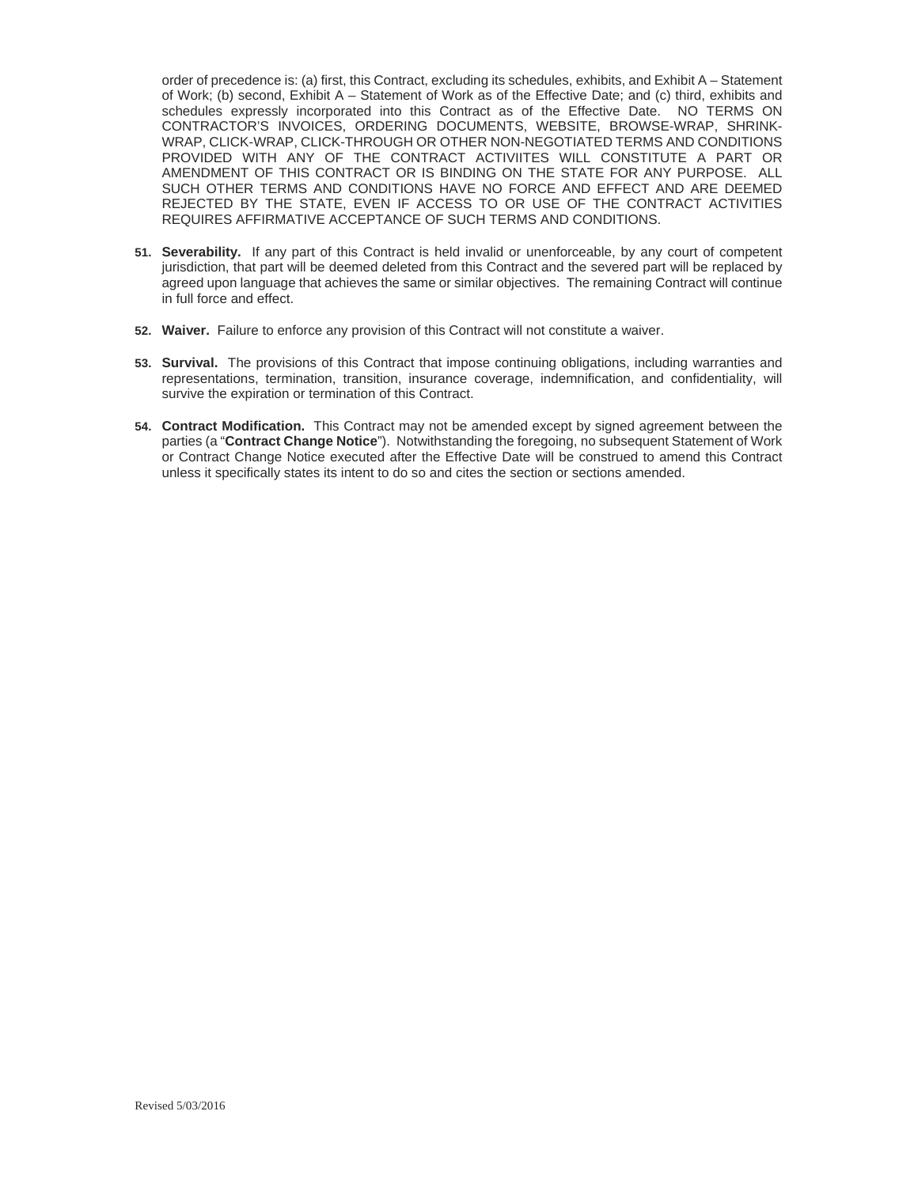order of precedence is: (a) first, this Contract, excluding its schedules, exhibits, and Exhibit A – Statement of Work; (b) second, Exhibit A – Statement of Work as of the Effective Date; and (c) third, exhibits and schedules expressly incorporated into this Contract as of the Effective Date. NO TERMS ON CONTRACTOR'S INVOICES, ORDERING DOCUMENTS, WEBSITE, BROWSE-WRAP, SHRINK-WRAP, CLICK-WRAP, CLICK-THROUGH OR OTHER NON-NEGOTIATED TERMS AND CONDITIONS PROVIDED WITH ANY OF THE CONTRACT ACTIVIITES WILL CONSTITUTE A PART OR AMENDMENT OF THIS CONTRACT OR IS BINDING ON THE STATE FOR ANY PURPOSE. ALL SUCH OTHER TERMS AND CONDITIONS HAVE NO FORCE AND EFFECT AND ARE DEEMED REJECTED BY THE STATE, EVEN IF ACCESS TO OR USE OF THE CONTRACT ACTIVITIES REQUIRES AFFIRMATIVE ACCEPTANCE OF SUCH TERMS AND CONDITIONS.

51. **Severability.** If any part of this Contract is held invalid or unenforceable, by any court of competent jurisdiction, that part will be deemed deleted from this Contract and the severed part will be replaced by agreed upon language that achieves the same or similar objectives. The remaining Contract will continue in full force and effect.

52. **Waiver.** Failure to enforce any provision of this Contract will not constitute a waiver.

53. **Survival.** The provisions of this Contract that impose continuing obligations, including warranties and representations, termination, transition, insurance coverage, indemnification, and confidentiality, will survive the expiration or termination of this Contract.

54. **Contract Modification.** This Contract may not be amended except by signed agreement between the parties (a "**Contract Change Notice**"). Notwithstanding the foregoing, no subsequent Statement of Work or Contract Change Notice executed after the Effective Date will be construed to amend this Contract unless it specifically states its intent to do so and cites the section or sections amended.

Revised 5/03/2016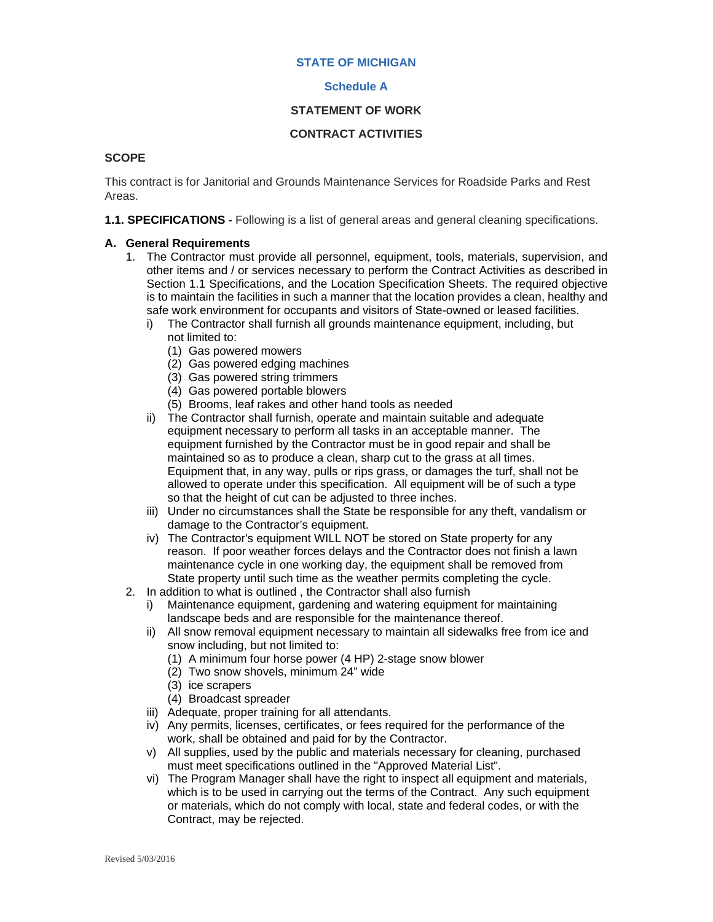**STATE OF MICHIGAN**

**Schedule A**

**STATEMENT OF WORK**

**CONTRACT ACTIVITIES**

**SCOPE**

This contract is for Janitorial and Grounds Maintenance Services for Roadside Parks and Rest Areas.

**1.1. SPECIFICATIONS -** Following is a list of general areas and general cleaning specifications.

**A. General Requirements**

1. The Contractor must provide all personnel, equipment, tools, materials, supervision, and other items and / or services necessary to perform the Contract Activities as described in Section 1.1 Specifications, and the Location Specification Sheets. The required objective is to maintain the facilities in such a manner that the location provides a clean, healthy and safe work environment for occupants and visitors of State-owned or leased facilities.
   - i) The Contractor shall furnish all grounds maintenance equipment, including, but not limited to:
     - (1) Gas powered mowers
     - (2) Gas powered edging machines
     - (3) Gas powered string trimmers
     - (4) Gas powered portable blowers
     - (5) Brooms, leaf rakes and other hand tools as needed
   - ii) The Contractor shall furnish, operate and maintain suitable and adequate equipment necessary to perform all tasks in an acceptable manner. The equipment furnished by the Contractor must be in good repair and shall be maintained so as to produce a clean, sharp cut to the grass at all times. Equipment that, in any way, pulls or rips grass, or damages the turf, shall not be allowed to operate under this specification. All equipment will be of such a type so that the height of cut can be adjusted to three inches.
   - iii) Under no circumstances shall the State be responsible for any theft, vandalism or damage to the Contractor's equipment.
   - iv) The Contractor's equipment WILL NOT be stored on State property for any reason. If poor weather forces delays and the Contractor does not finish a lawn maintenance cycle in one working day, the equipment shall be removed from State property until such time as the weather permits completing the cycle.
2. In addition to what is outlined , the Contractor shall also furnish
   - i) Maintenance equipment, gardening and watering equipment for maintaining landscape beds and are responsible for the maintenance thereof.
   - ii) All snow removal equipment necessary to maintain all sidewalks free from ice and snow including, but not limited to:
     - (1) A minimum four horse power (4 HP) 2-stage snow blower
     - (2) Two snow shovels, minimum 24" wide
     - (3) ice scrapers
     - (4) Broadcast spreader
   - iii) Adequate, proper training for all attendants.
   - iv) Any permits, licenses, certificates, or fees required for the performance of the work, shall be obtained and paid for by the Contractor.
   - v) All supplies, used by the public and materials necessary for cleaning, purchased must meet specifications outlined in the "Approved Material List".
   - vi) The Program Manager shall have the right to inspect all equipment and materials, which is to be used in carrying out the terms of the Contract. Any such equipment or materials, which do not comply with local, state and federal codes, or with the Contract, may be rejected.

Revised 5/03/2016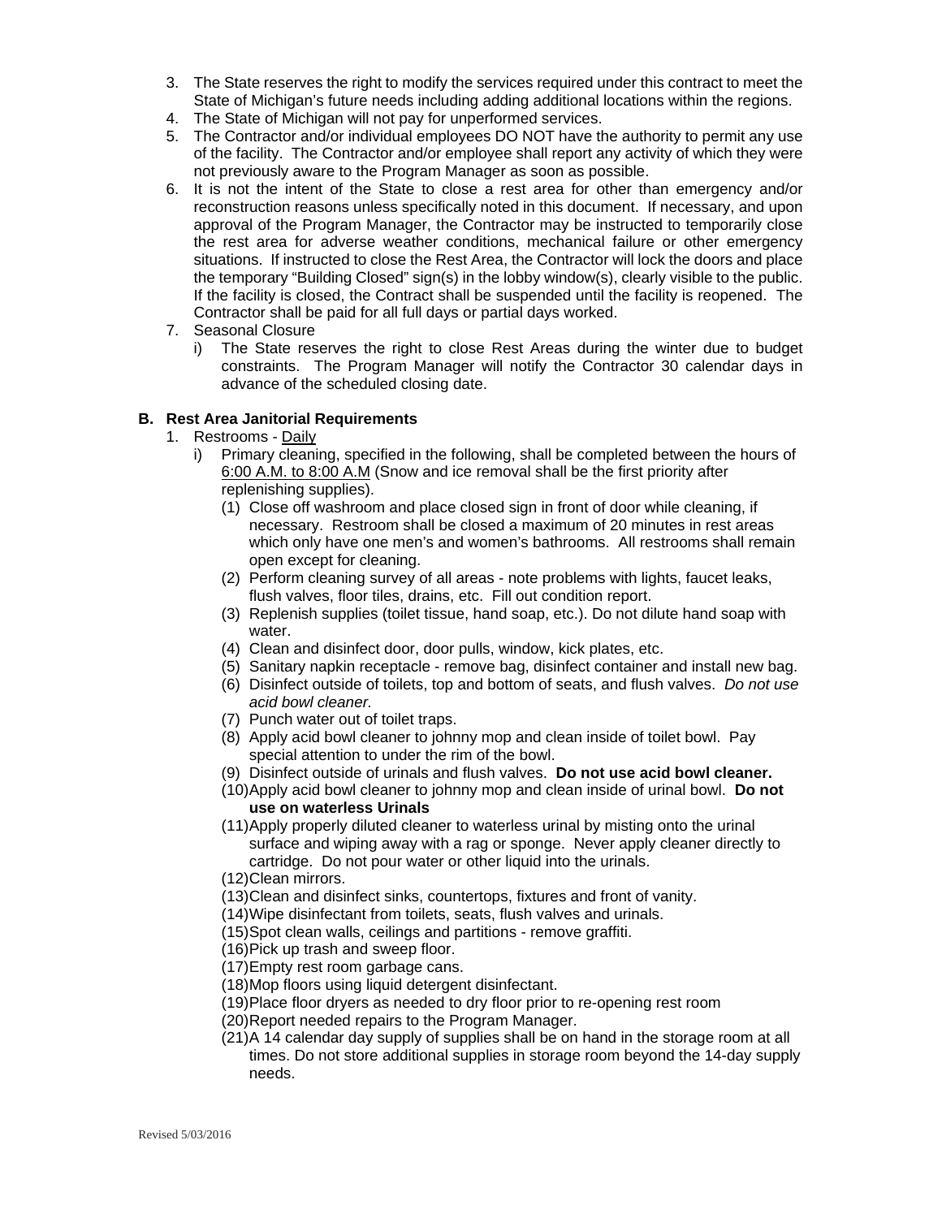3. The State reserves the right to modify the services required under this contract to meet the State of Michigan's future needs including adding additional locations within the regions.
4. The State of Michigan will not pay for unperformed services.
5. The Contractor and/or individual employees DO NOT have the authority to permit any use of the facility. The Contractor and/or employee shall report any activity of which they were not previously aware to the Program Manager as soon as possible.
6. It is not the intent of the State to close a rest area for other than emergency and/or reconstruction reasons unless specifically noted in this document. If necessary, and upon approval of the Program Manager, the Contractor may be instructed to temporarily close the rest area for adverse weather conditions, mechanical failure or other emergency situations. If instructed to close the Rest Area, the Contractor will lock the doors and place the temporary "Building Closed" sign(s) in the lobby window(s), clearly visible to the public. If the facility is closed, the Contract shall be suspended until the facility is reopened. The Contractor shall be paid for all full days or partial days worked.
7. Seasonal Closure
   i) The State reserves the right to close Rest Areas during the winter due to budget constraints. The Program Manager will notify the Contractor 30 calendar days in advance of the scheduled closing date.

### B. Rest Area Janitorial Requirements

1. Restrooms - Daily
   i) Primary cleaning, specified in the following, shall be completed between the hours of 6:00 A.M. to 8:00 A.M (Snow and ice removal shall be the first priority after replenishing supplies).
      (1) Close off washroom and place closed sign in front of door while cleaning, if necessary. Restroom shall be closed a maximum of 20 minutes in rest areas which only have one men's and women's bathrooms. All restrooms shall remain open except for cleaning.
      (2) Perform cleaning survey of all areas - note problems with lights, faucet leaks, flush valves, floor tiles, drains, etc. Fill out condition report.
      (3) Replenish supplies (toilet tissue, hand soap, etc.). Do not dilute hand soap with water.
      (4) Clean and disinfect door, door pulls, window, kick plates, etc.
      (5) Sanitary napkin receptacle - remove bag, disinfect container and install new bag.
      (6) Disinfect outside of toilets, top and bottom of seats, and flush valves. *Do not use acid bowl cleaner.*
      (7) Punch water out of toilet traps.
      (8) Apply acid bowl cleaner to johnny mop and clean inside of toilet bowl. Pay special attention to under the rim of the bowl.
      (9) Disinfect outside of urinals and flush valves. **Do not use acid bowl cleaner.**
      (10) Apply acid bowl cleaner to johnny mop and clean inside of urinal bowl. **Do not use on waterless Urinals**
      (11) Apply properly diluted cleaner to waterless urinal by misting onto the urinal surface and wiping away with a rag or sponge. Never apply cleaner directly to cartridge. Do not pour water or other liquid into the urinals.
      (12) Clean mirrors.
      (13) Clean and disinfect sinks, countertops, fixtures and front of vanity.
      (14) Wipe disinfectant from toilets, seats, flush valves and urinals.
      (15) Spot clean walls, ceilings and partitions - remove graffiti.
      (16) Pick up trash and sweep floor.
      (17) Empty rest room garbage cans.
      (18) Mop floors using liquid detergent disinfectant.
      (19) Place floor dryers as needed to dry floor prior to re-opening rest room
      (20) Report needed repairs to the Program Manager.
      (21) A 14 calendar day supply of supplies shall be on hand in the storage room at all times. Do not store additional supplies in storage room beyond the 14-day supply needs.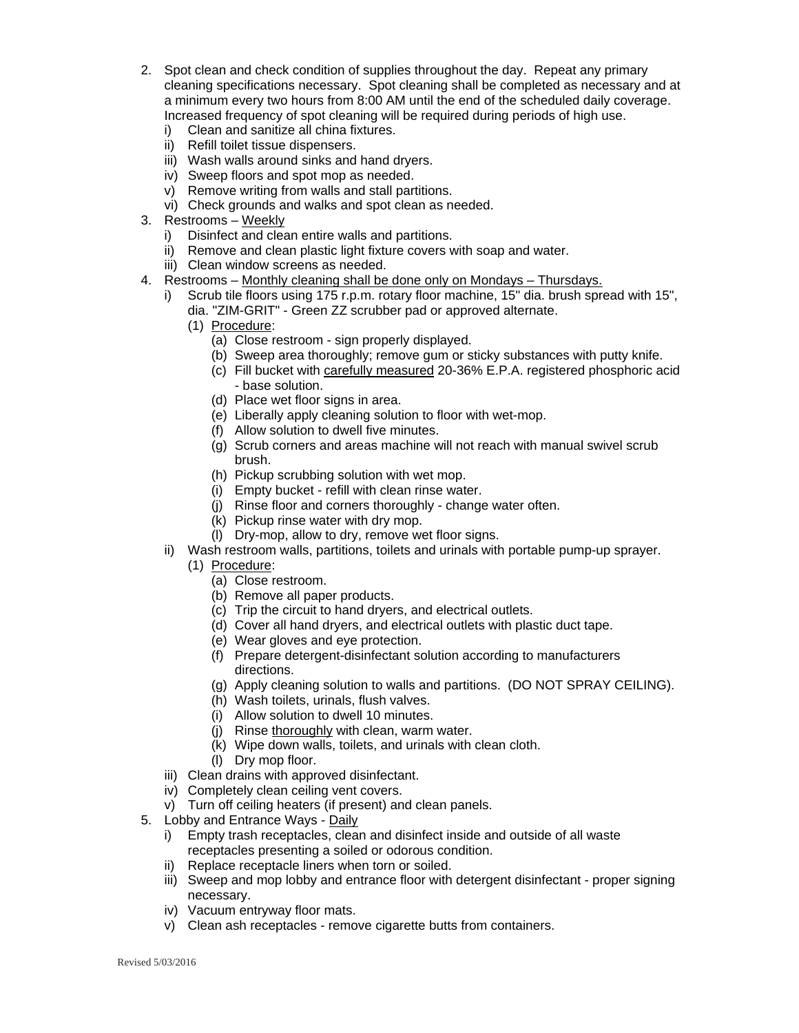2. Spot clean and check condition of supplies throughout the day. Repeat any primary cleaning specifications necessary. Spot cleaning shall be completed as necessary and at a minimum every two hours from 8:00 AM until the end of the scheduled daily coverage. Increased frequency of spot cleaning will be required during periods of high use.
   - i) Clean and sanitize all china fixtures.
   - ii) Refill toilet tissue dispensers.
   - iii) Wash walls around sinks and hand dryers.
   - iv) Sweep floors and spot mop as needed.
   - v) Remove writing from walls and stall partitions.
   - vi) Check grounds and walks and spot clean as needed.
3. Restrooms – <u>Weekly</u>
   - i) Disinfect and clean entire walls and partitions.
   - ii) Remove and clean plastic light fixture covers with soap and water.
   - iii) Clean window screens as needed.
4. Restrooms – <u>Monthly cleaning shall be done only on Mondays – Thursdays.</u>
   - i) Scrub tile floors using 175 r.p.m. rotary floor machine, 15" dia. brush spread with 15", dia. "ZIM-GRIT" - Green ZZ scrubber pad or approved alternate.
     - (1) <u>Procedure</u>:
       - (a) Close restroom - sign properly displayed.
       - (b) Sweep area thoroughly; remove gum or sticky substances with putty knife.
       - (c) Fill bucket with <u>carefully measured</u> 20-36% E.P.A. registered phosphoric acid - base solution.
       - (d) Place wet floor signs in area.
       - (e) Liberally apply cleaning solution to floor with wet-mop.
       - (f) Allow solution to dwell five minutes.
       - (g) Scrub corners and areas machine will not reach with manual swivel scrub brush.
       - (h) Pickup scrubbing solution with wet mop.
       - (i) Empty bucket - refill with clean rinse water.
       - (j) Rinse floor and corners thoroughly - change water often.
       - (k) Pickup rinse water with dry mop.
       - (l) Dry-mop, allow to dry, remove wet floor signs.
   - ii) Wash restroom walls, partitions, toilets and urinals with portable pump-up sprayer.
     - (1) <u>Procedure</u>:
       - (a) Close restroom.
       - (b) Remove all paper products.
       - (c) Trip the circuit to hand dryers, and electrical outlets.
       - (d) Cover all hand dryers, and electrical outlets with plastic duct tape.
       - (e) Wear gloves and eye protection.
       - (f) Prepare detergent-disinfectant solution according to manufacturers directions.
       - (g) Apply cleaning solution to walls and partitions. (DO NOT SPRAY CEILING).
       - (h) Wash toilets, urinals, flush valves.
       - (i) Allow solution to dwell 10 minutes.
       - (j) Rinse <u>thoroughly</u> with clean, warm water.
       - (k) Wipe down walls, toilets, and urinals with clean cloth.
       - (l) Dry mop floor.
   - iii) Clean drains with approved disinfectant.
   - iv) Completely clean ceiling vent covers.
   - v) Turn off ceiling heaters (if present) and clean panels.
5. Lobby and Entrance Ways - <u>Daily</u>
   - i) Empty trash receptacles, clean and disinfect inside and outside of all waste receptacles presenting a soiled or odorous condition.
   - ii) Replace receptacle liners when torn or soiled.
   - iii) Sweep and mop lobby and entrance floor with detergent disinfectant - proper signing necessary.
   - iv) Vacuum entryway floor mats.
   - v) Clean ash receptacles - remove cigarette butts from containers.

Revised 5/03/2016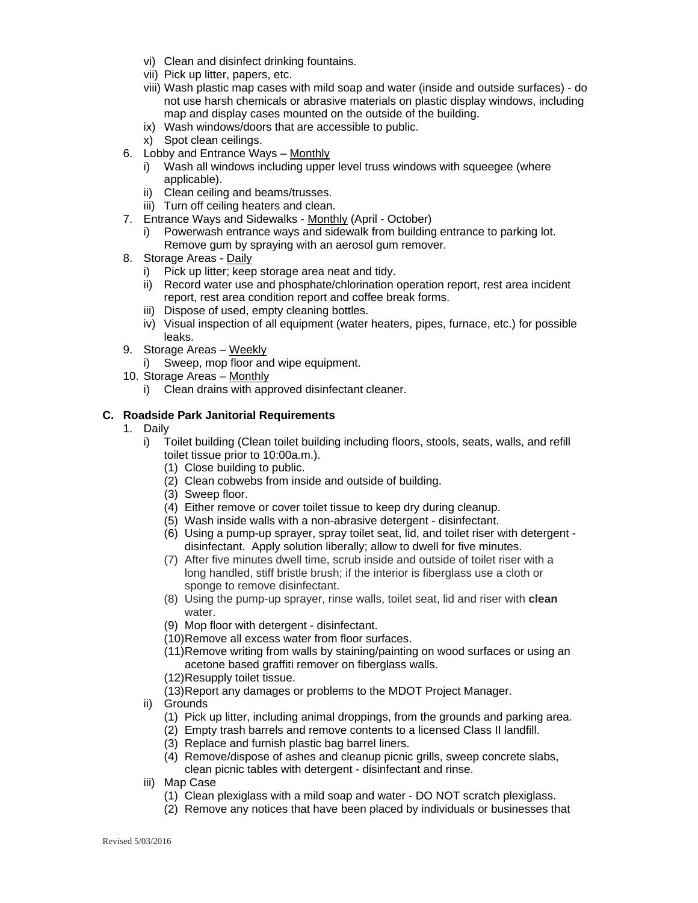vi) Clean and disinfect drinking fountains.
vii) Pick up litter, papers, etc.
viii) Wash plastic map cases with mild soap and water (inside and outside surfaces) - do not use harsh chemicals or abrasive materials on plastic display windows, including map and display cases mounted on the outside of the building.
ix) Wash windows/doors that are accessible to public.
x) Spot clean ceilings.

6. Lobby and Entrance Ways – Monthly
   i) Wash all windows including upper level truss windows with squeegee (where applicable).
   ii) Clean ceiling and beams/trusses.
   iii) Turn off ceiling heaters and clean.
7. Entrance Ways and Sidewalks - Monthly (April - October)
   i) Powerwash entrance ways and sidewalk from building entrance to parking lot. Remove gum by spraying with an aerosol gum remover.
8. Storage Areas - Daily
   i) Pick up litter; keep storage area neat and tidy.
   ii) Record water use and phosphate/chlorination operation report, rest area incident report, rest area condition report and coffee break forms.
   iii) Dispose of used, empty cleaning bottles.
   iv) Visual inspection of all equipment (water heaters, pipes, furnace, etc.) for possible leaks.
9. Storage Areas – Weekly
   i) Sweep, mop floor and wipe equipment.
10. Storage Areas – Monthly
    i) Clean drains with approved disinfectant cleaner.

**C. Roadside Park Janitorial Requirements**

1. Daily
   i) Toilet building (Clean toilet building including floors, stools, seats, walls, and refill toilet tissue prior to 10:00a.m.).
      (1) Close building to public.
      (2) Clean cobwebs from inside and outside of building.
      (3) Sweep floor.
      (4) Either remove or cover toilet tissue to keep dry during cleanup.
      (5) Wash inside walls with a non-abrasive detergent - disinfectant.
      (6) Using a pump-up sprayer, spray toilet seat, lid, and toilet riser with detergent - disinfectant. Apply solution liberally; allow to dwell for five minutes.
      (7) After five minutes dwell time, scrub inside and outside of toilet riser with a long handled, stiff bristle brush; if the interior is fiberglass use a cloth or sponge to remove disinfectant.
      (8) Using the pump-up sprayer, rinse walls, toilet seat, lid and riser with **clean** water.
      (9) Mop floor with detergent - disinfectant.
      (10) Remove all excess water from floor surfaces.
      (11) Remove writing from walls by staining/painting on wood surfaces or using an acetone based graffiti remover on fiberglass walls.
      (12) Resupply toilet tissue.
      (13) Report any damages or problems to the MDOT Project Manager.
   ii) Grounds
      (1) Pick up litter, including animal droppings, from the grounds and parking area.
      (2) Empty trash barrels and remove contents to a licensed Class II landfill.
      (3) Replace and furnish plastic bag barrel liners.
      (4) Remove/dispose of ashes and cleanup picnic grills, sweep concrete slabs, clean picnic tables with detergent - disinfectant and rinse.
   iii) Map Case
      (1) Clean plexiglass with a mild soap and water - DO NOT scratch plexiglass.
      (2) Remove any notices that have been placed by individuals or businesses that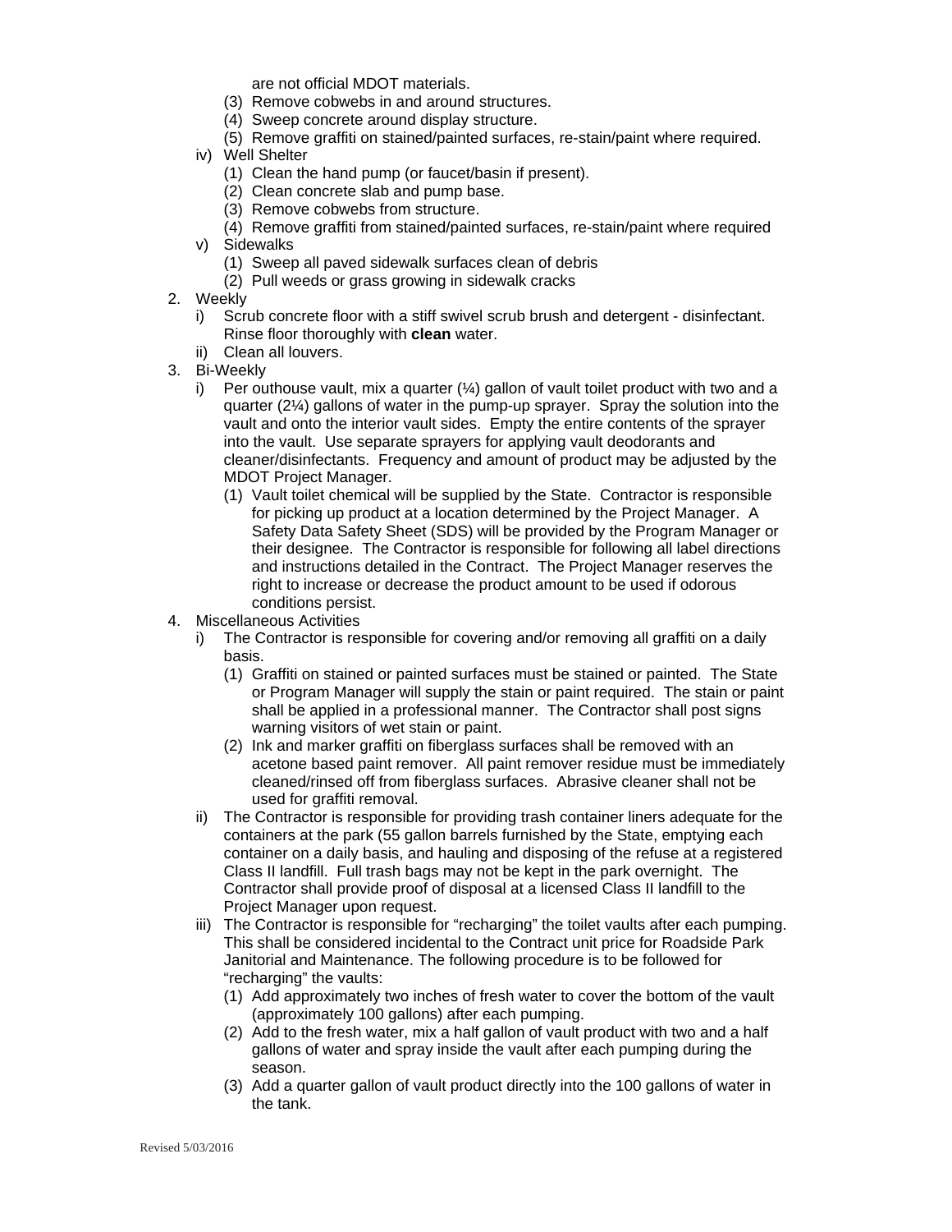are not official MDOT materials.

(3) Remove cobwebs in and around structures.
(4) Sweep concrete around display structure.
(5) Remove graffiti on stained/painted surfaces, re-stain/paint where required.

iv) Well Shelter
   (1) Clean the hand pump (or faucet/basin if present).
   (2) Clean concrete slab and pump base.
   (3) Remove cobwebs from structure.
   (4) Remove graffiti from stained/painted surfaces, re-stain/paint where required

v) Sidewalks
   (1) Sweep all paved sidewalk surfaces clean of debris
   (2) Pull weeds or grass growing in sidewalk cracks

2. Weekly
   i) Scrub concrete floor with a stiff swivel scrub brush and detergent - disinfectant. Rinse floor thoroughly with **clean** water.
   ii) Clean all louvers.

3. Bi-Weekly
   i) Per outhouse vault, mix a quarter (¼) gallon of vault toilet product with two and a quarter (2¼) gallons of water in the pump-up sprayer. Spray the solution into the vault and onto the interior vault sides. Empty the entire contents of the sprayer into the vault. Use separate sprayers for applying vault deodorants and cleaner/disinfectants. Frequency and amount of product may be adjusted by the MDOT Project Manager.
      (1) Vault toilet chemical will be supplied by the State. Contractor is responsible for picking up product at a location determined by the Project Manager. A Safety Data Safety Sheet (SDS) will be provided by the Program Manager or their designee. The Contractor is responsible for following all label directions and instructions detailed in the Contract. The Project Manager reserves the right to increase or decrease the product amount to be used if odorous conditions persist.

4. Miscellaneous Activities
   i) The Contractor is responsible for covering and/or removing all graffiti on a daily basis.
      (1) Graffiti on stained or painted surfaces must be stained or painted. The State or Program Manager will supply the stain or paint required. The stain or paint shall be applied in a professional manner. The Contractor shall post signs warning visitors of wet stain or paint.
      (2) Ink and marker graffiti on fiberglass surfaces shall be removed with an acetone based paint remover. All paint remover residue must be immediately cleaned/rinsed off from fiberglass surfaces. Abrasive cleaner shall not be used for graffiti removal.
   ii) The Contractor is responsible for providing trash container liners adequate for the containers at the park (55 gallon barrels furnished by the State, emptying each container on a daily basis, and hauling and disposing of the refuse at a registered Class II landfill. Full trash bags may not be kept in the park overnight. The Contractor shall provide proof of disposal at a licensed Class II landfill to the Project Manager upon request.
   iii) The Contractor is responsible for "recharging" the toilet vaults after each pumping. This shall be considered incidental to the Contract unit price for Roadside Park Janitorial and Maintenance. The following procedure is to be followed for "recharging" the vaults:
      (1) Add approximately two inches of fresh water to cover the bottom of the vault (approximately 100 gallons) after each pumping.
      (2) Add to the fresh water, mix a half gallon of vault product with two and a half gallons of water and spray inside the vault after each pumping during the season.
      (3) Add a quarter gallon of vault product directly into the 100 gallons of water in the tank.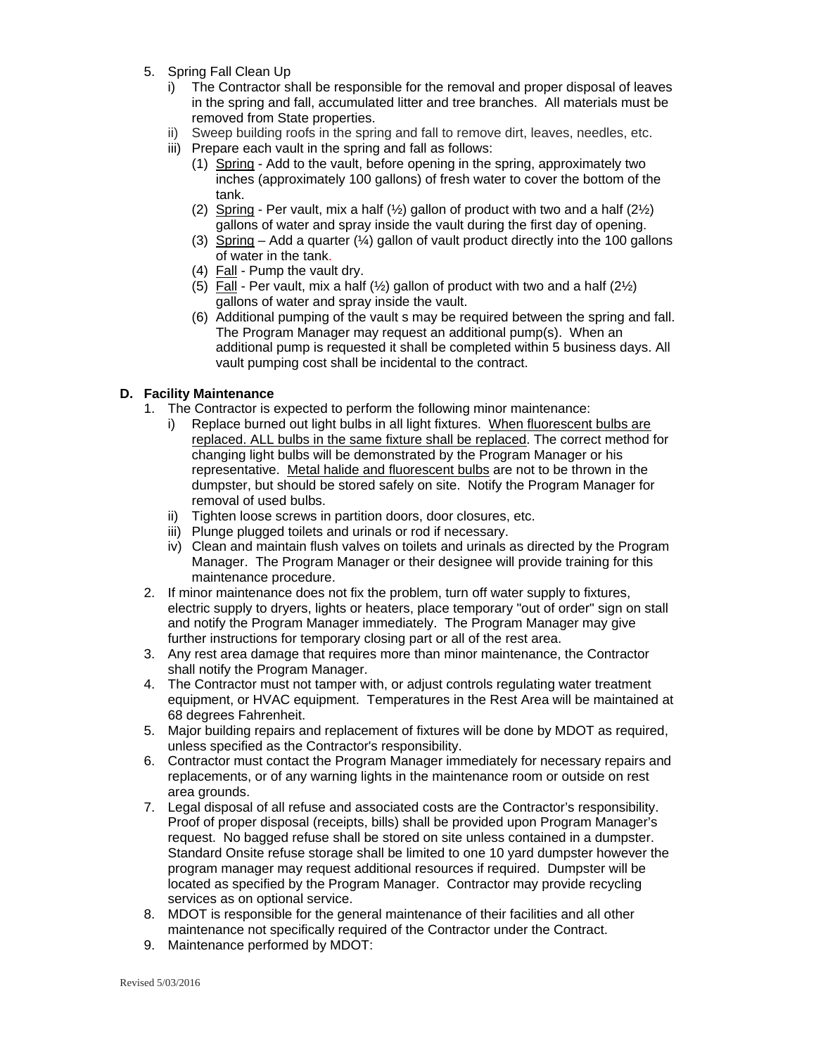5. Spring Fall Clean Up
   i) The Contractor shall be responsible for the removal and proper disposal of leaves in the spring and fall, accumulated litter and tree branches. All materials must be removed from State properties.
   ii) Sweep building roofs in the spring and fall to remove dirt, leaves, needles, etc.
   iii) Prepare each vault in the spring and fall as follows:
      (1) Spring - Add to the vault, before opening in the spring, approximately two inches (approximately 100 gallons) of fresh water to cover the bottom of the tank.
      (2) Spring - Per vault, mix a half (½) gallon of product with two and a half (2½) gallons of water and spray inside the vault during the first day of opening.
      (3) Spring – Add a quarter (¼) gallon of vault product directly into the 100 gallons of water in the tank.
      (4) Fall - Pump the vault dry.
      (5) Fall - Per vault, mix a half (½) gallon of product with two and a half (2½) gallons of water and spray inside the vault.
      (6) Additional pumping of the vault s may be required between the spring and fall. The Program Manager may request an additional pump(s). When an additional pump is requested it shall be completed within 5 business days. All vault pumping cost shall be incidental to the contract.

**D. Facility Maintenance**

1. The Contractor is expected to perform the following minor maintenance:
   i) Replace burned out light bulbs in all light fixtures. When fluorescent bulbs are replaced. ALL bulbs in the same fixture shall be replaced. The correct method for changing light bulbs will be demonstrated by the Program Manager or his representative. Metal halide and fluorescent bulbs are not to be thrown in the dumpster, but should be stored safely on site. Notify the Program Manager for removal of used bulbs.
   ii) Tighten loose screws in partition doors, door closures, etc.
   iii) Plunge plugged toilets and urinals or rod if necessary.
   iv) Clean and maintain flush valves on toilets and urinals as directed by the Program Manager. The Program Manager or their designee will provide training for this maintenance procedure.
2. If minor maintenance does not fix the problem, turn off water supply to fixtures, electric supply to dryers, lights or heaters, place temporary "out of order" sign on stall and notify the Program Manager immediately. The Program Manager may give further instructions for temporary closing part or all of the rest area.
3. Any rest area damage that requires more than minor maintenance, the Contractor shall notify the Program Manager.
4. The Contractor must not tamper with, or adjust controls regulating water treatment equipment, or HVAC equipment. Temperatures in the Rest Area will be maintained at 68 degrees Fahrenheit.
5. Major building repairs and replacement of fixtures will be done by MDOT as required, unless specified as the Contractor's responsibility.
6. Contractor must contact the Program Manager immediately for necessary repairs and replacements, or of any warning lights in the maintenance room or outside on rest area grounds.
7. Legal disposal of all refuse and associated costs are the Contractor's responsibility. Proof of proper disposal (receipts, bills) shall be provided upon Program Manager's request. No bagged refuse shall be stored on site unless contained in a dumpster. Standard Onsite refuse storage shall be limited to one 10 yard dumpster however the program manager may request additional resources if required. Dumpster will be located as specified by the Program Manager. Contractor may provide recycling services as on optional service.
8. MDOT is responsible for the general maintenance of their facilities and all other maintenance not specifically required of the Contractor under the Contract.
9. Maintenance performed by MDOT: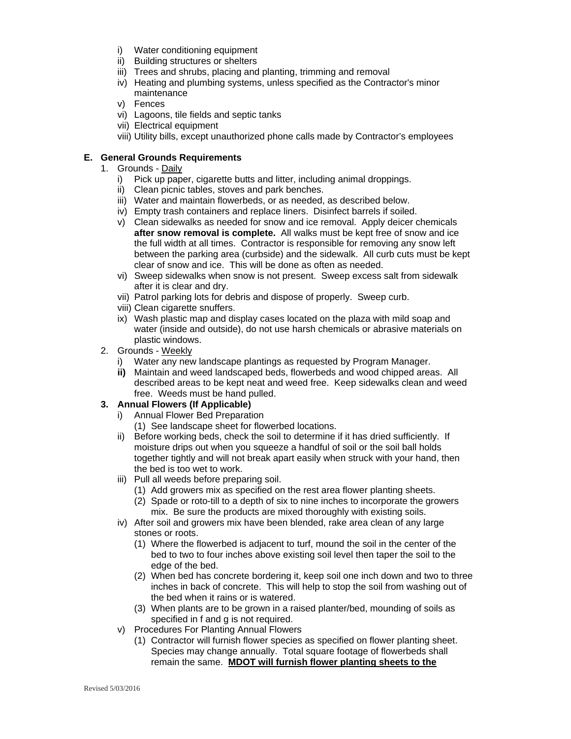i) Water conditioning equipment
ii) Building structures or shelters
iii) Trees and shrubs, placing and planting, trimming and removal
iv) Heating and plumbing systems, unless specified as the Contractor's minor maintenance
v) Fences
vi) Lagoons, tile fields and septic tanks
vii) Electrical equipment
viii) Utility bills, except unauthorized phone calls made by Contractor's employees

**E. General Grounds Requirements**

1. Grounds - Daily
    i) Pick up paper, cigarette butts and litter, including animal droppings.
    ii) Clean picnic tables, stoves and park benches.
    iii) Water and maintain flowerbeds, or as needed, as described below.
    iv) Empty trash containers and replace liners. Disinfect barrels if soiled.
    v) Clean sidewalks as needed for snow and ice removal. Apply deicer chemicals **after snow removal is complete.** All walks must be kept free of snow and ice the full width at all times. Contractor is responsible for removing any snow left between the parking area (curbside) and the sidewalk. All curb cuts must be kept clear of snow and ice. This will be done as often as needed.
    vi) Sweep sidewalks when snow is not present. Sweep excess salt from sidewalk after it is clear and dry.
    vii) Patrol parking lots for debris and dispose of properly. Sweep curb.
    viii) Clean cigarette snuffers.
    ix) Wash plastic map and display cases located on the plaza with mild soap and water (inside and outside), do not use harsh chemicals or abrasive materials on plastic windows.
2. Grounds - Weekly
    i) Water any new landscape plantings as requested by Program Manager.
    **ii)** Maintain and weed landscaped beds, flowerbeds and wood chipped areas. All described areas to be kept neat and weed free. Keep sidewalks clean and weed free. Weeds must be hand pulled.
3. **Annual Flowers (If Applicable)**
    i) Annual Flower Bed Preparation
        (1) See landscape sheet for flowerbed locations.
    ii) Before working beds, check the soil to determine if it has dried sufficiently. If moisture drips out when you squeeze a handful of soil or the soil ball holds together tightly and will not break apart easily when struck with your hand, then the bed is too wet to work.
    iii) Pull all weeds before preparing soil.
        (1) Add growers mix as specified on the rest area flower planting sheets.
        (2) Spade or roto-till to a depth of six to nine inches to incorporate the growers mix. Be sure the products are mixed thoroughly with existing soils.
    iv) After soil and growers mix have been blended, rake area clean of any large stones or roots.
        (1) Where the flowerbed is adjacent to turf, mound the soil in the center of the bed to two to four inches above existing soil level then taper the soil to the edge of the bed.
        (2) When bed has concrete bordering it, keep soil one inch down and two to three inches in back of concrete. This will help to stop the soil from washing out of the bed when it rains or is watered.
        (3) When plants are to be grown in a raised planter/bed, mounding of soils as specified in f and g is not required.
    v) Procedures For Planting Annual Flowers
        (1) Contractor will furnish flower species as specified on flower planting sheet. Species may change annually. Total square footage of flowerbeds shall remain the same. **MDOT will furnish flower planting sheets to the**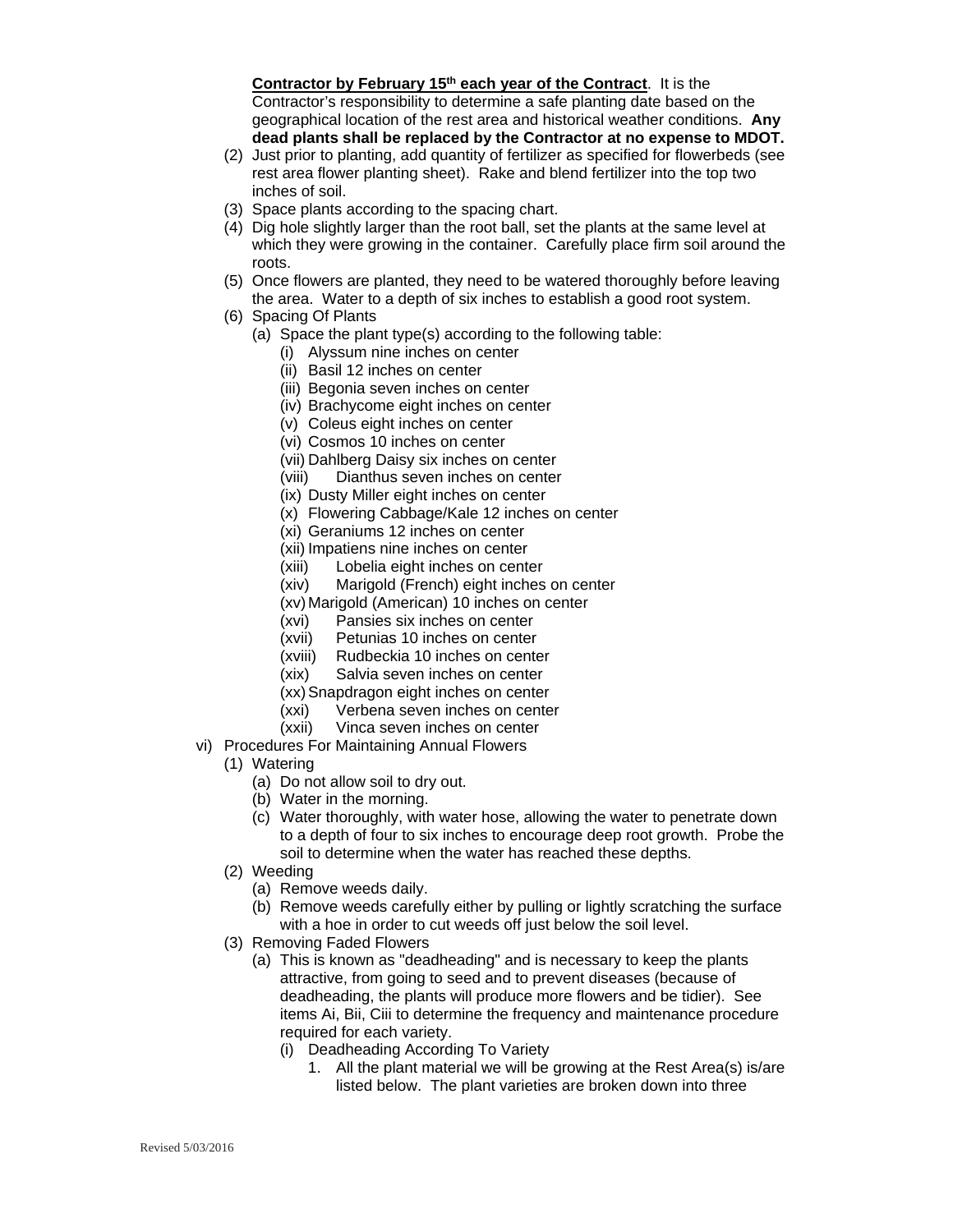**Contractor by February 15th each year of the Contract**. It is the Contractor's responsibility to determine a safe planting date based on the geographical location of the rest area and historical weather conditions. **Any dead plants shall be replaced by the Contractor at no expense to MDOT.**

(2) Just prior to planting, add quantity of fertilizer as specified for flowerbeds (see rest area flower planting sheet). Rake and blend fertilizer into the top two inches of soil.

(3) Space plants according to the spacing chart.

(4) Dig hole slightly larger than the root ball, set the plants at the same level at which they were growing in the container. Carefully place firm soil around the roots.

(5) Once flowers are planted, they need to be watered thoroughly before leaving the area. Water to a depth of six inches to establish a good root system.

(6) Spacing Of Plants

   (a) Space the plant type(s) according to the following table:

      (i) Alyssum nine inches on center
      (ii) Basil 12 inches on center
      (iii) Begonia seven inches on center
      (iv) Brachycome eight inches on center
      (v) Coleus eight inches on center
      (vi) Cosmos 10 inches on center
      (vii) Dahlberg Daisy six inches on center
      (viii) Dianthus seven inches on center
      (ix) Dusty Miller eight inches on center
      (x) Flowering Cabbage/Kale 12 inches on center
      (xi) Geraniums 12 inches on center
      (xii) Impatiens nine inches on center
      (xiii) Lobelia eight inches on center
      (xiv) Marigold (French) eight inches on center
      (xv) Marigold (American) 10 inches on center
      (xvi) Pansies six inches on center
      (xvii) Petunias 10 inches on center
      (xviii) Rudbeckia 10 inches on center
      (xix) Salvia seven inches on center
      (xx) Snapdragon eight inches on center
      (xxi) Verbena seven inches on center
      (xxii) Vinca seven inches on center

vi) Procedures For Maintaining Annual Flowers

(1) Watering

   (a) Do not allow soil to dry out.
   (b) Water in the morning.
   (c) Water thoroughly, with water hose, allowing the water to penetrate down to a depth of four to six inches to encourage deep root growth. Probe the soil to determine when the water has reached these depths.

(2) Weeding

   (a) Remove weeds daily.
   (b) Remove weeds carefully either by pulling or lightly scratching the surface with a hoe in order to cut weeds off just below the soil level.

(3) Removing Faded Flowers

   (a) This is known as "deadheading" and is necessary to keep the plants attractive, from going to seed and to prevent diseases (because of deadheading, the plants will produce more flowers and be tidier). See items Ai, Bii, Ciii to determine the frequency and maintenance procedure required for each variety.

      (i) Deadheading According To Variety

         1. All the plant material we will be growing at the Rest Area(s) is/are listed below. The plant varieties are broken down into three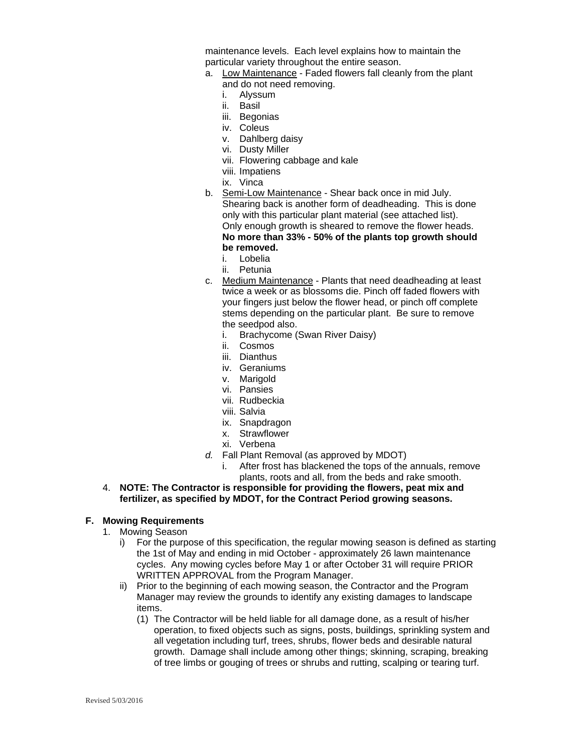maintenance levels. Each level explains how to maintain the particular variety throughout the entire season.

a. Low Maintenance - Faded flowers fall cleanly from the plant and do not need removing.
   i. Alyssum
   ii. Basil
   iii. Begonias
   iv. Coleus
   v. Dahlberg daisy
   vi. Dusty Miller
   vii. Flowering cabbage and kale
   viii. Impatiens
   ix. Vinca
b. Semi-Low Maintenance - Shear back once in mid July. Shearing back is another form of deadheading. This is done only with this particular plant material (see attached list). Only enough growth is sheared to remove the flower heads. **No more than 33% - 50% of the plants top growth should be removed.**
   i. Lobelia
   ii. Petunia
c. Medium Maintenance - Plants that need deadheading at least twice a week or as blossoms die. Pinch off faded flowers with your fingers just below the flower head, or pinch off complete stems depending on the particular plant. Be sure to remove the seedpod also.
   i. Brachycome (Swan River Daisy)
   ii. Cosmos
   iii. Dianthus
   iv. Geraniums
   v. Marigold
   vi. Pansies
   vii. Rudbeckia
   viii. Salvia
   ix. Snapdragon
   x. Strawflower
   xi. Verbena
*d.* Fall Plant Removal (as approved by MDOT)
   i. After frost has blackened the tops of the annuals, remove plants, roots and all, from the beds and rake smooth.

4. **NOTE: The Contractor is responsible for providing the flowers, peat mix and fertilizer, as specified by MDOT, for the Contract Period growing seasons.**

## F. Mowing Requirements

1. Mowing Season
   i) For the purpose of this specification, the regular mowing season is defined as starting the 1st of May and ending in mid October - approximately 26 lawn maintenance cycles. Any mowing cycles before May 1 or after October 31 will require PRIOR WRITTEN APPROVAL from the Program Manager.
   ii) Prior to the beginning of each mowing season, the Contractor and the Program Manager may review the grounds to identify any existing damages to landscape items.
      (1) The Contractor will be held liable for all damage done, as a result of his/her operation, to fixed objects such as signs, posts, buildings, sprinkling system and all vegetation including turf, trees, shrubs, flower beds and desirable natural growth. Damage shall include among other things; skinning, scraping, breaking of tree limbs or gouging of trees or shrubs and rutting, scalping or tearing turf.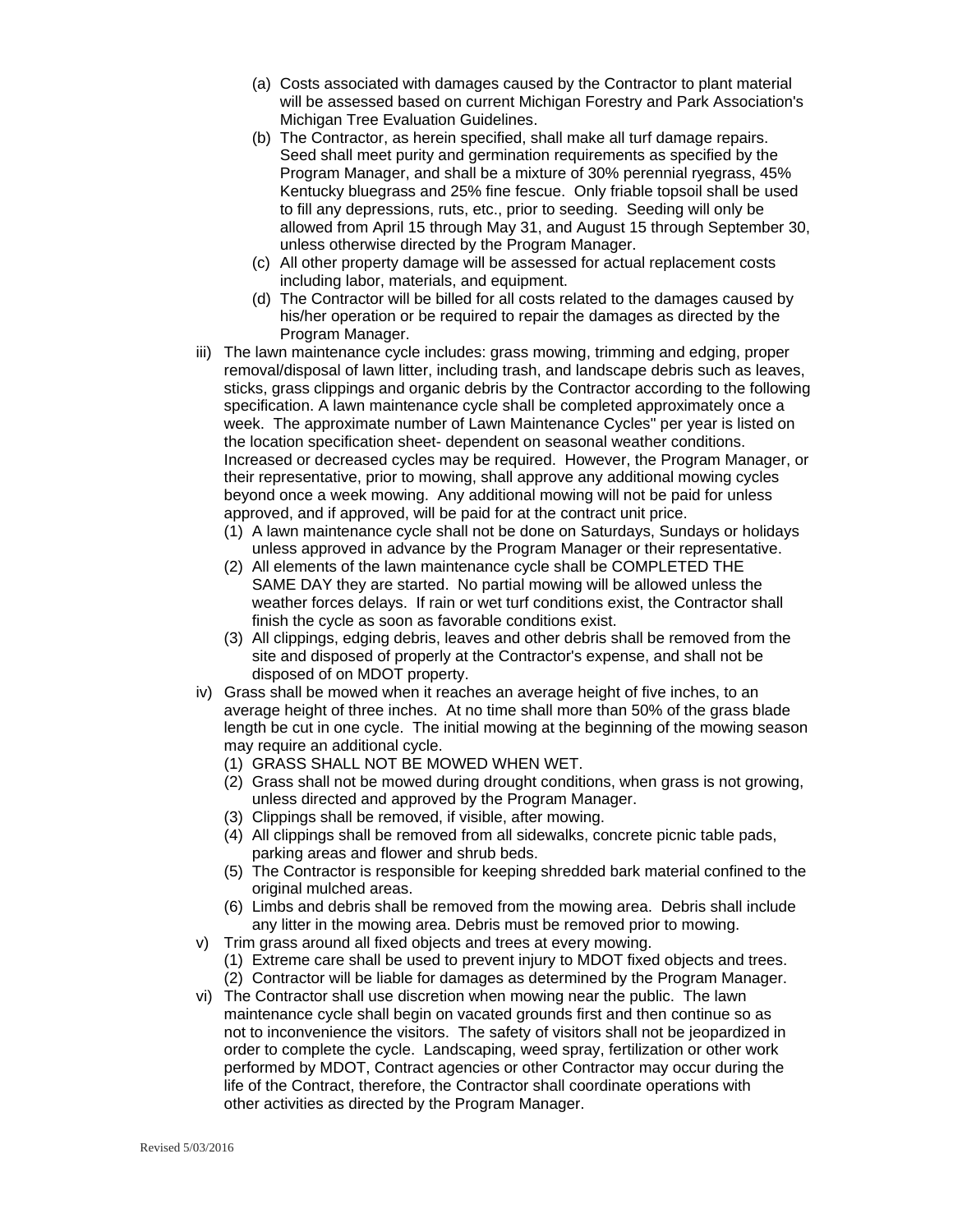(a) Costs associated with damages caused by the Contractor to plant material will be assessed based on current Michigan Forestry and Park Association's Michigan Tree Evaluation Guidelines.

(b) The Contractor, as herein specified, shall make all turf damage repairs. Seed shall meet purity and germination requirements as specified by the Program Manager, and shall be a mixture of 30% perennial ryegrass, 45% Kentucky bluegrass and 25% fine fescue. Only friable topsoil shall be used to fill any depressions, ruts, etc., prior to seeding. Seeding will only be allowed from April 15 through May 31, and August 15 through September 30, unless otherwise directed by the Program Manager.

(c) All other property damage will be assessed for actual replacement costs including labor, materials, and equipment.

(d) The Contractor will be billed for all costs related to the damages caused by his/her operation or be required to repair the damages as directed by the Program Manager.

iii) The lawn maintenance cycle includes: grass mowing, trimming and edging, proper removal/disposal of lawn litter, including trash, and landscape debris such as leaves, sticks, grass clippings and organic debris by the Contractor according to the following specification. A lawn maintenance cycle shall be completed approximately once a week. The approximate number of Lawn Maintenance Cycles" per year is listed on the location specification sheet- dependent on seasonal weather conditions. Increased or decreased cycles may be required. However, the Program Manager, or their representative, prior to mowing, shall approve any additional mowing cycles beyond once a week mowing. Any additional mowing will not be paid for unless approved, and if approved, will be paid for at the contract unit price.

(1) A lawn maintenance cycle shall not be done on Saturdays, Sundays or holidays unless approved in advance by the Program Manager or their representative.

(2) All elements of the lawn maintenance cycle shall be COMPLETED THE SAME DAY they are started. No partial mowing will be allowed unless the weather forces delays. If rain or wet turf conditions exist, the Contractor shall finish the cycle as soon as favorable conditions exist.

(3) All clippings, edging debris, leaves and other debris shall be removed from the site and disposed of properly at the Contractor's expense, and shall not be disposed of on MDOT property.

iv) Grass shall be mowed when it reaches an average height of five inches, to an average height of three inches. At no time shall more than 50% of the grass blade length be cut in one cycle. The initial mowing at the beginning of the mowing season may require an additional cycle.

(1) GRASS SHALL NOT BE MOWED WHEN WET.

(2) Grass shall not be mowed during drought conditions, when grass is not growing, unless directed and approved by the Program Manager.

(3) Clippings shall be removed, if visible, after mowing.

(4) All clippings shall be removed from all sidewalks, concrete picnic table pads, parking areas and flower and shrub beds.

(5) The Contractor is responsible for keeping shredded bark material confined to the original mulched areas.

(6) Limbs and debris shall be removed from the mowing area. Debris shall include any litter in the mowing area. Debris must be removed prior to mowing.

v) Trim grass around all fixed objects and trees at every mowing.

(1) Extreme care shall be used to prevent injury to MDOT fixed objects and trees.

(2) Contractor will be liable for damages as determined by the Program Manager.

vi) The Contractor shall use discretion when mowing near the public. The lawn maintenance cycle shall begin on vacated grounds first and then continue so as not to inconvenience the visitors. The safety of visitors shall not be jeopardized in order to complete the cycle. Landscaping, weed spray, fertilization or other work performed by MDOT, Contract agencies or other Contractor may occur during the life of the Contract, therefore, the Contractor shall coordinate operations with other activities as directed by the Program Manager.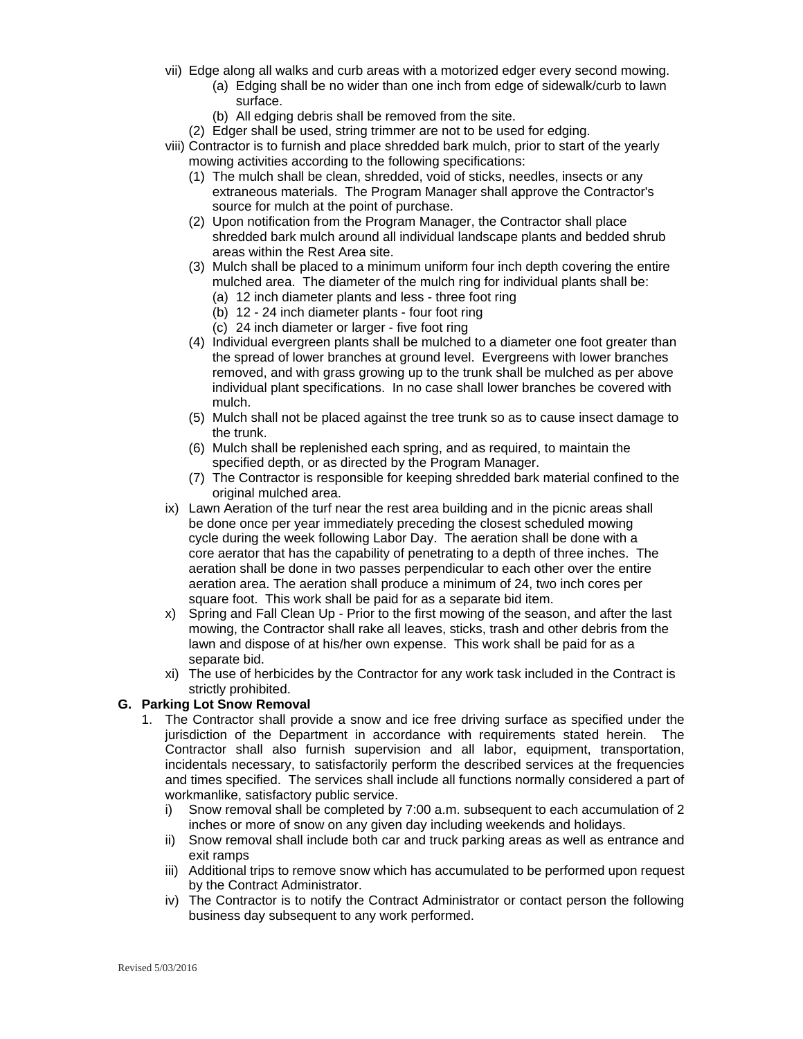- vii) Edge along all walks and curb areas with a motorized edger every second mowing.
    - (a) Edging shall be no wider than one inch from edge of sidewalk/curb to lawn surface.
    - (b) All edging debris shall be removed from the site.
  - (2) Edger shall be used, string trimmer are not to be used for edging.
- viii) Contractor is to furnish and place shredded bark mulch, prior to start of the yearly mowing activities according to the following specifications:
  - (1) The mulch shall be clean, shredded, void of sticks, needles, insects or any extraneous materials. The Program Manager shall approve the Contractor's source for mulch at the point of purchase.
  - (2) Upon notification from the Program Manager, the Contractor shall place shredded bark mulch around all individual landscape plants and bedded shrub areas within the Rest Area site.
  - (3) Mulch shall be placed to a minimum uniform four inch depth covering the entire mulched area. The diameter of the mulch ring for individual plants shall be:
    - (a) 12 inch diameter plants and less - three foot ring
    - (b) 12 - 24 inch diameter plants - four foot ring
    - (c) 24 inch diameter or larger - five foot ring
  - (4) Individual evergreen plants shall be mulched to a diameter one foot greater than the spread of lower branches at ground level. Evergreens with lower branches removed, and with grass growing up to the trunk shall be mulched as per above individual plant specifications. In no case shall lower branches be covered with mulch.
  - (5) Mulch shall not be placed against the tree trunk so as to cause insect damage to the trunk.
  - (6) Mulch shall be replenished each spring, and as required, to maintain the specified depth, or as directed by the Program Manager.
  - (7) The Contractor is responsible for keeping shredded bark material confined to the original mulched area.
- ix) Lawn Aeration of the turf near the rest area building and in the picnic areas shall be done once per year immediately preceding the closest scheduled mowing cycle during the week following Labor Day. The aeration shall be done with a core aerator that has the capability of penetrating to a depth of three inches. The aeration shall be done in two passes perpendicular to each other over the entire aeration area. The aeration shall produce a minimum of 24, two inch cores per square foot. This work shall be paid for as a separate bid item.
- x) Spring and Fall Clean Up - Prior to the first mowing of the season, and after the last mowing, the Contractor shall rake all leaves, sticks, trash and other debris from the lawn and dispose of at his/her own expense. This work shall be paid for as a separate bid.
- xi) The use of herbicides by the Contractor for any work task included in the Contract is strictly prohibited.

**G. Parking Lot Snow Removal**

1. The Contractor shall provide a snow and ice free driving surface as specified under the jurisdiction of the Department in accordance with requirements stated herein. The Contractor shall also furnish supervision and all labor, equipment, transportation, incidentals necessary, to satisfactorily perform the described services at the frequencies and times specified. The services shall include all functions normally considered a part of workmanlike, satisfactory public service.
   - i) Snow removal shall be completed by 7:00 a.m. subsequent to each accumulation of 2 inches or more of snow on any given day including weekends and holidays.
   - ii) Snow removal shall include both car and truck parking areas as well as entrance and exit ramps
   - iii) Additional trips to remove snow which has accumulated to be performed upon request by the Contract Administrator.
   - iv) The Contractor is to notify the Contract Administrator or contact person the following business day subsequent to any work performed.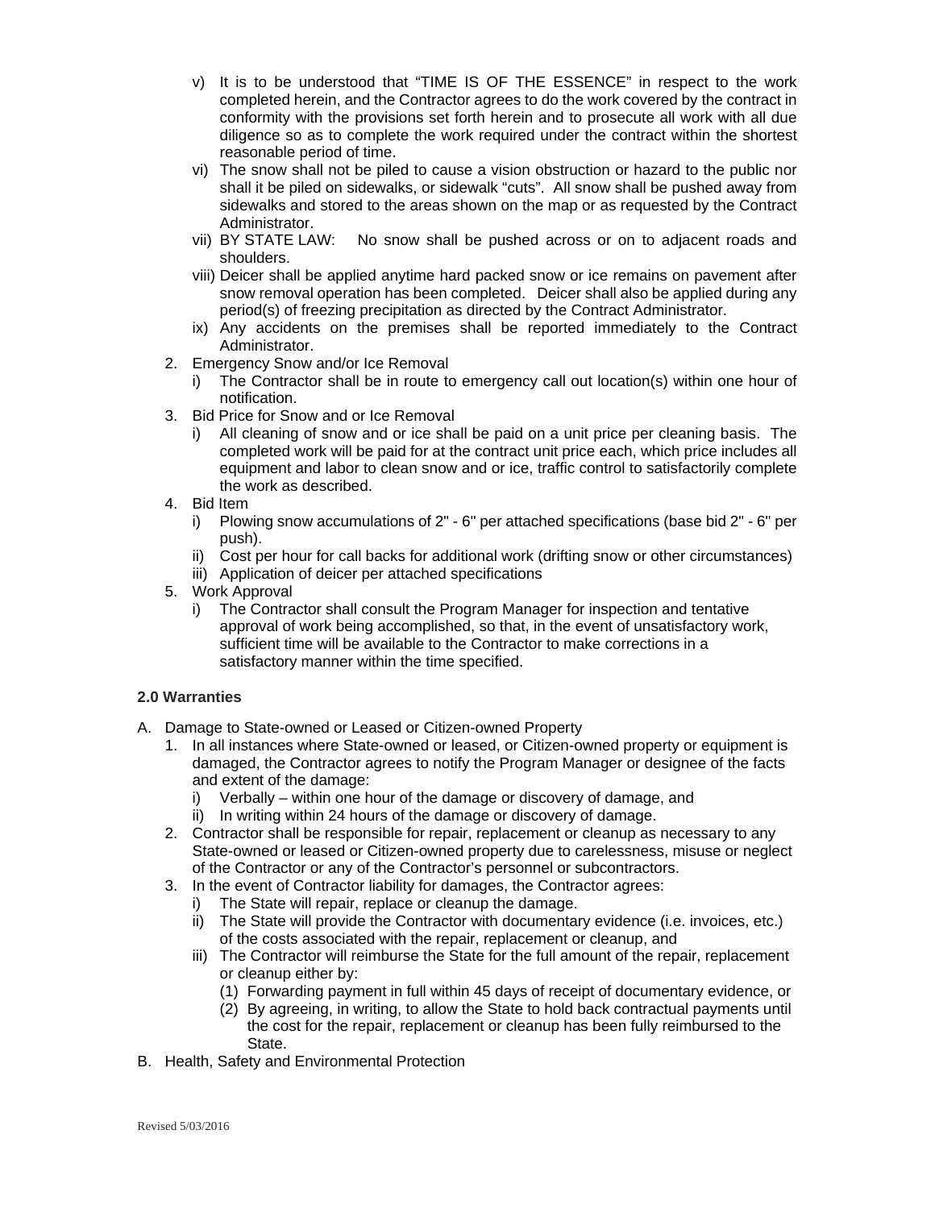v) It is to be understood that "TIME IS OF THE ESSENCE" in respect to the work completed herein, and the Contractor agrees to do the work covered by the contract in conformity with the provisions set forth herein and to prosecute all work with all due diligence so as to complete the work required under the contract within the shortest reasonable period of time.

vi) The snow shall not be piled to cause a vision obstruction or hazard to the public nor shall it be piled on sidewalks, or sidewalk "cuts". All snow shall be pushed away from sidewalks and stored to the areas shown on the map or as requested by the Contract Administrator.

vii) BY STATE LAW: No snow shall be pushed across or on to adjacent roads and shoulders.

viii) Deicer shall be applied anytime hard packed snow or ice remains on pavement after snow removal operation has been completed. Deicer shall also be applied during any period(s) of freezing precipitation as directed by the Contract Administrator.

ix) Any accidents on the premises shall be reported immediately to the Contract Administrator.

2. Emergency Snow and/or Ice Removal
   i) The Contractor shall be in route to emergency call out location(s) within one hour of notification.
3. Bid Price for Snow and or Ice Removal
   i) All cleaning of snow and or ice shall be paid on a unit price per cleaning basis. The completed work will be paid for at the contract unit price each, which price includes all equipment and labor to clean snow and or ice, traffic control to satisfactorily complete the work as described.
4. Bid Item
   i) Plowing snow accumulations of 2" - 6" per attached specifications (base bid 2" - 6" per push).
   ii) Cost per hour for call backs for additional work (drifting snow or other circumstances)
   iii) Application of deicer per attached specifications
5. Work Approval
   i) The Contractor shall consult the Program Manager for inspection and tentative approval of work being accomplished, so that, in the event of unsatisfactory work, sufficient time will be available to the Contractor to make corrections in a satisfactory manner within the time specified.

**2.0 Warranties**

A. Damage to State-owned or Leased or Citizen-owned Property
   1. In all instances where State-owned or leased, or Citizen-owned property or equipment is damaged, the Contractor agrees to notify the Program Manager or designee of the facts and extent of the damage:
      i) Verbally – within one hour of the damage or discovery of damage, and
      ii) In writing within 24 hours of the damage or discovery of damage.
   2. Contractor shall be responsible for repair, replacement or cleanup as necessary to any State-owned or leased or Citizen-owned property due to carelessness, misuse or neglect of the Contractor or any of the Contractor's personnel or subcontractors.
   3. In the event of Contractor liability for damages, the Contractor agrees:
      i) The State will repair, replace or cleanup the damage.
      ii) The State will provide the Contractor with documentary evidence (i.e. invoices, etc.) of the costs associated with the repair, replacement or cleanup, and
      iii) The Contractor will reimburse the State for the full amount of the repair, replacement or cleanup either by:
         (1) Forwarding payment in full within 45 days of receipt of documentary evidence, or
         (2) By agreeing, in writing, to allow the State to hold back contractual payments until the cost for the repair, replacement or cleanup has been fully reimbursed to the State.

B. Health, Safety and Environmental Protection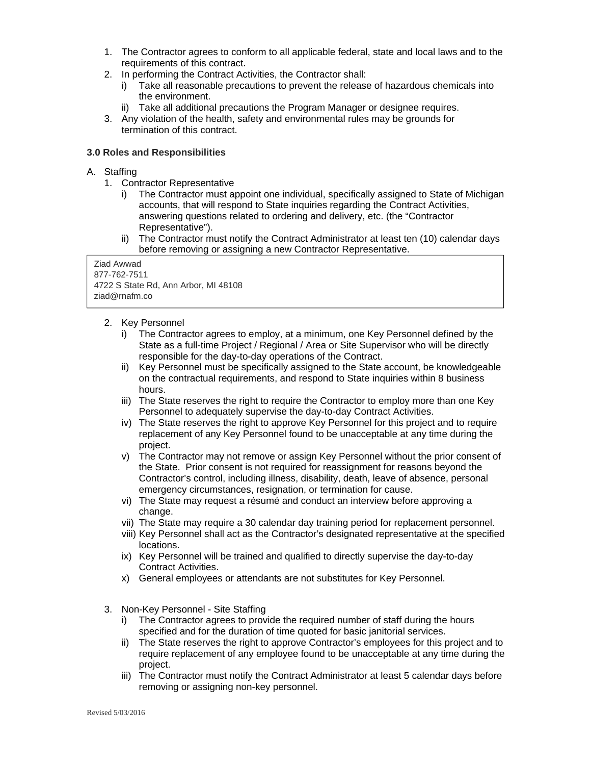1. The Contractor agrees to conform to all applicable federal, state and local laws and to the requirements of this contract.
2. In performing the Contract Activities, the Contractor shall:
   - i) Take all reasonable precautions to prevent the release of hazardous chemicals into the environment.
   - ii) Take all additional precautions the Program Manager or designee requires.
3. Any violation of the health, safety and environmental rules may be grounds for termination of this contract.

**3.0 Roles and Responsibilities**

A. Staffing

1. Contractor Representative
   - i) The Contractor must appoint one individual, specifically assigned to State of Michigan accounts, that will respond to State inquiries regarding the Contract Activities, answering questions related to ordering and delivery, etc. (the "Contractor Representative").
   - ii) The Contractor must notify the Contract Administrator at least ten (10) calendar days before removing or assigning a new Contractor Representative.

| Ziad Awwad<br>877-762-7511<br>4722 S State Rd, Ann Arbor, MI 48108<br>ziad@rnafm.co |
|---|

2. Key Personnel
   - i) The Contractor agrees to employ, at a minimum, one Key Personnel defined by the State as a full-time Project / Regional / Area or Site Supervisor who will be directly responsible for the day-to-day operations of the Contract.
   - ii) Key Personnel must be specifically assigned to the State account, be knowledgeable on the contractual requirements, and respond to State inquiries within 8 business hours.
   - iii) The State reserves the right to require the Contractor to employ more than one Key Personnel to adequately supervise the day-to-day Contract Activities.
   - iv) The State reserves the right to approve Key Personnel for this project and to require replacement of any Key Personnel found to be unacceptable at any time during the project.
   - v) The Contractor may not remove or assign Key Personnel without the prior consent of the State. Prior consent is not required for reassignment for reasons beyond the Contractor's control, including illness, disability, death, leave of absence, personal emergency circumstances, resignation, or termination for cause.
   - vi) The State may request a résumé and conduct an interview before approving a change.
   - vii) The State may require a 30 calendar day training period for replacement personnel.
   - viii) Key Personnel shall act as the Contractor's designated representative at the specified locations.
   - ix) Key Personnel will be trained and qualified to directly supervise the day-to-day Contract Activities.
   - x) General employees or attendants are not substitutes for Key Personnel.

3. Non-Key Personnel - Site Staffing
   - i) The Contractor agrees to provide the required number of staff during the hours specified and for the duration of time quoted for basic janitorial services.
   - ii) The State reserves the right to approve Contractor's employees for this project and to require replacement of any employee found to be unacceptable at any time during the project.
   - iii) The Contractor must notify the Contract Administrator at least 5 calendar days before removing or assigning non-key personnel.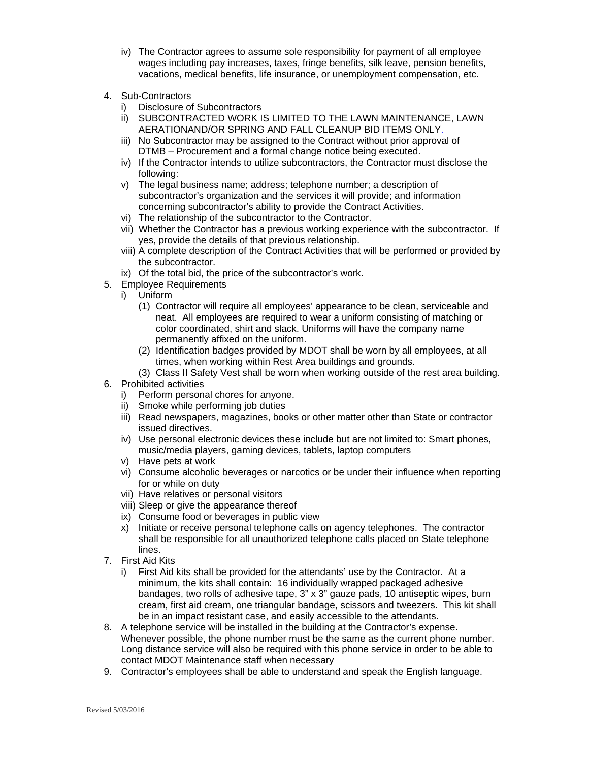iv) The Contractor agrees to assume sole responsibility for payment of all employee wages including pay increases, taxes, fringe benefits, silk leave, pension benefits, vacations, medical benefits, life insurance, or unemployment compensation, etc.

4. Sub-Contractors
   i) Disclosure of Subcontractors
   ii) SUBCONTRACTED WORK IS LIMITED TO THE LAWN MAINTENANCE, LAWN AERATIONAND/OR SPRING AND FALL CLEANUP BID ITEMS ONLY.
   iii) No Subcontractor may be assigned to the Contract without prior approval of DTMB – Procurement and a formal change notice being executed.
   iv) If the Contractor intends to utilize subcontractors, the Contractor must disclose the following:
   v) The legal business name; address; telephone number; a description of subcontractor's organization and the services it will provide; and information concerning subcontractor's ability to provide the Contract Activities.
   vi) The relationship of the subcontractor to the Contractor.
   vii) Whether the Contractor has a previous working experience with the subcontractor. If yes, provide the details of that previous relationship.
   viii) A complete description of the Contract Activities that will be performed or provided by the subcontractor.
   ix) Of the total bid, the price of the subcontractor's work.
5. Employee Requirements
   i) Uniform
      (1) Contractor will require all employees' appearance to be clean, serviceable and neat. All employees are required to wear a uniform consisting of matching or color coordinated, shirt and slack. Uniforms will have the company name permanently affixed on the uniform.
      (2) Identification badges provided by MDOT shall be worn by all employees, at all times, when working within Rest Area buildings and grounds.
      (3) Class II Safety Vest shall be worn when working outside of the rest area building.
6. Prohibited activities
   i) Perform personal chores for anyone.
   ii) Smoke while performing job duties
   iii) Read newspapers, magazines, books or other matter other than State or contractor issued directives.
   iv) Use personal electronic devices these include but are not limited to: Smart phones, music/media players, gaming devices, tablets, laptop computers
   v) Have pets at work
   vi) Consume alcoholic beverages or narcotics or be under their influence when reporting for or while on duty
   vii) Have relatives or personal visitors
   viii) Sleep or give the appearance thereof
   ix) Consume food or beverages in public view
   x) Initiate or receive personal telephone calls on agency telephones. The contractor shall be responsible for all unauthorized telephone calls placed on State telephone lines.
7. First Aid Kits
   i) First Aid kits shall be provided for the attendants' use by the Contractor. At a minimum, the kits shall contain: 16 individually wrapped packaged adhesive bandages, two rolls of adhesive tape, 3" x 3" gauze pads, 10 antiseptic wipes, burn cream, first aid cream, one triangular bandage, scissors and tweezers. This kit shall be in an impact resistant case, and easily accessible to the attendants.
8. A telephone service will be installed in the building at the Contractor's expense. Whenever possible, the phone number must be the same as the current phone number. Long distance service will also be required with this phone service in order to be able to contact MDOT Maintenance staff when necessary
9. Contractor's employees shall be able to understand and speak the English language.

Revised 5/03/2016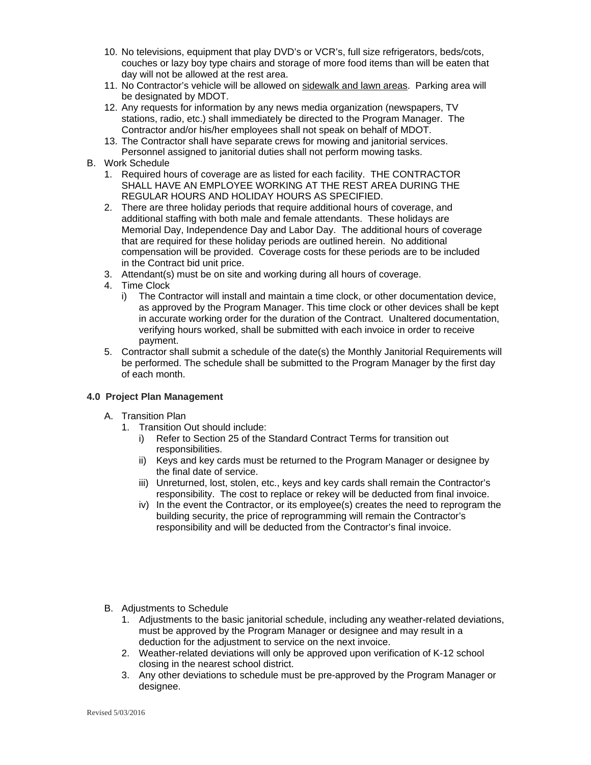10. No televisions, equipment that play DVD's or VCR's, full size refrigerators, beds/cots, couches or lazy boy type chairs and storage of more food items than will be eaten that day will not be allowed at the rest area.
11. No Contractor's vehicle will be allowed on <u>sidewalk and lawn areas</u>. Parking area will be designated by MDOT.
12. Any requests for information by any news media organization (newspapers, TV stations, radio, etc.) shall immediately be directed to the Program Manager. The Contractor and/or his/her employees shall not speak on behalf of MDOT.
13. The Contractor shall have separate crews for mowing and janitorial services. Personnel assigned to janitorial duties shall not perform mowing tasks.

B. Work Schedule
   1. Required hours of coverage are as listed for each facility. THE CONTRACTOR SHALL HAVE AN EMPLOYEE WORKING AT THE REST AREA DURING THE REGULAR HOURS AND HOLIDAY HOURS AS SPECIFIED.
   2. There are three holiday periods that require additional hours of coverage, and additional staffing with both male and female attendants. These holidays are Memorial Day, Independence Day and Labor Day. The additional hours of coverage that are required for these holiday periods are outlined herein. No additional compensation will be provided. Coverage costs for these periods are to be included in the Contract bid unit price.
   3. Attendant(s) must be on site and working during all hours of coverage.
   4. Time Clock
      i) The Contractor will install and maintain a time clock, or other documentation device, as approved by the Program Manager. This time clock or other devices shall be kept in accurate working order for the duration of the Contract. Unaltered documentation, verifying hours worked, shall be submitted with each invoice in order to receive payment.
   5. Contractor shall submit a schedule of the date(s) the Monthly Janitorial Requirements will be performed. The schedule shall be submitted to the Program Manager by the first day of each month.

**4.0 Project Plan Management**

A. Transition Plan
   1. Transition Out should include:
      i) Refer to Section 25 of the Standard Contract Terms for transition out responsibilities.
      ii) Keys and key cards must be returned to the Program Manager or designee by the final date of service.
      iii) Unreturned, lost, stolen, etc., keys and key cards shall remain the Contractor's responsibility. The cost to replace or rekey will be deducted from final invoice.
      iv) In the event the Contractor, or its employee(s) creates the need to reprogram the building security, the price of reprogramming will remain the Contractor's responsibility and will be deducted from the Contractor's final invoice.

B. Adjustments to Schedule
   1. Adjustments to the basic janitorial schedule, including any weather-related deviations, must be approved by the Program Manager or designee and may result in a deduction for the adjustment to service on the next invoice.
   2. Weather-related deviations will only be approved upon verification of K-12 school closing in the nearest school district.
   3. Any other deviations to schedule must be pre-approved by the Program Manager or designee.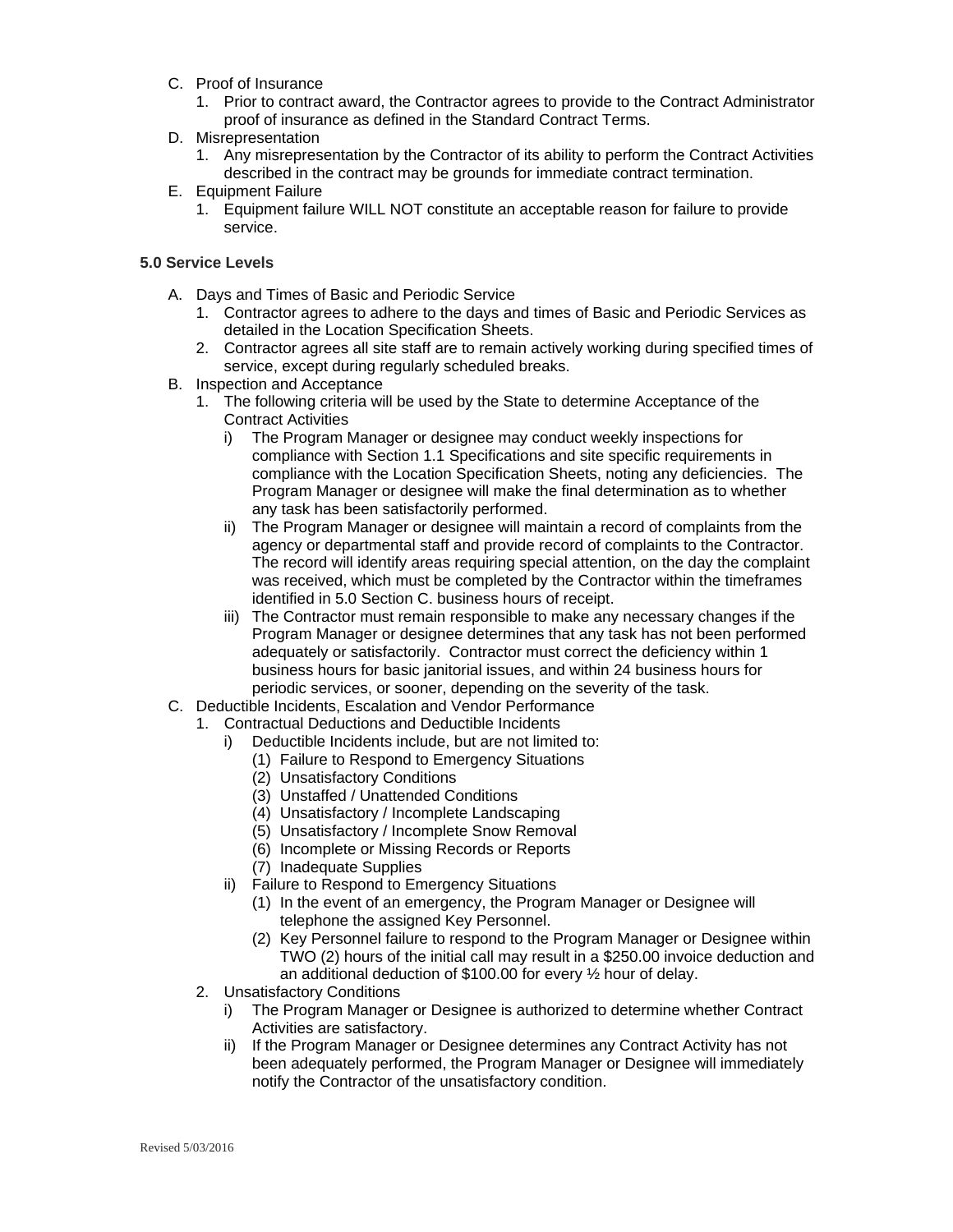C. Proof of Insurance
   1. Prior to contract award, the Contractor agrees to provide to the Contract Administrator proof of insurance as defined in the Standard Contract Terms.

D. Misrepresentation
   1. Any misrepresentation by the Contractor of its ability to perform the Contract Activities described in the contract may be grounds for immediate contract termination.

E. Equipment Failure
   1. Equipment failure WILL NOT constitute an acceptable reason for failure to provide service.

**5.0 Service Levels**

A. Days and Times of Basic and Periodic Service
   1. Contractor agrees to adhere to the days and times of Basic and Periodic Services as detailed in the Location Specification Sheets.
   2. Contractor agrees all site staff are to remain actively working during specified times of service, except during regularly scheduled breaks.

B. Inspection and Acceptance
   1. The following criteria will be used by the State to determine Acceptance of the Contract Activities
      i) The Program Manager or designee may conduct weekly inspections for compliance with Section 1.1 Specifications and site specific requirements in compliance with the Location Specification Sheets, noting any deficiencies. The Program Manager or designee will make the final determination as to whether any task has been satisfactorily performed.
      ii) The Program Manager or designee will maintain a record of complaints from the agency or departmental staff and provide record of complaints to the Contractor. The record will identify areas requiring special attention, on the day the complaint was received, which must be completed by the Contractor within the timeframes identified in 5.0 Section C. business hours of receipt.
      iii) The Contractor must remain responsible to make any necessary changes if the Program Manager or designee determines that any task has not been performed adequately or satisfactorily. Contractor must correct the deficiency within 1 business hours for basic janitorial issues, and within 24 business hours for periodic services, or sooner, depending on the severity of the task.

C. Deductible Incidents, Escalation and Vendor Performance
   1. Contractual Deductions and Deductible Incidents
      i) Deductible Incidents include, but are not limited to:
         (1) Failure to Respond to Emergency Situations
         (2) Unsatisfactory Conditions
         (3) Unstaffed / Unattended Conditions
         (4) Unsatisfactory / Incomplete Landscaping
         (5) Unsatisfactory / Incomplete Snow Removal
         (6) Incomplete or Missing Records or Reports
         (7) Inadequate Supplies
      ii) Failure to Respond to Emergency Situations
         (1) In the event of an emergency, the Program Manager or Designee will telephone the assigned Key Personnel.
         (2) Key Personnel failure to respond to the Program Manager or Designee within TWO (2) hours of the initial call may result in a $250.00 invoice deduction and an additional deduction of $100.00 for every ½ hour of delay.
   2. Unsatisfactory Conditions
      i) The Program Manager or Designee is authorized to determine whether Contract Activities are satisfactory.
      ii) If the Program Manager or Designee determines any Contract Activity has not been adequately performed, the Program Manager or Designee will immediately notify the Contractor of the unsatisfactory condition.

Revised 5/03/2016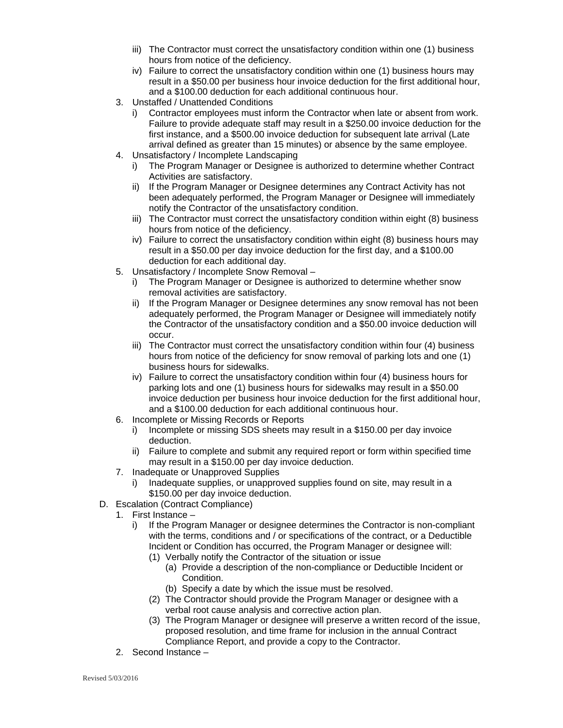iii) The Contractor must correct the unsatisfactory condition within one (1) business hours from notice of the deficiency.
   iv) Failure to correct the unsatisfactory condition within one (1) business hours may result in a $50.00 per business hour invoice deduction for the first additional hour, and a $100.00 deduction for each additional continuous hour.

3. Unstaffed / Unattended Conditions
   i) Contractor employees must inform the Contractor when late or absent from work. Failure to provide adequate staff may result in a $250.00 invoice deduction for the first instance, and a $500.00 invoice deduction for subsequent late arrival (Late arrival defined as greater than 15 minutes) or absence by the same employee.
4. Unsatisfactory / Incomplete Landscaping
   i) The Program Manager or Designee is authorized to determine whether Contract Activities are satisfactory.
   ii) If the Program Manager or Designee determines any Contract Activity has not been adequately performed, the Program Manager or Designee will immediately notify the Contractor of the unsatisfactory condition.
   iii) The Contractor must correct the unsatisfactory condition within eight (8) business hours from notice of the deficiency.
   iv) Failure to correct the unsatisfactory condition within eight (8) business hours may result in a $50.00 per day invoice deduction for the first day, and a $100.00 deduction for each additional day.
5. Unsatisfactory / Incomplete Snow Removal –
   i) The Program Manager or Designee is authorized to determine whether snow removal activities are satisfactory.
   ii) If the Program Manager or Designee determines any snow removal has not been adequately performed, the Program Manager or Designee will immediately notify the Contractor of the unsatisfactory condition and a $50.00 invoice deduction will occur.
   iii) The Contractor must correct the unsatisfactory condition within four (4) business hours from notice of the deficiency for snow removal of parking lots and one (1) business hours for sidewalks.
   iv) Failure to correct the unsatisfactory condition within four (4) business hours for parking lots and one (1) business hours for sidewalks may result in a $50.00 invoice deduction per business hour invoice deduction for the first additional hour, and a $100.00 deduction for each additional continuous hour.
6. Incomplete or Missing Records or Reports
   i) Incomplete or missing SDS sheets may result in a $150.00 per day invoice deduction.
   ii) Failure to complete and submit any required report or form within specified time may result in a $150.00 per day invoice deduction.
7. Inadequate or Unapproved Supplies
   i) Inadequate supplies, or unapproved supplies found on site, may result in a $150.00 per day invoice deduction.

D. Escalation (Contract Compliance)
1. First Instance –
   i) If the Program Manager or designee determines the Contractor is non-compliant with the terms, conditions and / or specifications of the contract, or a Deductible Incident or Condition has occurred, the Program Manager or designee will:
      (1) Verbally notify the Contractor of the situation or issue
         (a) Provide a description of the non-compliance or Deductible Incident or Condition.
         (b) Specify a date by which the issue must be resolved.
      (2) The Contractor should provide the Program Manager or designee with a verbal root cause analysis and corrective action plan.
      (3) The Program Manager or designee will preserve a written record of the issue, proposed resolution, and time frame for inclusion in the annual Contract Compliance Report, and provide a copy to the Contractor.
2. Second Instance –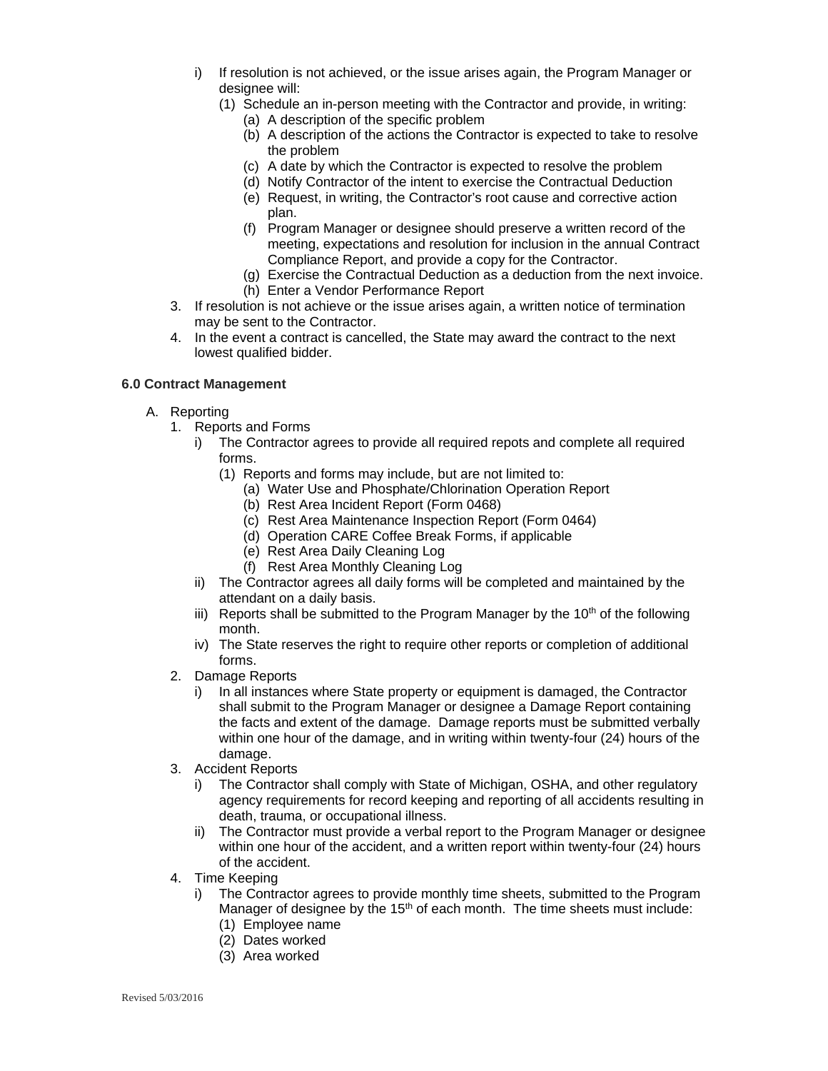i) If resolution is not achieved, or the issue arises again, the Program Manager or designee will:
   (1) Schedule an in-person meeting with the Contractor and provide, in writing:
      (a) A description of the specific problem
      (b) A description of the actions the Contractor is expected to take to resolve the problem
      (c) A date by which the Contractor is expected to resolve the problem
      (d) Notify Contractor of the intent to exercise the Contractual Deduction
      (e) Request, in writing, the Contractor's root cause and corrective action plan.
      (f) Program Manager or designee should preserve a written record of the meeting, expectations and resolution for inclusion in the annual Contract Compliance Report, and provide a copy for the Contractor.
      (g) Exercise the Contractual Deduction as a deduction from the next invoice.
      (h) Enter a Vendor Performance Report

3. If resolution is not achieve or the issue arises again, a written notice of termination may be sent to the Contractor.
4. In the event a contract is cancelled, the State may award the contract to the next lowest qualified bidder.

**6.0 Contract Management**

A. Reporting
   1. Reports and Forms
      i) The Contractor agrees to provide all required repots and complete all required forms.
         (1) Reports and forms may include, but are not limited to:
            (a) Water Use and Phosphate/Chlorination Operation Report
            (b) Rest Area Incident Report (Form 0468)
            (c) Rest Area Maintenance Inspection Report (Form 0464)
            (d) Operation CARE Coffee Break Forms, if applicable
            (e) Rest Area Daily Cleaning Log
            (f) Rest Area Monthly Cleaning Log
      ii) The Contractor agrees all daily forms will be completed and maintained by the attendant on a daily basis.
      iii) Reports shall be submitted to the Program Manager by the 10th of the following month.
      iv) The State reserves the right to require other reports or completion of additional forms.
   2. Damage Reports
      i) In all instances where State property or equipment is damaged, the Contractor shall submit to the Program Manager or designee a Damage Report containing the facts and extent of the damage. Damage reports must be submitted verbally within one hour of the damage, and in writing within twenty-four (24) hours of the damage.
   3. Accident Reports
      i) The Contractor shall comply with State of Michigan, OSHA, and other regulatory agency requirements for record keeping and reporting of all accidents resulting in death, trauma, or occupational illness.
      ii) The Contractor must provide a verbal report to the Program Manager or designee within one hour of the accident, and a written report within twenty-four (24) hours of the accident.
   4. Time Keeping
      i) The Contractor agrees to provide monthly time sheets, submitted to the Program Manager of designee by the 15th of each month. The time sheets must include:
         (1) Employee name
         (2) Dates worked
         (3) Area worked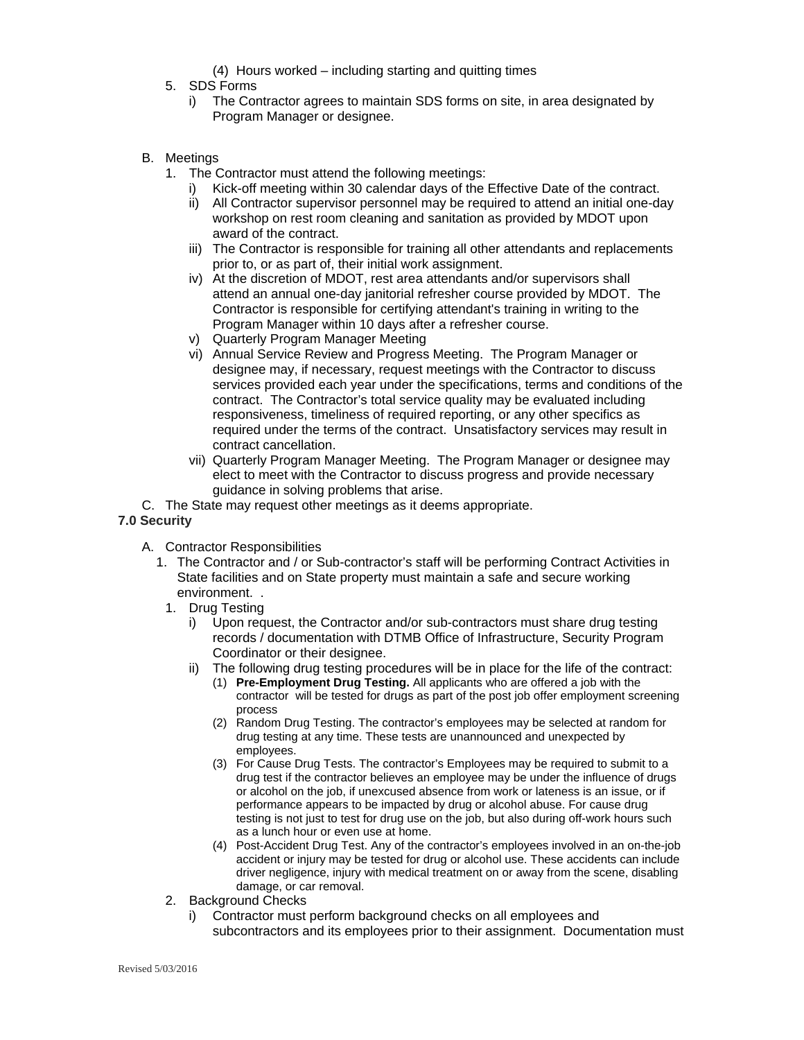(4) Hours worked – including starting and quitting times

5. SDS Forms
   i) The Contractor agrees to maintain SDS forms on site, in area designated by Program Manager or designee.

B. Meetings
   1. The Contractor must attend the following meetings:
      i) Kick-off meeting within 30 calendar days of the Effective Date of the contract.
      ii) All Contractor supervisor personnel may be required to attend an initial one-day workshop on rest room cleaning and sanitation as provided by MDOT upon award of the contract.
      iii) The Contractor is responsible for training all other attendants and replacements prior to, or as part of, their initial work assignment.
      iv) At the discretion of MDOT, rest area attendants and/or supervisors shall attend an annual one-day janitorial refresher course provided by MDOT. The Contractor is responsible for certifying attendant's training in writing to the Program Manager within 10 days after a refresher course.
      v) Quarterly Program Manager Meeting
      vi) Annual Service Review and Progress Meeting. The Program Manager or designee may, if necessary, request meetings with the Contractor to discuss services provided each year under the specifications, terms and conditions of the contract. The Contractor's total service quality may be evaluated including responsiveness, timeliness of required reporting, or any other specifics as required under the terms of the contract. Unsatisfactory services may result in contract cancellation.
      vii) Quarterly Program Manager Meeting. The Program Manager or designee may elect to meet with the Contractor to discuss progress and provide necessary guidance in solving problems that arise.

C. The State may request other meetings as it deems appropriate.

**7.0 Security**

A. Contractor Responsibilities
   1. The Contractor and / or Sub-contractor's staff will be performing Contract Activities in State facilities and on State property must maintain a safe and secure working environment. .
      1. Drug Testing
         i) Upon request, the Contractor and/or sub-contractors must share drug testing records / documentation with DTMB Office of Infrastructure, Security Program Coordinator or their designee.
         ii) The following drug testing procedures will be in place for the life of the contract:
            (1) **Pre-Employment Drug Testing.** All applicants who are offered a job with the contractor will be tested for drugs as part of the post job offer employment screening process
            (2) Random Drug Testing. The contractor's employees may be selected at random for drug testing at any time. These tests are unannounced and unexpected by employees.
            (3) For Cause Drug Tests. The contractor's Employees may be required to submit to a drug test if the contractor believes an employee may be under the influence of drugs or alcohol on the job, if unexcused absence from work or lateness is an issue, or if performance appears to be impacted by drug or alcohol abuse. For cause drug testing is not just to test for drug use on the job, but also during off-work hours such as a lunch hour or even use at home.
            (4) Post-Accident Drug Test. Any of the contractor's employees involved in an on-the-job accident or injury may be tested for drug or alcohol use. These accidents can include driver negligence, injury with medical treatment on or away from the scene, disabling damage, or car removal.
      2. Background Checks
         i) Contractor must perform background checks on all employees and subcontractors and its employees prior to their assignment. Documentation must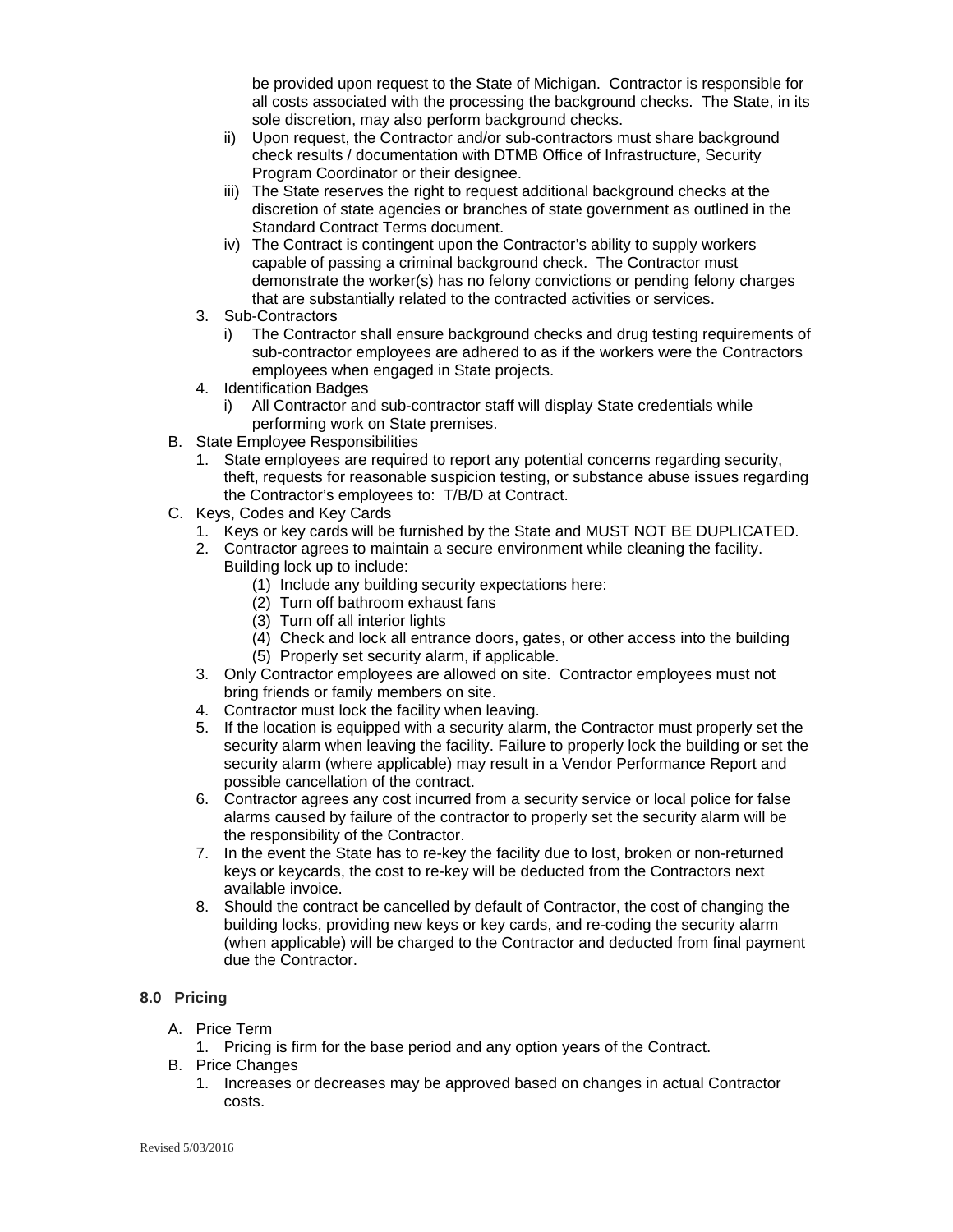be provided upon request to the State of Michigan. Contractor is responsible for all costs associated with the processing the background checks. The State, in its sole discretion, may also perform background checks.

   ii) Upon request, the Contractor and/or sub-contractors must share background check results / documentation with DTMB Office of Infrastructure, Security Program Coordinator or their designee.
   iii) The State reserves the right to request additional background checks at the discretion of state agencies or branches of state government as outlined in the Standard Contract Terms document.
   iv) The Contract is contingent upon the Contractor's ability to supply workers capable of passing a criminal background check. The Contractor must demonstrate the worker(s) has no felony convictions or pending felony charges that are substantially related to the contracted activities or services.

3. Sub-Contractors
   i) The Contractor shall ensure background checks and drug testing requirements of sub-contractor employees are adhered to as if the workers were the Contractors employees when engaged in State projects.
4. Identification Badges
   i) All Contractor and sub-contractor staff will display State credentials while performing work on State premises.

B. State Employee Responsibilities
   1. State employees are required to report any potential concerns regarding security, theft, requests for reasonable suspicion testing, or substance abuse issues regarding the Contractor's employees to: T/B/D at Contract.

C. Keys, Codes and Key Cards
   1. Keys or key cards will be furnished by the State and MUST NOT BE DUPLICATED.
   2. Contractor agrees to maintain a secure environment while cleaning the facility. Building lock up to include:
      (1) Include any building security expectations here:
      (2) Turn off bathroom exhaust fans
      (3) Turn off all interior lights
      (4) Check and lock all entrance doors, gates, or other access into the building
      (5) Properly set security alarm, if applicable.
   3. Only Contractor employees are allowed on site. Contractor employees must not bring friends or family members on site.
   4. Contractor must lock the facility when leaving.
   5. If the location is equipped with a security alarm, the Contractor must properly set the security alarm when leaving the facility. Failure to properly lock the building or set the security alarm (where applicable) may result in a Vendor Performance Report and possible cancellation of the contract.
   6. Contractor agrees any cost incurred from a security service or local police for false alarms caused by failure of the contractor to properly set the security alarm will be the responsibility of the Contractor.
   7. In the event the State has to re-key the facility due to lost, broken or non-returned keys or keycards, the cost to re-key will be deducted from the Contractors next available invoice.
   8. Should the contract be cancelled by default of Contractor, the cost of changing the building locks, providing new keys or key cards, and re-coding the security alarm (when applicable) will be charged to the Contractor and deducted from final payment due the Contractor.

## 8.0 Pricing

A. Price Term
   1. Pricing is firm for the base period and any option years of the Contract.

B. Price Changes
   1. Increases or decreases may be approved based on changes in actual Contractor costs.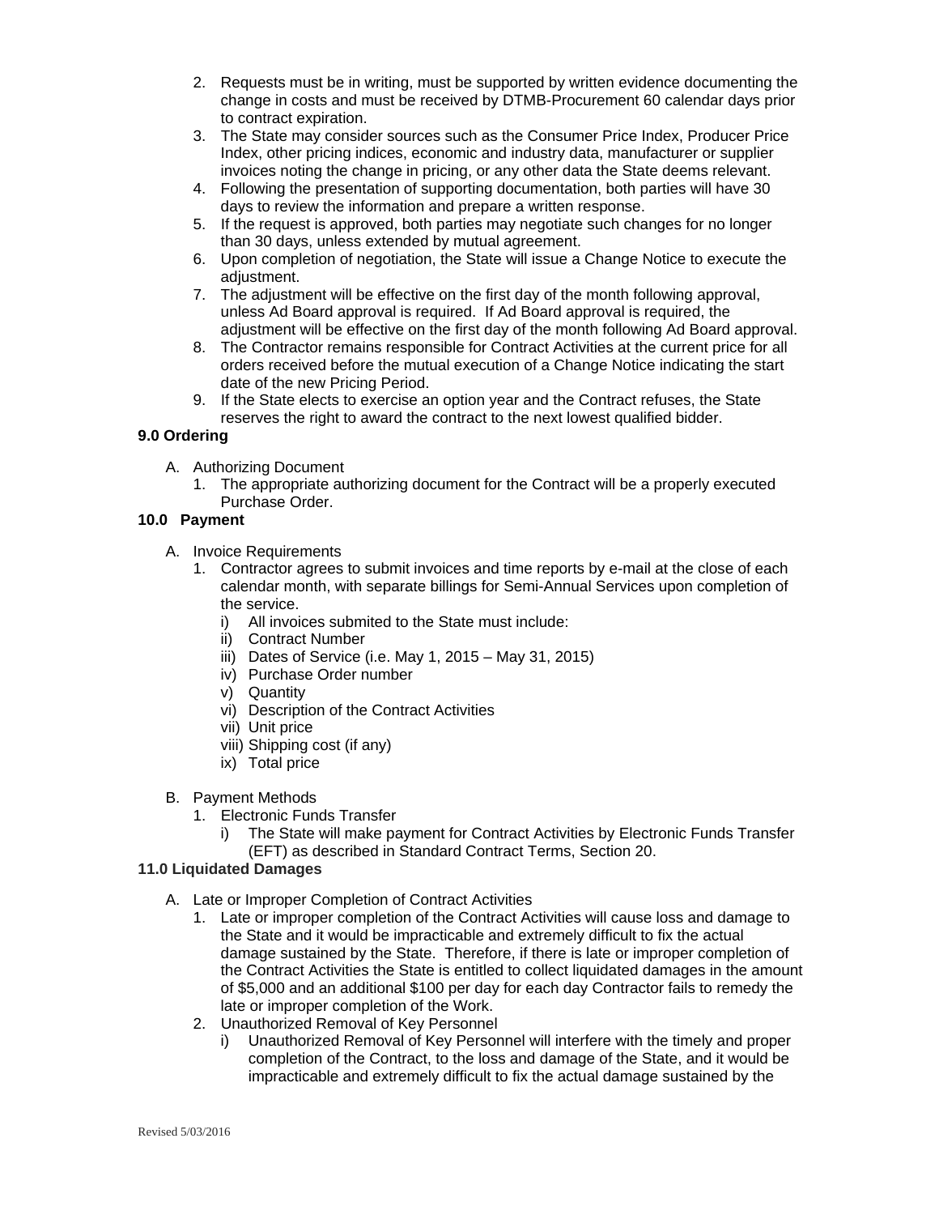2. Requests must be in writing, must be supported by written evidence documenting the change in costs and must be received by DTMB-Procurement 60 calendar days prior to contract expiration.
3. The State may consider sources such as the Consumer Price Index, Producer Price Index, other pricing indices, economic and industry data, manufacturer or supplier invoices noting the change in pricing, or any other data the State deems relevant.
4. Following the presentation of supporting documentation, both parties will have 30 days to review the information and prepare a written response.
5. If the request is approved, both parties may negotiate such changes for no longer than 30 days, unless extended by mutual agreement.
6. Upon completion of negotiation, the State will issue a Change Notice to execute the adjustment.
7. The adjustment will be effective on the first day of the month following approval, unless Ad Board approval is required. If Ad Board approval is required, the adjustment will be effective on the first day of the month following Ad Board approval.
8. The Contractor remains responsible for Contract Activities at the current price for all orders received before the mutual execution of a Change Notice indicating the start date of the new Pricing Period.
9. If the State elects to exercise an option year and the Contract refuses, the State reserves the right to award the contract to the next lowest qualified bidder.

**9.0 Ordering**

A. Authorizing Document
   1. The appropriate authorizing document for the Contract will be a properly executed Purchase Order.

**10.0 Payment**

A. Invoice Requirements
   1. Contractor agrees to submit invoices and time reports by e-mail at the close of each calendar month, with separate billings for Semi-Annual Services upon completion of the service.
      i) All invoices submited to the State must include:
      ii) Contract Number
      iii) Dates of Service (i.e. May 1, 2015 – May 31, 2015)
      iv) Purchase Order number
      v) Quantity
      vi) Description of the Contract Activities
      vii) Unit price
      viii) Shipping cost (if any)
      ix) Total price

B. Payment Methods
   1. Electronic Funds Transfer
      i) The State will make payment for Contract Activities by Electronic Funds Transfer (EFT) as described in Standard Contract Terms, Section 20.

**11.0 Liquidated Damages**

A. Late or Improper Completion of Contract Activities
   1. Late or improper completion of the Contract Activities will cause loss and damage to the State and it would be impracticable and extremely difficult to fix the actual damage sustained by the State. Therefore, if there is late or improper completion of the Contract Activities the State is entitled to collect liquidated damages in the amount of $5,000 and an additional $100 per day for each day Contractor fails to remedy the late or improper completion of the Work.
   2. Unauthorized Removal of Key Personnel
      i) Unauthorized Removal of Key Personnel will interfere with the timely and proper completion of the Contract, to the loss and damage of the State, and it would be impracticable and extremely difficult to fix the actual damage sustained by the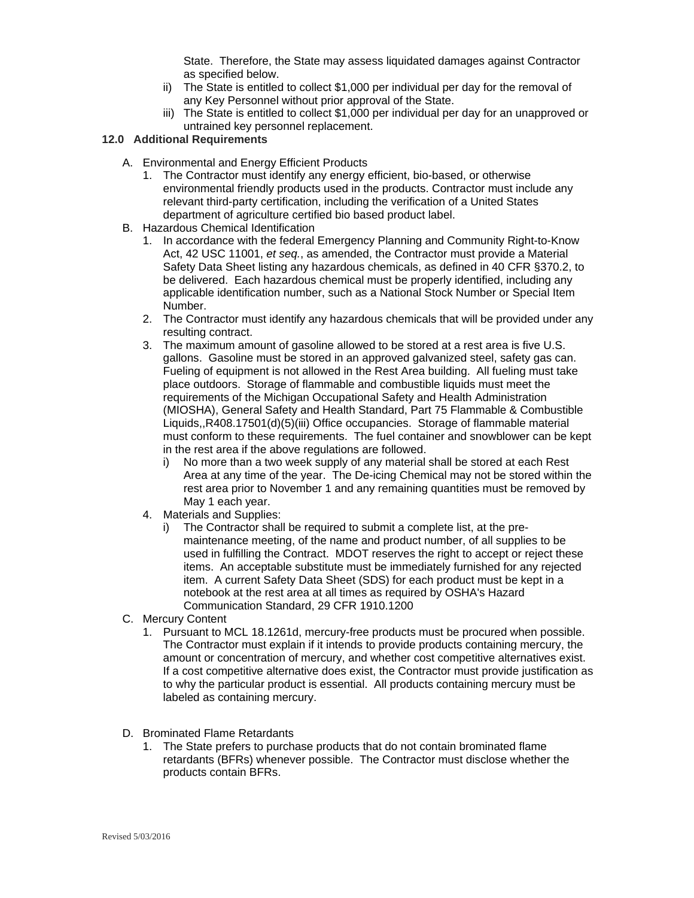State. Therefore, the State may assess liquidated damages against Contractor as specified below.

ii) The State is entitled to collect $1,000 per individual per day for the removal of any Key Personnel without prior approval of the State.

iii) The State is entitled to collect $1,000 per individual per day for an unapproved or untrained key personnel replacement.

**12.0 Additional Requirements**

A. Environmental and Energy Efficient Products

1. The Contractor must identify any energy efficient, bio-based, or otherwise environmental friendly products used in the products. Contractor must include any relevant third-party certification, including the verification of a United States department of agriculture certified bio based product label.

B. Hazardous Chemical Identification

1. In accordance with the federal Emergency Planning and Community Right-to-Know Act, 42 USC 11001, *et seq.*, as amended, the Contractor must provide a Material Safety Data Sheet listing any hazardous chemicals, as defined in 40 CFR §370.2, to be delivered. Each hazardous chemical must be properly identified, including any applicable identification number, such as a National Stock Number or Special Item Number.
2. The Contractor must identify any hazardous chemicals that will be provided under any resulting contract.
3. The maximum amount of gasoline allowed to be stored at a rest area is five U.S. gallons. Gasoline must be stored in an approved galvanized steel, safety gas can. Fueling of equipment is not allowed in the Rest Area building. All fueling must take place outdoors. Storage of flammable and combustible liquids must meet the requirements of the Michigan Occupational Safety and Health Administration (MIOSHA), General Safety and Health Standard, Part 75 Flammable & Combustible Liquids,,R408.17501(d)(5)(iii) Office occupancies. Storage of flammable material must conform to these requirements. The fuel container and snowblower can be kept in the rest area if the above regulations are followed.
   i) No more than a two week supply of any material shall be stored at each Rest Area at any time of the year. The De-icing Chemical may not be stored within the rest area prior to November 1 and any remaining quantities must be removed by May 1 each year.
4. Materials and Supplies:
   i) The Contractor shall be required to submit a complete list, at the pre-maintenance meeting, of the name and product number, of all supplies to be used in fulfilling the Contract. MDOT reserves the right to accept or reject these items. An acceptable substitute must be immediately furnished for any rejected item. A current Safety Data Sheet (SDS) for each product must be kept in a notebook at the rest area at all times as required by OSHA's Hazard Communication Standard, 29 CFR 1910.1200

C. Mercury Content

1. Pursuant to MCL 18.1261d, mercury-free products must be procured when possible. The Contractor must explain if it intends to provide products containing mercury, the amount or concentration of mercury, and whether cost competitive alternatives exist. If a cost competitive alternative does exist, the Contractor must provide justification as to why the particular product is essential. All products containing mercury must be labeled as containing mercury.

D. Brominated Flame Retardants

1. The State prefers to purchase products that do not contain brominated flame retardants (BFRs) whenever possible. The Contractor must disclose whether the products contain BFRs.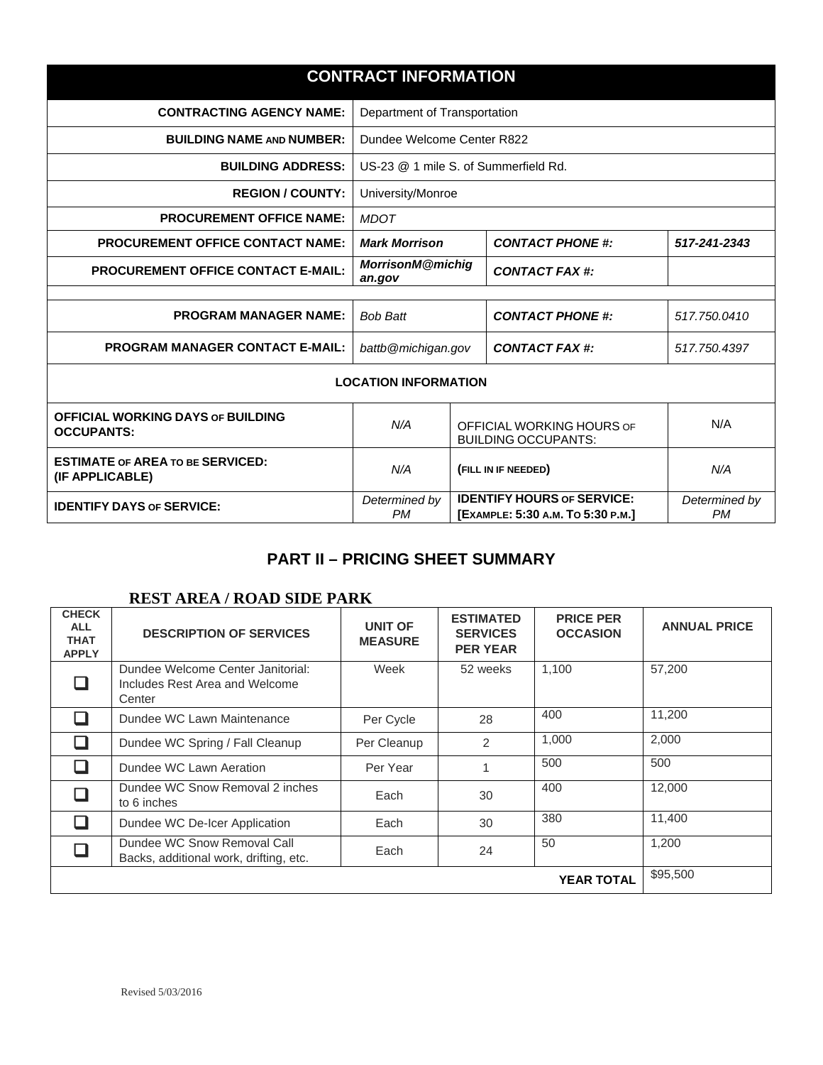| CONTRACT INFORMATION | | | |
|---|---|---|---|
| **CONTRACTING AGENCY NAME:** | Department of Transportation | | |
| **BUILDING NAME AND NUMBER:** | Dundee Welcome Center R822 | | |
| **BUILDING ADDRESS:** | US-23 @ 1 mile S. of Summerfield Rd. | | |
| **REGION / COUNTY:** | University/Monroe | | |
| **PROCUREMENT OFFICE NAME:** | *MDOT* | | |
| **PROCUREMENT OFFICE CONTACT NAME:** | ***Mark Morrison*** | ***CONTACT PHONE #:*** | ***517-241-2343*** |
| **PROCUREMENT OFFICE CONTACT E-MAIL:** | ***MorrisonM@michigan.gov*** | ***CONTACT FAX #:*** | |
| | | | |
| **PROGRAM MANAGER NAME:** | *Bob Batt* | ***CONTACT PHONE #:*** | *517.750.0410* |
| **PROGRAM MANAGER CONTACT E-MAIL:** | *battb@michigan.gov* | ***CONTACT FAX #:*** | *517.750.4397* |
| **LOCATION INFORMATION** | | | |
| **OFFICIAL WORKING DAYS OF BUILDING OCCUPANTS:** | *N/A* | OFFICIAL WORKING HOURS OF BUILDING OCCUPANTS: | N/A |
| **ESTIMATE OF AREA TO BE SERVICED: (IF APPLICABLE)** | *N/A* | **(FILL IN IF NEEDED)** | *N/A* |
| **IDENTIFY DAYS OF SERVICE:** | *Determined by PM* | **IDENTIFY HOURS OF SERVICE: [EXAMPLE: 5:30 A.M. TO 5:30 P.M.]** | *Determined by PM* |

## PART II – PRICING SHEET SUMMARY

### REST AREA / ROAD SIDE PARK

| CHECK ALL THAT APPLY | DESCRIPTION OF SERVICES | UNIT OF MEASURE | ESTIMATED SERVICES PER YEAR | PRICE PER OCCASION | ANNUAL PRICE |
|---|---|---|---|---|---|
| ❑ | Dundee Welcome Center Janitorial: Includes Rest Area and Welcome Center | Week | 52 weeks | 1,100 | 57,200 |
| ❑ | Dundee WC Lawn Maintenance | Per Cycle | 28 | 400 | 11,200 |
| ❑ | Dundee WC Spring / Fall Cleanup | Per Cleanup | 2 | 1,000 | 2,000 |
| ❑ | Dundee WC Lawn Aeration | Per Year | 1 | 500 | 500 |
| ❑ | Dundee WC Snow Removal 2 inches to 6 inches | Each | 30 | 400 | 12,000 |
| ❑ | Dundee WC De-Icer Application | Each | 30 | 380 | 11,400 |
| ❑ | Dundee WC Snow Removal Call Backs, additional work, drifting, etc. | Each | 24 | 50 | 1,200 |
| | | | | **YEAR TOTAL** | $95,500 |

Revised 5/03/2016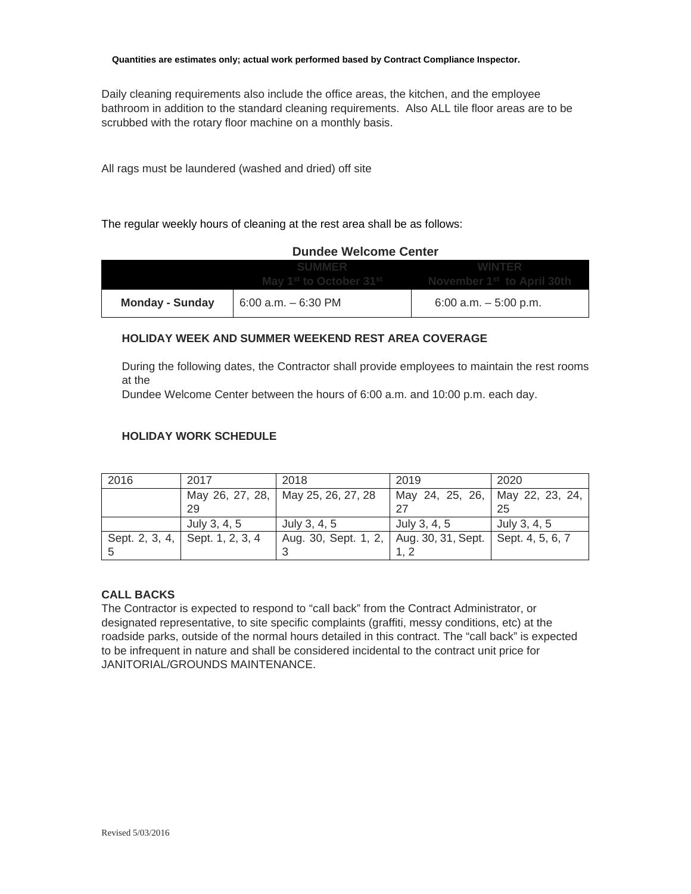**Quantities are estimates only; actual work performed based by Contract Compliance Inspector.**

Daily cleaning requirements also include the office areas, the kitchen, and the employee bathroom in addition to the standard cleaning requirements. Also ALL tile floor areas are to be scrubbed with the rotary floor machine on a monthly basis.

All rags must be laundered (washed and dried) off site

The regular weekly hours of cleaning at the rest area shall be as follows:

**Dundee Welcome Center**

| | **SUMMER** May 1st to October 31st | **WINTER** November 1st to April 30th |
|---|---|---|
| **Monday - Sunday** | 6:00 a.m. – 6:30 PM | 6:00 a.m. – 5:00 p.m. |

**HOLIDAY WEEK AND SUMMER WEEKEND REST AREA COVERAGE**

During the following dates, the Contractor shall provide employees to maintain the rest rooms at the Dundee Welcome Center between the hours of 6:00 a.m. and 10:00 p.m. each day.

**HOLIDAY WORK SCHEDULE**

| 2016 | 2017 | 2018 | 2019 | 2020 |
|---|---|---|---|---|
| | May 26, 27, 28, 29 | May 25, 26, 27, 28 | May 24, 25, 26, 27 | May 22, 23, 24, 25 |
| | July 3, 4, 5 | July 3, 4, 5 | July 3, 4, 5 | July 3, 4, 5 |
| Sept. 2, 3, 4, 5 | Sept. 1, 2, 3, 4 | Aug. 30, Sept. 1, 2, 3 | Aug. 30, 31, Sept. 1, 2 | Sept. 4, 5, 6, 7 |

**CALL BACKS**

The Contractor is expected to respond to "call back" from the Contract Administrator, or designated representative, to site specific complaints (graffiti, messy conditions, etc) at the roadside parks, outside of the normal hours detailed in this contract. The "call back" is expected to be infrequent in nature and shall be considered incidental to the contract unit price for JANITORIAL/GROUNDS MAINTENANCE.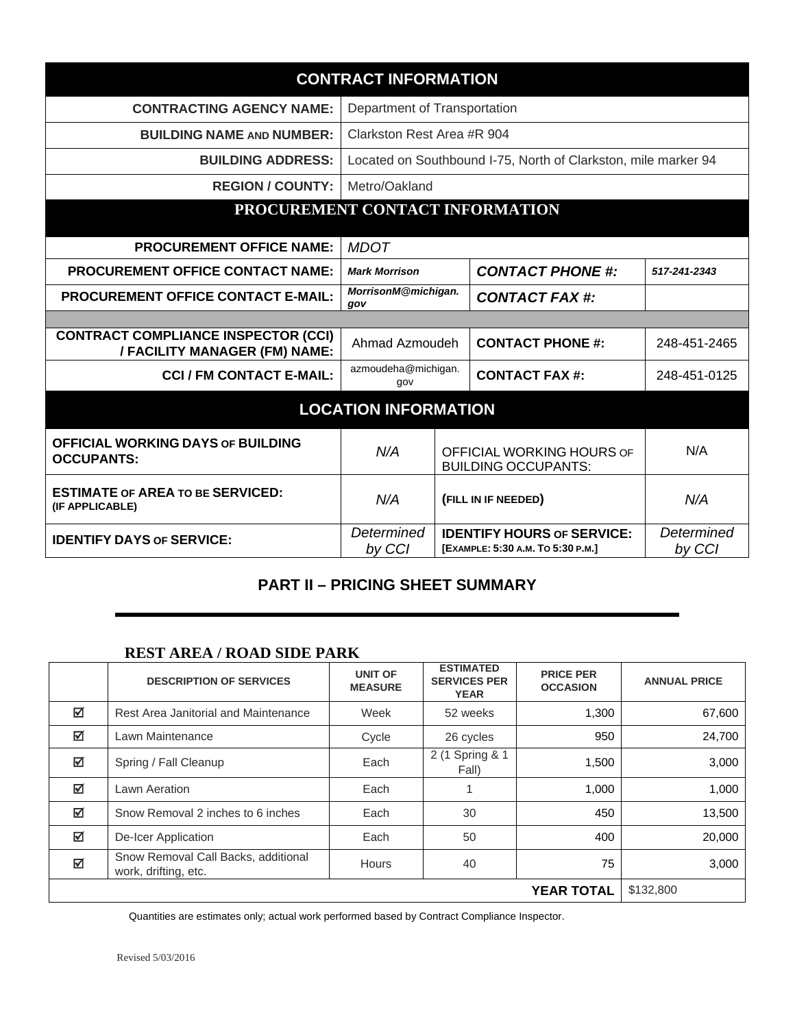## CONTRACT INFORMATION

| | |
|---|---|
| **CONTRACTING AGENCY NAME:** | Department of Transportation |
| **BUILDING NAME AND NUMBER:** | Clarkston Rest Area #R 904 |
| **BUILDING ADDRESS:** | Located on Southbound I-75, North of Clarkston, mile marker 94 |
| **REGION / COUNTY:** | Metro/Oakland |

## PROCUREMENT CONTACT INFORMATION

| | | | |
|---|---|---|---|
| **PROCUREMENT OFFICE NAME:** | *MDOT* | | |
| **PROCUREMENT OFFICE CONTACT NAME:** | ***Mark Morrison*** | ***CONTACT PHONE #:*** | ***517-241-2343*** |
| **PROCUREMENT OFFICE CONTACT E-MAIL:** | ***MorrisonM@michigan.gov*** | ***CONTACT FAX #:*** | |
| | | | |
| **CONTRACT COMPLIANCE INSPECTOR (CCI) / FACILITY MANAGER (FM) NAME:** | Ahmad Azmoudeh | **CONTACT PHONE #:** | 248-451-2465 |
| **CCI / FM CONTACT E-MAIL:** | azmoudeha@michigan.gov | **CONTACT FAX #:** | 248-451-0125 |

## LOCATION INFORMATION

| | | | |
|---|---|---|---|
| **OFFICIAL WORKING DAYS OF BUILDING OCCUPANTS:** | *N/A* | OFFICIAL WORKING HOURS OF BUILDING OCCUPANTS: | N/A |
| **ESTIMATE OF AREA TO BE SERVICED: (IF APPLICABLE)** | *N/A* | **(FILL IN IF NEEDED)** | *N/A* |
| **IDENTIFY DAYS OF SERVICE:** | *Determined by CCI* | **IDENTIFY HOURS OF SERVICE: [EXAMPLE: 5:30 A.M. TO 5:30 P.M.]** | *Determined by CCI* |

## PART II – PRICING SHEET SUMMARY

### REST AREA / ROAD SIDE PARK

| | DESCRIPTION OF SERVICES | UNIT OF MEASURE | ESTIMATED SERVICES PER YEAR | PRICE PER OCCASION | ANNUAL PRICE |
|---|---|---|---|---|---|
| ☑ | Rest Area Janitorial and Maintenance | Week | 52 weeks | 1,300 | 67,600 |
| ☑ | Lawn Maintenance | Cycle | 26 cycles | 950 | 24,700 |
| ☑ | Spring / Fall Cleanup | Each | 2 (1 Spring & 1 Fall) | 1,500 | 3,000 |
| ☑ | Lawn Aeration | Each | 1 | 1,000 | 1,000 |
| ☑ | Snow Removal 2 inches to 6 inches | Each | 30 | 450 | 13,500 |
| ☑ | De-Icer Application | Each | 50 | 400 | 20,000 |
| ☑ | Snow Removal Call Backs, additional work, drifting, etc. | Hours | 40 | 75 | 3,000 |
| | | | | **YEAR TOTAL** | $132,800 |

Quantities are estimates only; actual work performed based by Contract Compliance Inspector.

Revised 5/03/2016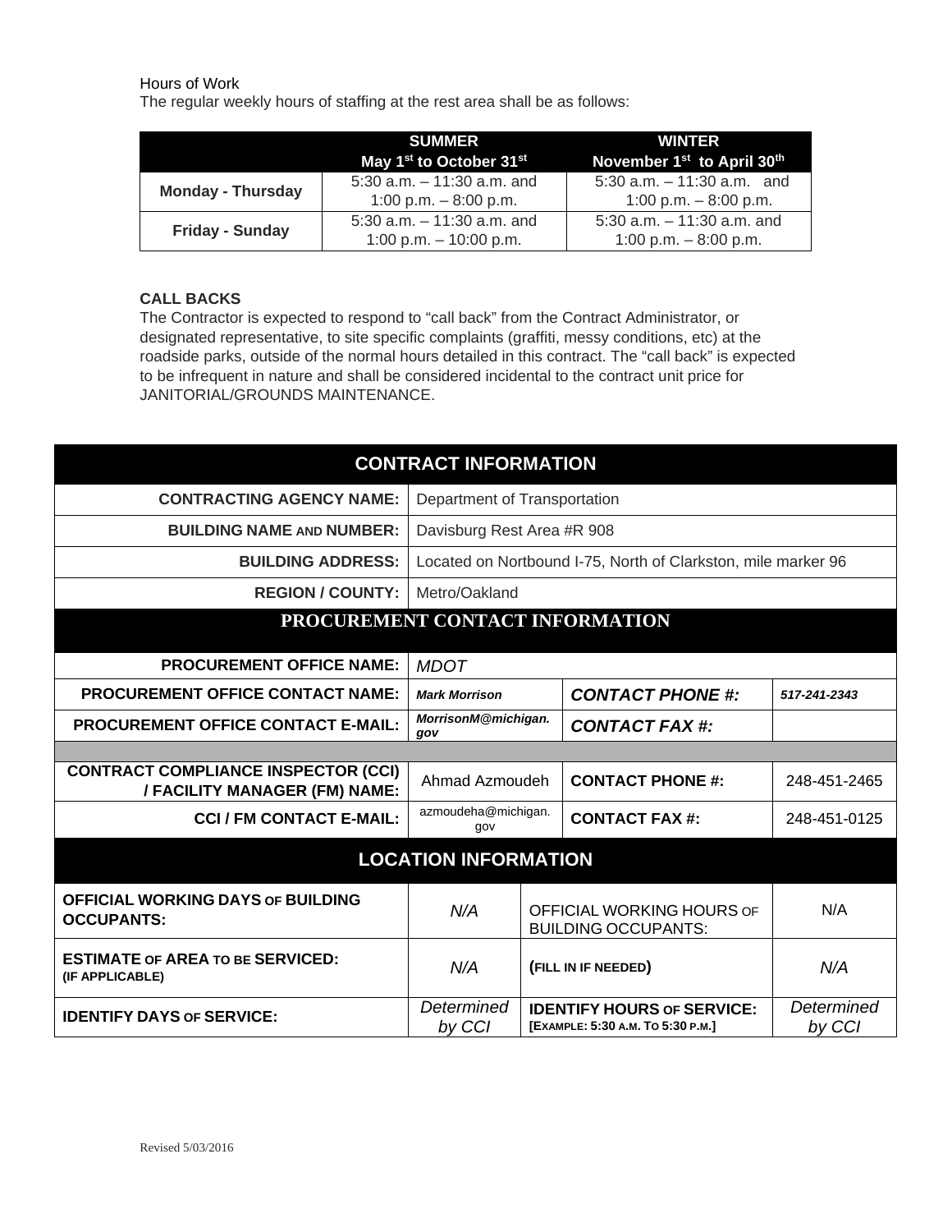Hours of Work

The regular weekly hours of staffing at the rest area shall be as follows:

| | SUMMER May 1st to October 31st | WINTER November 1st to April 30th |
|---|---|---|
| **Monday - Thursday** | 5:30 a.m. – 11:30 a.m. and 1:00 p.m. – 8:00 p.m. | 5:30 a.m. – 11:30 a.m. and 1:00 p.m. – 8:00 p.m. |
| **Friday - Sunday** | 5:30 a.m. – 11:30 a.m. and 1:00 p.m. – 10:00 p.m. | 5:30 a.m. – 11:30 a.m. and 1:00 p.m. – 8:00 p.m. |

**CALL BACKS**

The Contractor is expected to respond to "call back" from the Contract Administrator, or designated representative, to site specific complaints (graffiti, messy conditions, etc) at the roadside parks, outside of the normal hours detailed in this contract. The "call back" is expected to be infrequent in nature and shall be considered incidental to the contract unit price for JANITORIAL/GROUNDS MAINTENANCE.

| CONTRACT INFORMATION | | | |
|---|---|---|---|
| **CONTRACTING AGENCY NAME:** | Department of Transportation | | |
| **BUILDING NAME AND NUMBER:** | Davisburg Rest Area #R 908 | | |
| **BUILDING ADDRESS:** | Located on Nortbound I-75, North of Clarkston, mile marker 96 | | |
| **REGION / COUNTY:** | Metro/Oakland | | |
| **PROCUREMENT CONTACT INFORMATION** | | | |
| **PROCUREMENT OFFICE NAME:** | *MDOT* | | |
| **PROCUREMENT OFFICE CONTACT NAME:** | ***Mark Morrison*** | ***CONTACT PHONE #:*** | ***517-241-2343*** |
| **PROCUREMENT OFFICE CONTACT E-MAIL:** | ***MorrisonM@michigan.gov*** | ***CONTACT FAX #:*** | |
| | | | |
| **CONTRACT COMPLIANCE INSPECTOR (CCI) / FACILITY MANAGER (FM) NAME:** | Ahmad Azmoudeh | **CONTACT PHONE #:** | 248-451-2465 |
| **CCI / FM CONTACT E-MAIL:** | azmoudeha@michigan.gov | **CONTACT FAX #:** | 248-451-0125 |
| **LOCATION INFORMATION** | | | |
| **OFFICIAL WORKING DAYS OF BUILDING OCCUPANTS:** | *N/A* | OFFICIAL WORKING HOURS OF BUILDING OCCUPANTS: | N/A |
| **ESTIMATE OF AREA TO BE SERVICED: (IF APPLICABLE)** | *N/A* | **(FILL IN IF NEEDED)** | *N/A* |
| **IDENTIFY DAYS OF SERVICE:** | *Determined by CCI* | **IDENTIFY HOURS OF SERVICE: [EXAMPLE: 5:30 A.M. TO 5:30 P.M.]** | *Determined by CCI* |

Revised 5/03/2016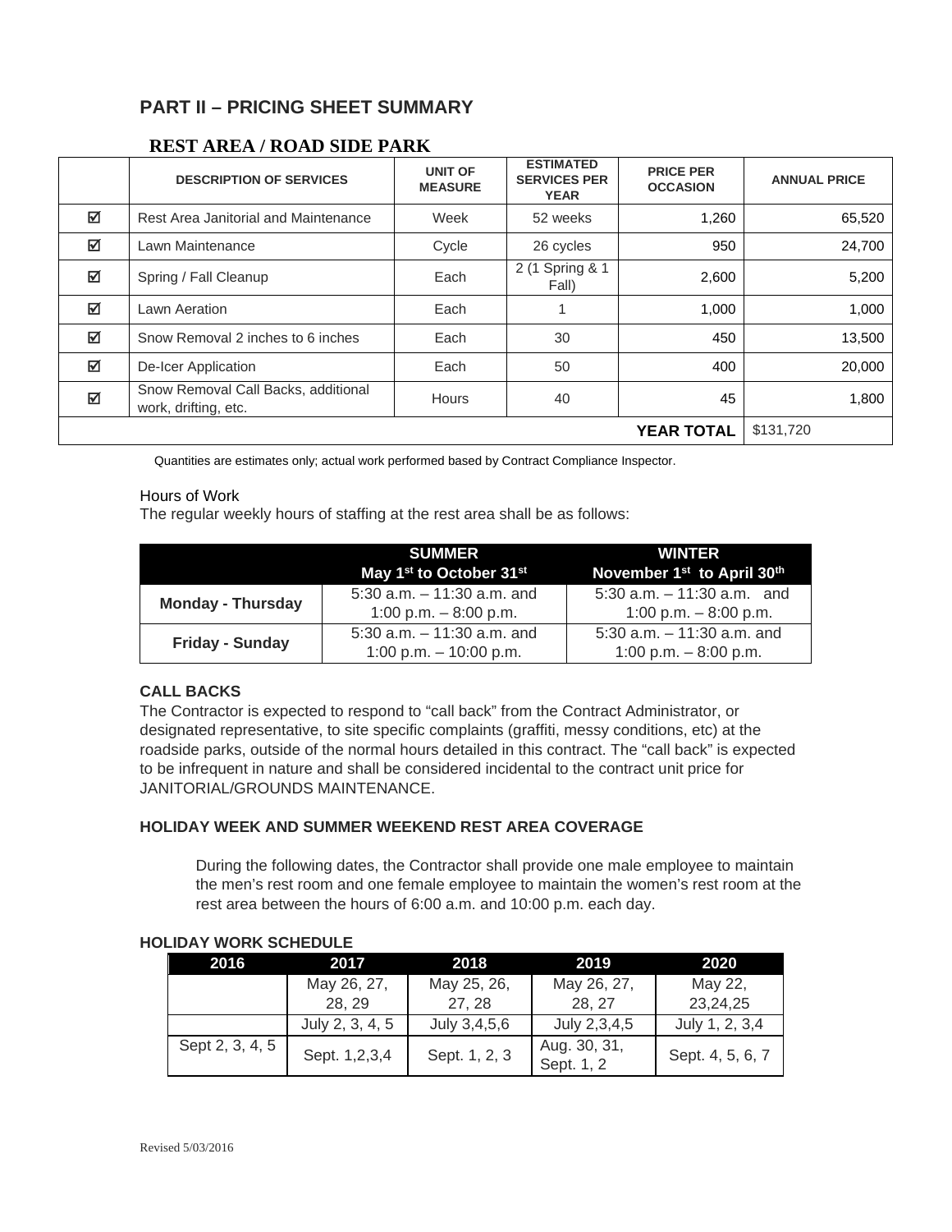## PART II – PRICING SHEET SUMMARY

### REST AREA / ROAD SIDE PARK

| | DESCRIPTION OF SERVICES | UNIT OF MEASURE | ESTIMATED SERVICES PER YEAR | PRICE PER OCCASION | ANNUAL PRICE |
|---|---|---|---|---|---|
| ☑ | Rest Area Janitorial and Maintenance | Week | 52 weeks | 1,260 | 65,520 |
| ☑ | Lawn Maintenance | Cycle | 26 cycles | 950 | 24,700 |
| ☑ | Spring / Fall Cleanup | Each | 2 (1 Spring & 1 Fall) | 2,600 | 5,200 |
| ☑ | Lawn Aeration | Each | 1 | 1,000 | 1,000 |
| ☑ | Snow Removal 2 inches to 6 inches | Each | 30 | 450 | 13,500 |
| ☑ | De-Icer Application | Each | 50 | 400 | 20,000 |
| ☑ | Snow Removal Call Backs, additional work, drifting, etc. | Hours | 40 | 45 | 1,800 |
| | | | | **YEAR TOTAL** | $131,720 |

Quantities are estimates only; actual work performed based by Contract Compliance Inspector.

Hours of Work

The regular weekly hours of staffing at the rest area shall be as follows:

| | SUMMER May 1st to October 31st | WINTER November 1st to April 30th |
|---|---|---|
| **Monday - Thursday** | 5:30 a.m. – 11:30 a.m. and 1:00 p.m. – 8:00 p.m. | 5:30 a.m. – 11:30 a.m. and 1:00 p.m. – 8:00 p.m. |
| **Friday - Sunday** | 5:30 a.m. – 11:30 a.m. and 1:00 p.m. – 10:00 p.m. | 5:30 a.m. – 11:30 a.m. and 1:00 p.m. – 8:00 p.m. |

**CALL BACKS**

The Contractor is expected to respond to "call back" from the Contract Administrator, or designated representative, to site specific complaints (graffiti, messy conditions, etc) at the roadside parks, outside of the normal hours detailed in this contract. The "call back" is expected to be infrequent in nature and shall be considered incidental to the contract unit price for JANITORIAL/GROUNDS MAINTENANCE.

**HOLIDAY WEEK AND SUMMER WEEKEND REST AREA COVERAGE**

During the following dates, the Contractor shall provide one male employee to maintain the men's rest room and one female employee to maintain the women's rest room at the rest area between the hours of 6:00 a.m. and 10:00 p.m. each day.

**HOLIDAY WORK SCHEDULE**

| 2016 | 2017 | 2018 | 2019 | 2020 |
|---|---|---|---|---|
| | May 26, 27, 28, 29 | May 25, 26, 27, 28 | May 26, 27, 28, 27 | May 22, 23,24,25 |
| | July 2, 3, 4, 5 | July 3,4,5,6 | July 2,3,4,5 | July 1, 2, 3,4 |
| Sept 2, 3, 4, 5 | Sept. 1,2,3,4 | Sept. 1, 2, 3 | Aug. 30, 31, Sept. 1, 2 | Sept. 4, 5, 6, 7 |

Revised 5/03/2016